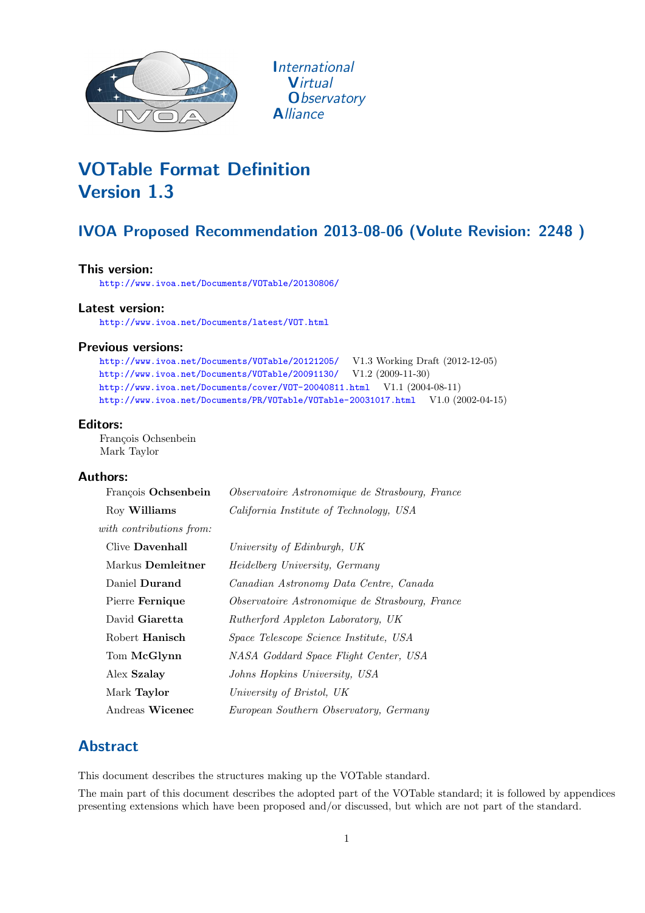International
Virtual
Observatory
Alliance

# VOTable Format Definition Version 1.3

## IVOA Proposed Recommendation 2013-08-06 (Volute Revision: 2248 )

### This version:

http://www.ivoa.net/Documents/VOTable/20130806/

### Latest version:

http://www.ivoa.net/Documents/latest/VOT.html

### Previous versions:

http://www.ivoa.net/Documents/VOTable/20121205/ V1.3 Working Draft (2012-12-05)
http://www.ivoa.net/Documents/VOTable/20091130/ V1.2 (2009-11-30)
http://www.ivoa.net/Documents/cover/VOT-20040811.html V1.1 (2004-08-11)
http://www.ivoa.net/Documents/PR/VOTable/VOTable-20031017.html V1.0 (2002-04-15)

### Editors:

François Ochsenbein
Mark Taylor

### Authors:

| | |
|---|---|
| François **Ochsenbein** | *Observatoire Astronomique de Strasbourg, France* |
| Roy **Williams** | *California Institute of Technology, USA* |
| *with contributions from:* | |
| Clive **Davenhall** | *University of Edinburgh, UK* |
| Markus **Demleitner** | *Heidelberg University, Germany* |
| Daniel **Durand** | *Canadian Astronomy Data Centre, Canada* |
| Pierre **Fernique** | *Observatoire Astronomique de Strasbourg, France* |
| David **Giaretta** | *Rutherford Appleton Laboratory, UK* |
| Robert **Hanisch** | *Space Telescope Science Institute, USA* |
| Tom **McGlynn** | *NASA Goddard Space Flight Center, USA* |
| Alex **Szalay** | *Johns Hopkins University, USA* |
| Mark **Taylor** | *University of Bristol, UK* |
| Andreas **Wicenec** | *European Southern Observatory, Germany* |

## Abstract

This document describes the structures making up the VOTable standard.

The main part of this document describes the adopted part of the VOTable standard; it is followed by appendices presenting extensions which have been proposed and/or discussed, but which are not part of the standard.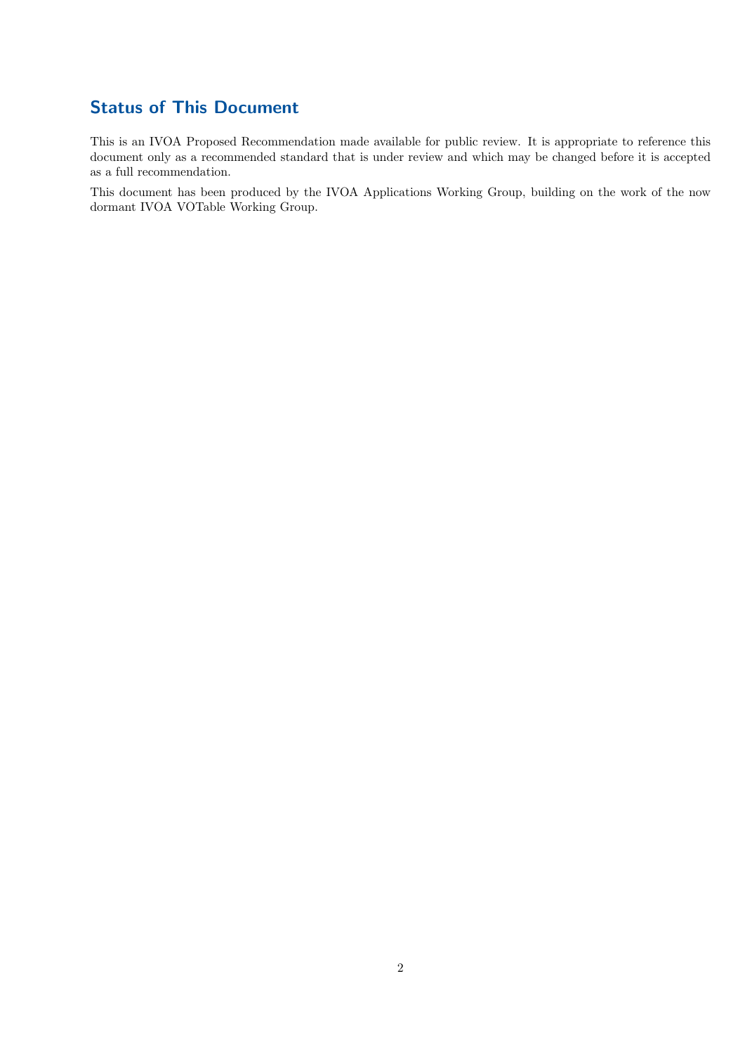## Status of This Document

This is an IVOA Proposed Recommendation made available for public review. It is appropriate to reference this document only as a recommended standard that is under review and which may be changed before it is accepted as a full recommendation.

This document has been produced by the IVOA Applications Working Group, building on the work of the now dormant IVOA VOTable Working Group.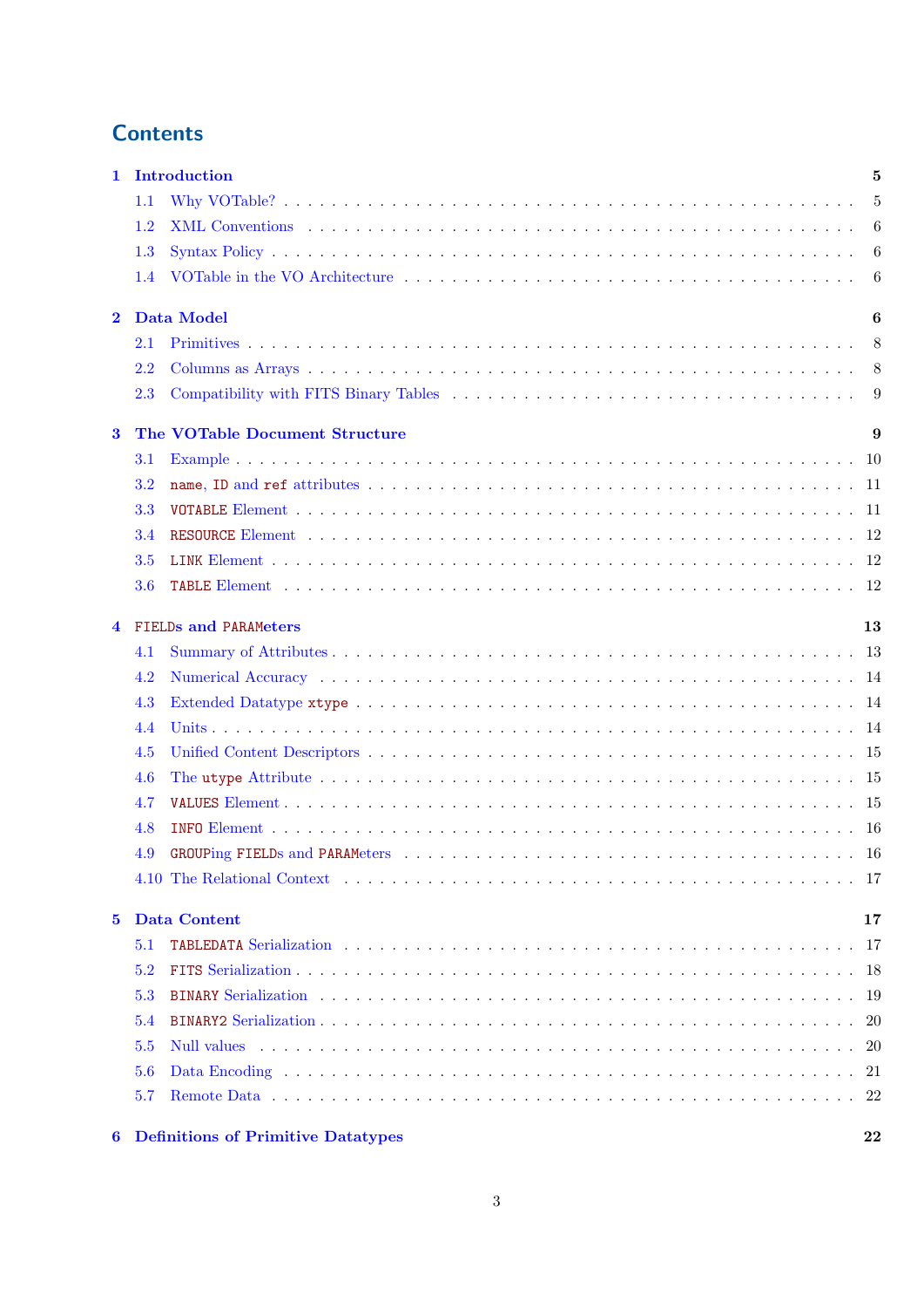## Contents

**1 Introduction** **5**
- 1.1 Why VOTable? 5
- 1.2 XML Conventions 6
- 1.3 Syntax Policy 6
- 1.4 VOTable in the VO Architecture 6

**2 Data Model** **6**
- 2.1 Primitives 8
- 2.2 Columns as Arrays 8
- 2.3 Compatibility with FITS Binary Tables 9

**3 The VOTable Document Structure** **9**
- 3.1 Example 10
- 3.2 `name`, `ID` and `ref` attributes 11
- 3.3 `VOTABLE` Element 11
- 3.4 `RESOURCE` Element 12
- 3.5 `LINK` Element 12
- 3.6 `TABLE` Element 12

**4 `FIELD`s and `PARAM`eters** **13**
- 4.1 Summary of Attributes 13
- 4.2 Numerical Accuracy 14
- 4.3 Extended Datatype `xtype` 14
- 4.4 Units 14
- 4.5 Unified Content Descriptors 15
- 4.6 The `utype` Attribute 15
- 4.7 `VALUES` Element 15
- 4.8 `INFO` Element 16
- 4.9 `GROUP`ing `FIELD`s and `PARAM`eters 16
- 4.10 The Relational Context 17

**5 Data Content** **17**
- 5.1 `TABLEDATA` Serialization 17
- 5.2 `FITS` Serialization 18
- 5.3 `BINARY` Serialization 19
- 5.4 `BINARY2` Serialization 20
- 5.5 Null values 20
- 5.6 Data Encoding 21
- 5.7 Remote Data 22

**6 Definitions of Primitive Datatypes** **22**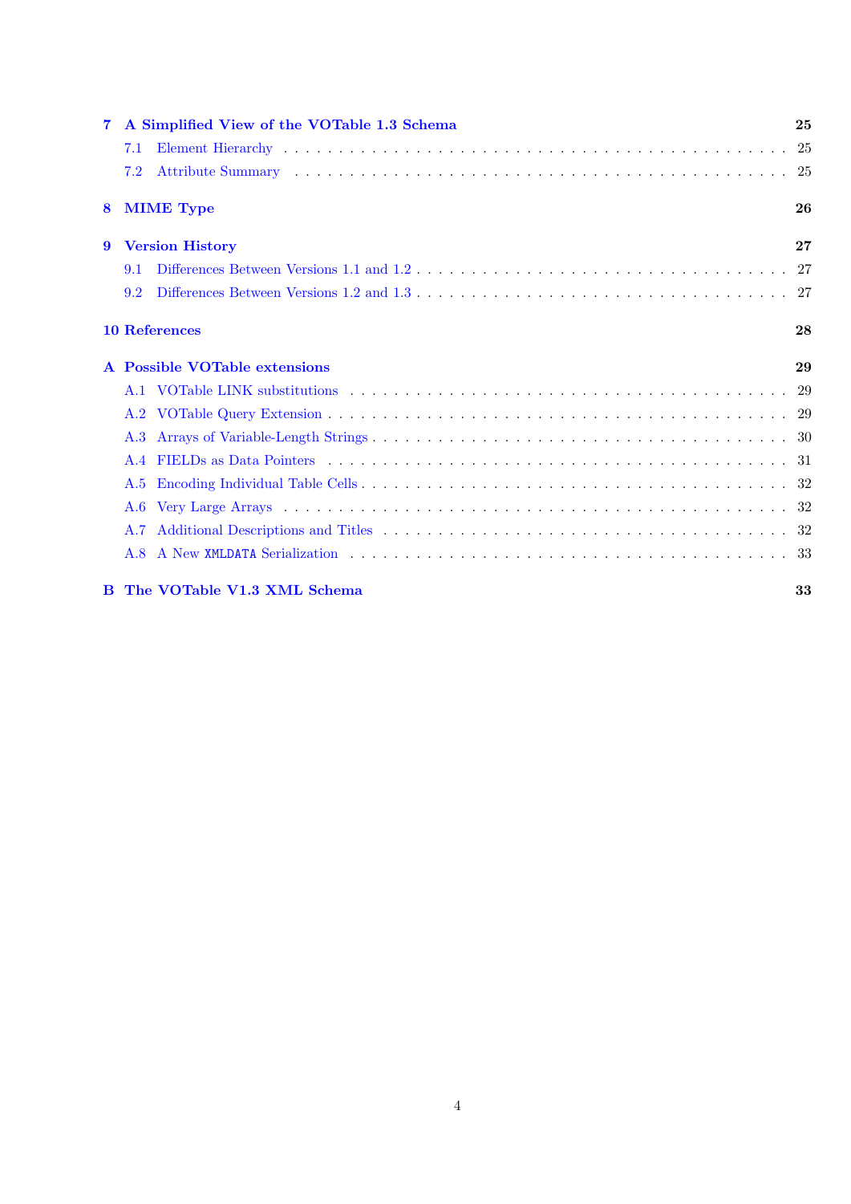**7 A Simplified View of the VOTable 1.3 Schema** **25**

- 7.1 Element Hierarchy . . . . . . . . . . . . . . . . . . . . . . . . . . . . . . . . . . . . . 25
- 7.2 Attribute Summary . . . . . . . . . . . . . . . . . . . . . . . . . . . . . . . . . . . . . 25

**8 MIME Type** **26**

**9 Version History** **27**

- 9.1 Differences Between Versions 1.1 and 1.2 . . . . . . . . . . . . . . . . . . . . . . . . . 27
- 9.2 Differences Between Versions 1.2 and 1.3 . . . . . . . . . . . . . . . . . . . . . . . . . 27

**10 References** **28**

**A Possible VOTable extensions** **29**

- A.1 VOTable LINK substitutions . . . . . . . . . . . . . . . . . . . . . . . . . . . . . . . . 29
- A.2 VOTable Query Extension . . . . . . . . . . . . . . . . . . . . . . . . . . . . . . . . . 29
- A.3 Arrays of Variable-Length Strings . . . . . . . . . . . . . . . . . . . . . . . . . . . . . 30
- A.4 FIELDs as Data Pointers . . . . . . . . . . . . . . . . . . . . . . . . . . . . . . . . . . 31
- A.5 Encoding Individual Table Cells . . . . . . . . . . . . . . . . . . . . . . . . . . . . . . 32
- A.6 Very Large Arrays . . . . . . . . . . . . . . . . . . . . . . . . . . . . . . . . . . . . . . 32
- A.7 Additional Descriptions and Titles . . . . . . . . . . . . . . . . . . . . . . . . . . . . . 32
- A.8 A New `XMLDATA` Serialization . . . . . . . . . . . . . . . . . . . . . . . . . . . . . . 33

**B The VOTable V1.3 XML Schema** **33**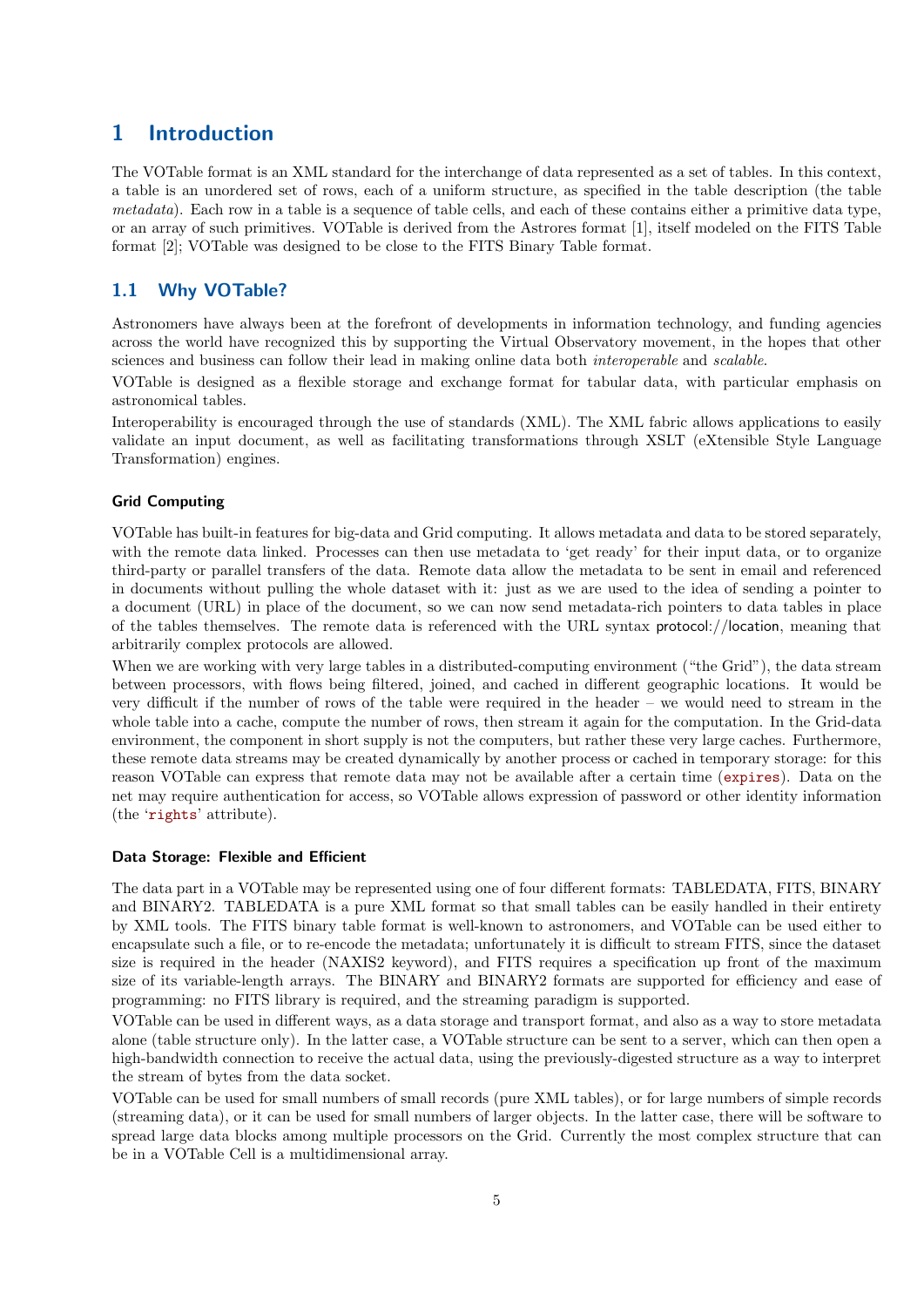# 1 Introduction

The VOTable format is an XML standard for the interchange of data represented as a set of tables. In this context, a table is an unordered set of rows, each of a uniform structure, as specified in the table description (the table *metadata*). Each row in a table is a sequence of table cells, and each of these contains either a primitive data type, or an array of such primitives. VOTable is derived from the Astrores format [1], itself modeled on the FITS Table format [2]; VOTable was designed to be close to the FITS Binary Table format.

## 1.1 Why VOTable?

Astronomers have always been at the forefront of developments in information technology, and funding agencies across the world have recognized this by supporting the Virtual Observatory movement, in the hopes that other sciences and business can follow their lead in making online data both *interoperable* and *scalable*.

VOTable is designed as a flexible storage and exchange format for tabular data, with particular emphasis on astronomical tables.

Interoperability is encouraged through the use of standards (XML). The XML fabric allows applications to easily validate an input document, as well as facilitating transformations through XSLT (eXtensible Style Language Transformation) engines.

#### Grid Computing

VOTable has built-in features for big-data and Grid computing. It allows metadata and data to be stored separately, with the remote data linked. Processes can then use metadata to 'get ready' for their input data, or to organize third-party or parallel transfers of the data. Remote data allow the metadata to be sent in email and referenced in documents without pulling the whole dataset with it: just as we are used to the idea of sending a pointer to a document (URL) in place of the document, so we can now send metadata-rich pointers to data tables in place of the tables themselves. The remote data is referenced with the URL syntax protocol://location, meaning that arbitrarily complex protocols are allowed.

When we are working with very large tables in a distributed-computing environment ("the Grid"), the data stream between processors, with flows being filtered, joined, and cached in different geographic locations. It would be very difficult if the number of rows of the table were required in the header – we would need to stream in the whole table into a cache, compute the number of rows, then stream it again for the computation. In the Grid-data environment, the component in short supply is not the computers, but rather these very large caches. Furthermore, these remote data streams may be created dynamically by another process or cached in temporary storage: for this reason VOTable can express that remote data may not be available after a certain time (`expires`). Data on the net may require authentication for access, so VOTable allows expression of password or other identity information (the '`rights`' attribute).

#### Data Storage: Flexible and Efficient

The data part in a VOTable may be represented using one of four different formats: TABLEDATA, FITS, BINARY and BINARY2. TABLEDATA is a pure XML format so that small tables can be easily handled in their entirety by XML tools. The FITS binary table format is well-known to astronomers, and VOTable can be used either to encapsulate such a file, or to re-encode the metadata; unfortunately it is difficult to stream FITS, since the dataset size is required in the header (NAXIS2 keyword), and FITS requires a specification up front of the maximum size of its variable-length arrays. The BINARY and BINARY2 formats are supported for efficiency and ease of programming: no FITS library is required, and the streaming paradigm is supported.

VOTable can be used in different ways, as a data storage and transport format, and also as a way to store metadata alone (table structure only). In the latter case, a VOTable structure can be sent to a server, which can then open a high-bandwidth connection to receive the actual data, using the previously-digested structure as a way to interpret the stream of bytes from the data socket.

VOTable can be used for small numbers of small records (pure XML tables), or for large numbers of simple records (streaming data), or it can be used for small numbers of larger objects. In the latter case, there will be software to spread large data blocks among multiple processors on the Grid. Currently the most complex structure that can be in a VOTable Cell is a multidimensional array.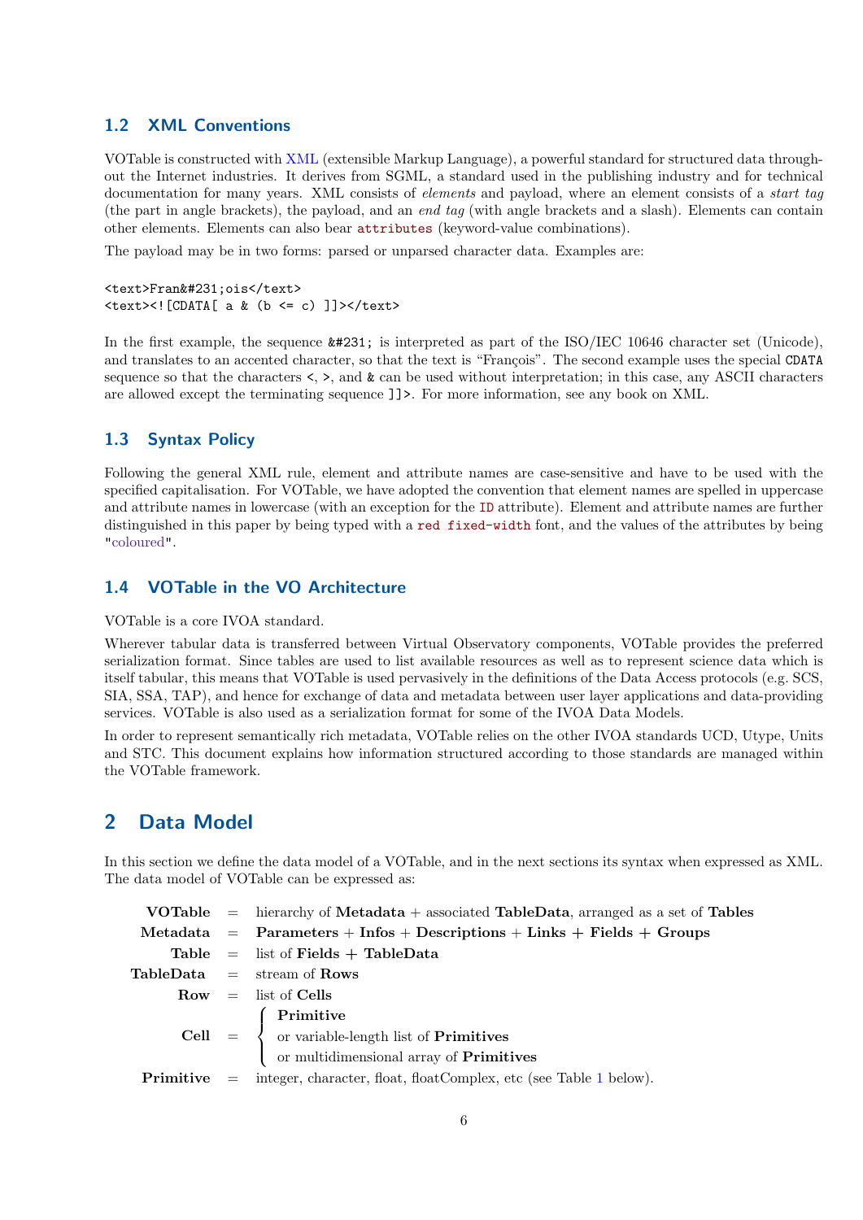### 1.2 XML Conventions

VOTable is constructed with XML (extensible Markup Language), a powerful standard for structured data throughout the Internet industries. It derives from SGML, a standard used in the publishing industry and for technical documentation for many years. XML consists of *elements* and payload, where an element consists of a *start tag* (the part in angle brackets), the payload, and an *end tag* (with angle brackets and a slash). Elements can contain other elements. Elements can also bear `attributes` (keyword-value combinations).

The payload may be in two forms: parsed or unparsed character data. Examples are:

```
<text>Fran&#231;ois</text>
<text><![CDATA[ a & (b <= c) ]]></text>
```

In the first example, the sequence `&#231;` is interpreted as part of the ISO/IEC 10646 character set (Unicode), and translates to an accented character, so that the text is "François". The second example uses the special `CDATA` sequence so that the characters `<`, `>`, and `&` can be used without interpretation; in this case, any ASCII characters are allowed except the terminating sequence `]]>`. For more information, see any book on XML.

### 1.3 Syntax Policy

Following the general XML rule, element and attribute names are case-sensitive and have to be used with the specified capitalisation. For VOTable, we have adopted the convention that element names are spelled in uppercase and attribute names in lowercase (with an exception for the `ID` attribute). Element and attribute names are further distinguished in this paper by being typed with a `red fixed-width` font, and the values of the attributes by being "coloured".

### 1.4 VOTable in the VO Architecture

VOTable is a core IVOA standard.

Wherever tabular data is transferred between Virtual Observatory components, VOTable provides the preferred serialization format. Since tables are used to list available resources as well as to represent science data which is itself tabular, this means that VOTable is used pervasively in the definitions of the Data Access protocols (e.g. SCS, SIA, SSA, TAP), and hence for exchange of data and metadata between user layer applications and data-providing services. VOTable is also used as a serialization format for some of the IVOA Data Models.

In order to represent semantically rich metadata, VOTable relies on the other IVOA standards UCD, Utype, Units and STC. This document explains how information structured according to those standards are managed within the VOTable framework.

## 2 Data Model

In this section we define the data model of a VOTable, and in the next sections its syntax when expressed as XML. The data model of VOTable can be expressed as:

- **VOTable** = hierarchy of **Metadata** + associated **TableData**, arranged as a set of **Tables**
- **Metadata** = **Parameters** + **Infos** + **Descriptions** + **Links** + **Fields** + **Groups**
- **Table** = list of **Fields** + **TableData**
- **TableData** = stream of **Rows**
- **Row** = list of **Cells**
- **Cell** = **Primitive**
  or variable-length list of **Primitives**
  or multidimensional array of **Primitives**
- **Primitive** = integer, character, float, floatComplex, etc (see Table 1 below).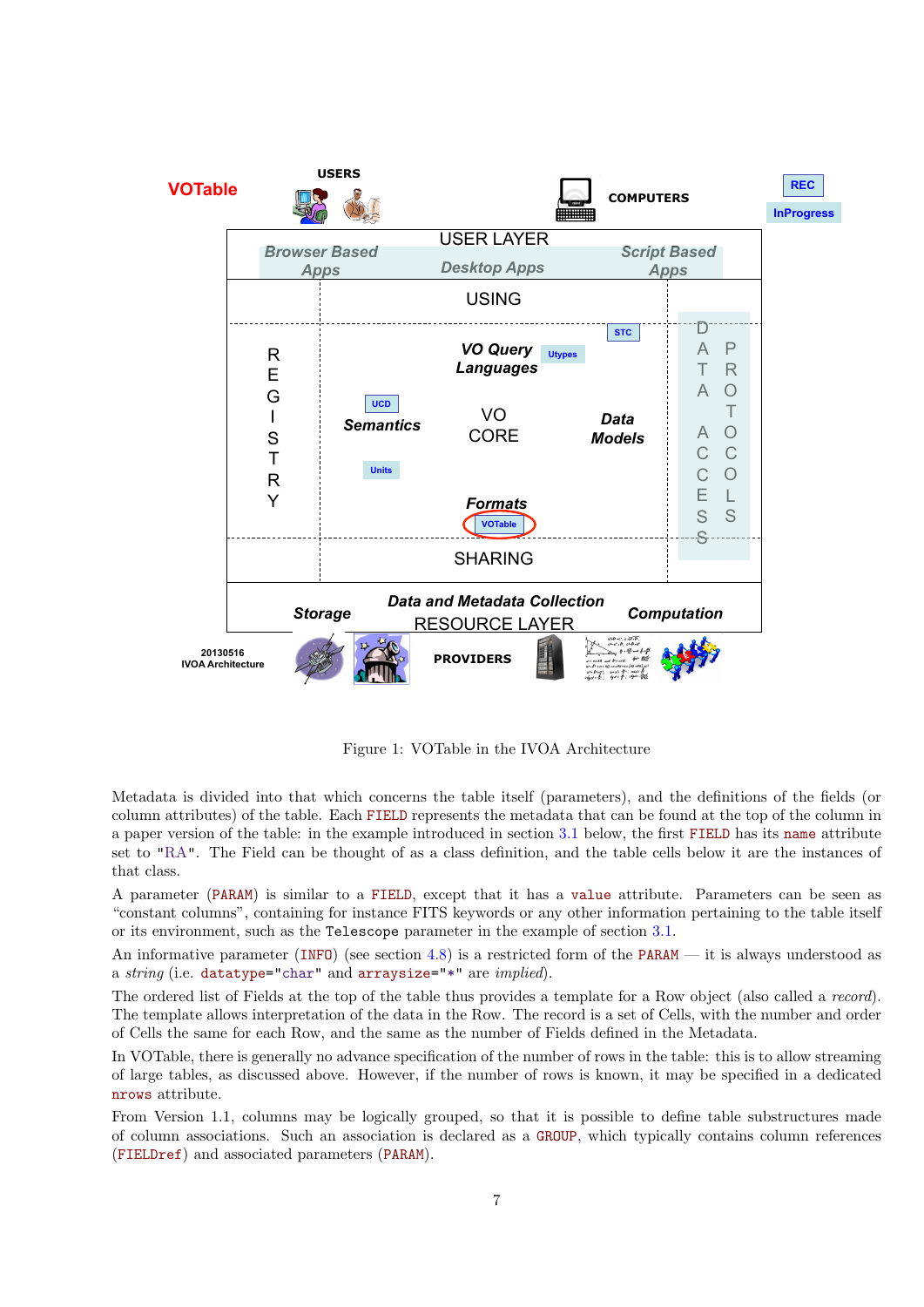Figure 1: VOTable in the IVOA Architecture

Metadata is divided into that which concerns the table itself (parameters), and the definitions of the fields (or column attributes) of the table. Each FIELD represents the metadata that can be found at the top of the column in a paper version of the table: in the example introduced in section 3.1 below, the first FIELD has its name attribute set to "RA". The Field can be thought of as a class definition, and the table cells below it are the instances of that class.

A parameter (PARAM) is similar to a FIELD, except that it has a value attribute. Parameters can be seen as "constant columns", containing for instance FITS keywords or any other information pertaining to the table itself or its environment, such as the Telescope parameter in the example of section 3.1.

An informative parameter (INFO) (see section 4.8) is a restricted form of the PARAM — it is always understood as a *string* (i.e. datatype="char" and arraysize="*" are *implied*).

The ordered list of Fields at the top of the table thus provides a template for a Row object (also called a *record*). The template allows interpretation of the data in the Row. The record is a set of Cells, with the number and order of Cells the same for each Row, and the same as the number of Fields defined in the Metadata.

In VOTable, there is generally no advance specification of the number of rows in the table: this is to allow streaming of large tables, as discussed above. However, if the number of rows is known, it may be specified in a dedicated nrows attribute.

From Version 1.1, columns may be logically grouped, so that it is possible to define table substructures made of column associations. Such an association is declared as a GROUP, which typically contains column references (FIELDref) and associated parameters (PARAM).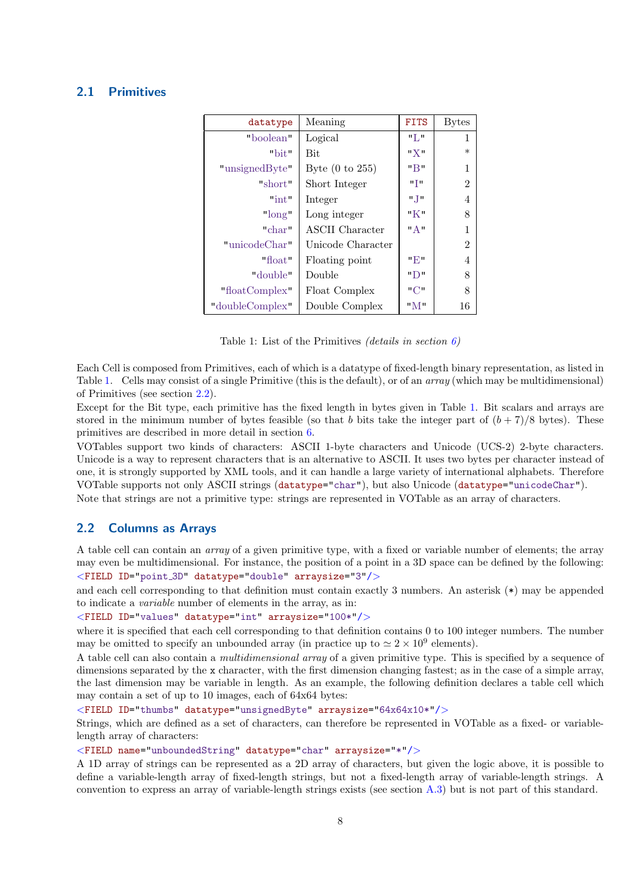## 2.1 Primitives

| datatype | Meaning | FITS | Bytes |
|---:|---|---|---:|
| "boolean" | Logical | "L" | 1 |
| "bit" | Bit | "X" | * |
| "unsignedByte" | Byte (0 to 255) | "B" | 1 |
| "short" | Short Integer | "I" | 2 |
| "int" | Integer | "J" | 4 |
| "long" | Long integer | "K" | 8 |
| "char" | ASCII Character | "A" | 1 |
| "unicodeChar" | Unicode Character | | 2 |
| "float" | Floating point | "E" | 4 |
| "double" | Double | "D" | 8 |
| "floatComplex" | Float Complex | "C" | 8 |
| "doubleComplex" | Double Complex | "M" | 16 |

Table 1: List of the Primitives *(details in section 6)*

Each Cell is composed from Primitives, each of which is a datatype of fixed-length binary representation, as listed in Table 1. Cells may consist of a single Primitive (this is the default), or of an *array* (which may be multidimensional) of Primitives (see section 2.2).

Except for the Bit type, each primitive has the fixed length in bytes given in Table 1. Bit scalars and arrays are stored in the minimum number of bytes feasible (so that $b$ bits take the integer part of $(b+7)/8$ bytes). These primitives are described in more detail in section 6.

VOTables support two kinds of characters: ASCII 1-byte characters and Unicode (UCS-2) 2-byte characters. Unicode is a way to represent characters that is an alternative to ASCII. It uses two bytes per character instead of one, it is strongly supported by XML tools, and it can handle a large variety of international alphabets. Therefore VOTable supports not only ASCII strings (`datatype="char"`), but also Unicode (`datatype="unicodeChar"`).

Note that strings are not a primitive type: strings are represented in VOTable as an array of characters.

## 2.2 Columns as Arrays

A table cell can contain an *array* of a given primitive type, with a fixed or variable number of elements; the array may even be multidimensional. For instance, the position of a point in a 3D space can be defined by the following:

```
<FIELD ID="point_3D" datatype="double" arraysize="3"/>
```

and each cell corresponding to that definition must contain exactly 3 numbers. An asterisk (*) may be appended to indicate a *variable* number of elements in the array, as in:

```
<FIELD ID="values" datatype="int" arraysize="100*"/>
```

where it is specified that each cell corresponding to that definition contains 0 to 100 integer numbers. The number may be omitted to specify an unbounded array (in practice up to $\simeq 2 \times 10^9$ elements).

A table cell can also contain a *multidimensional array* of a given primitive type. This is specified by a sequence of dimensions separated by the `x` character, with the first dimension changing fastest; as in the case of a simple array, the last dimension may be variable in length. As an example, the following definition declares a table cell which may contain a set of up to 10 images, each of 64x64 bytes:

```
<FIELD ID="thumbs" datatype="unsignedByte" arraysize="64x64x10*"/>
```

Strings, which are defined as a set of characters, can therefore be represented in VOTable as a fixed- or variable-length array of characters:

```
<FIELD name="unboundedString" datatype="char" arraysize="*"/>
```

A 1D array of strings can be represented as a 2D array of characters, but given the logic above, it is possible to define a variable-length array of fixed-length strings, but not a fixed-length array of variable-length strings. A convention to express an array of variable-length strings exists (see section A.3) but is not part of this standard.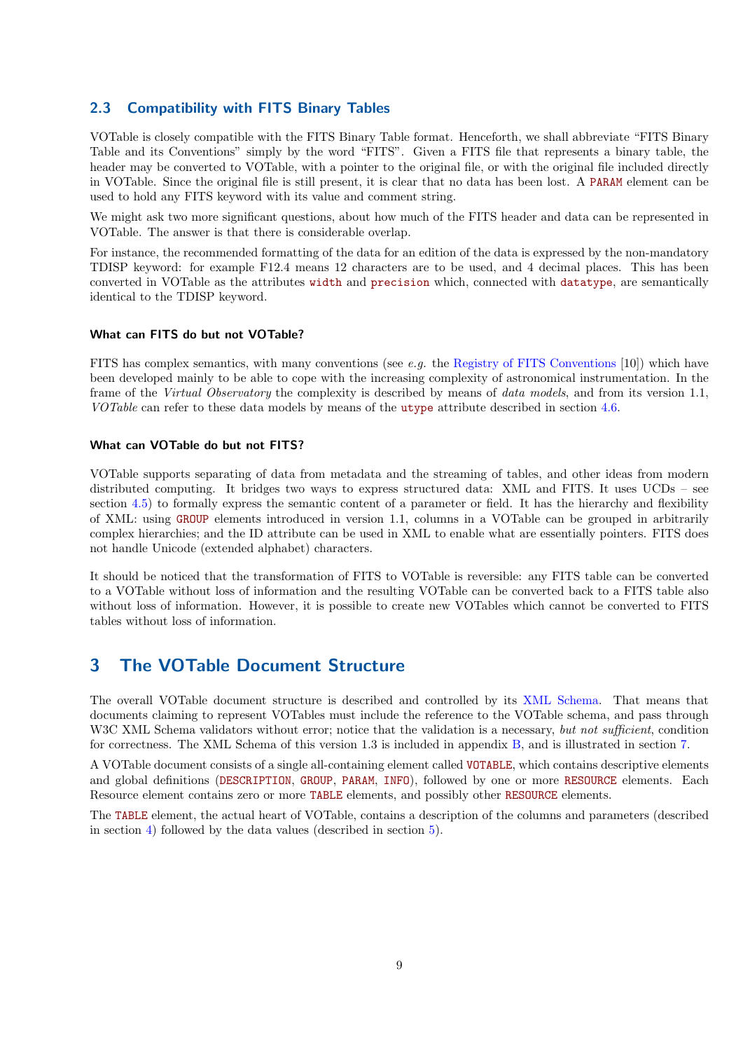## 2.3 Compatibility with FITS Binary Tables

VOTable is closely compatible with the FITS Binary Table format. Henceforth, we shall abbreviate "FITS Binary Table and its Conventions" simply by the word "FITS". Given a FITS file that represents a binary table, the header may be converted to VOTable, with a pointer to the original file, or with the original file included directly in VOTable. Since the original file is still present, it is clear that no data has been lost. A `PARAM` element can be used to hold any FITS keyword with its value and comment string.

We might ask two more significant questions, about how much of the FITS header and data can be represented in VOTable. The answer is that there is considerable overlap.

For instance, the recommended formatting of the data for an edition of the data is expressed by the non-mandatory TDISP keyword: for example F12.4 means 12 characters are to be used, and 4 decimal places. This has been converted in VOTable as the attributes `width` and `precision` which, connected with `datatype`, are semantically identical to the TDISP keyword.

#### What can FITS do but not VOTable?

FITS has complex semantics, with many conventions (see *e.g.* the Registry of FITS Conventions [10]) which have been developed mainly to be able to cope with the increasing complexity of astronomical instrumentation. In the frame of the *Virtual Observatory* the complexity is described by means of *data models*, and from its version 1.1, *VOTable* can refer to these data models by means of the `utype` attribute described in section 4.6.

#### What can VOTable do but not FITS?

VOTable supports separating of data from metadata and the streaming of tables, and other ideas from modern distributed computing. It bridges two ways to express structured data: XML and FITS. It uses UCDs – see section 4.5) to formally express the semantic content of a parameter or field. It has the hierarchy and flexibility of XML: using `GROUP` elements introduced in version 1.1, columns in a VOTable can be grouped in arbitrarily complex hierarchies; and the ID attribute can be used in XML to enable what are essentially pointers. FITS does not handle Unicode (extended alphabet) characters.

It should be noticed that the transformation of FITS to VOTable is reversible: any FITS table can be converted to a VOTable without loss of information and the resulting VOTable can be converted back to a FITS table also without loss of information. However, it is possible to create new VOTables which cannot be converted to FITS tables without loss of information.

# 3 The VOTable Document Structure

The overall VOTable document structure is described and controlled by its XML Schema. That means that documents claiming to represent VOTables must include the reference to the VOTable schema, and pass through W3C XML Schema validators without error; notice that the validation is a necessary, *but not sufficient*, condition for correctness. The XML Schema of this version 1.3 is included in appendix B, and is illustrated in section 7.

A VOTable document consists of a single all-containing element called `VOTABLE`, which contains descriptive elements and global definitions (`DESCRIPTION`, `GROUP`, `PARAM`, `INFO`), followed by one or more `RESOURCE` elements. Each Resource element contains zero or more `TABLE` elements, and possibly other `RESOURCE` elements.

The `TABLE` element, the actual heart of VOTable, contains a description of the columns and parameters (described in section 4) followed by the data values (described in section 5).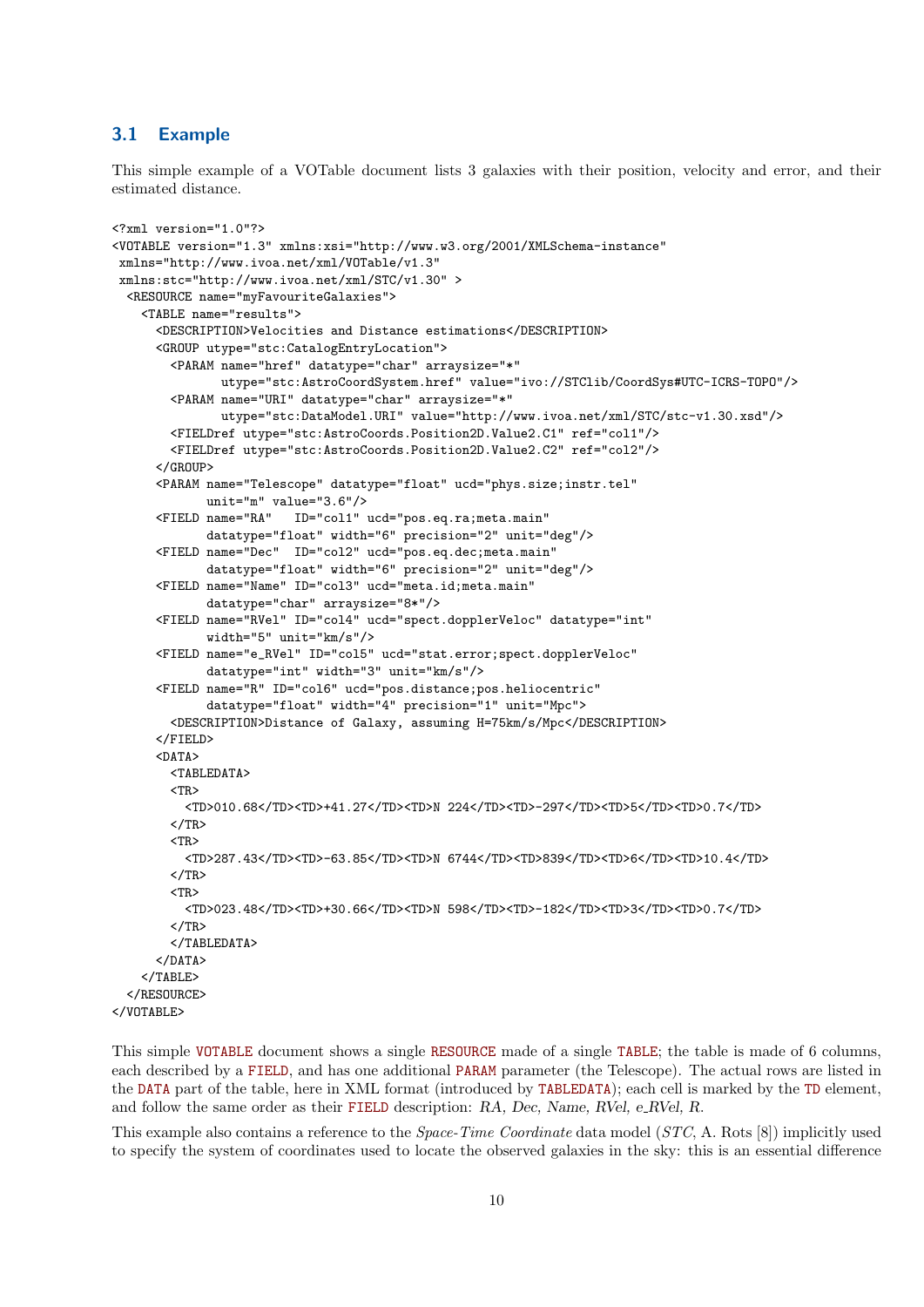### 3.1 Example

This simple example of a VOTable document lists 3 galaxies with their position, velocity and error, and their estimated distance.

```
<?xml version="1.0"?>
<VOTABLE version="1.3" xmlns:xsi="http://www.w3.org/2001/XMLSchema-instance"
 xmlns="http://www.ivoa.net/xml/VOTable/v1.3"
 xmlns:stc="http://www.ivoa.net/xml/STC/v1.30" >
  <RESOURCE name="myFavouriteGalaxies">
    <TABLE name="results">
      <DESCRIPTION>Velocities and Distance estimations</DESCRIPTION>
      <GROUP utype="stc:CatalogEntryLocation">
        <PARAM name="href" datatype="char" arraysize="*"
               utype="stc:AstroCoordSystem.href" value="ivo://STClib/CoordSys#UTC-ICRS-TOPO"/>
        <PARAM name="URI" datatype="char" arraysize="*"
               utype="stc:DataModel.URI" value="http://www.ivoa.net/xml/STC/stc-v1.30.xsd"/>
        <FIELDref utype="stc:AstroCoords.Position2D.Value2.C1" ref="col1"/>
        <FIELDref utype="stc:AstroCoords.Position2D.Value2.C2" ref="col2"/>
      </GROUP>
      <PARAM name="Telescope" datatype="float" ucd="phys.size;instr.tel"
             unit="m" value="3.6"/>
      <FIELD name="RA"   ID="col1" ucd="pos.eq.ra;meta.main"
             datatype="float" width="6" precision="2" unit="deg"/>
      <FIELD name="Dec"  ID="col2" ucd="pos.eq.dec;meta.main"
             datatype="float" width="6" precision="2" unit="deg"/>
      <FIELD name="Name" ID="col3" ucd="meta.id;meta.main"
             datatype="char" arraysize="8*"/>
      <FIELD name="RVel" ID="col4" ucd="spect.dopplerVeloc" datatype="int"
             width="5" unit="km/s"/>
      <FIELD name="e_RVel" ID="col5" ucd="stat.error;spect.dopplerVeloc"
             datatype="int" width="3" unit="km/s"/>
      <FIELD name="R" ID="col6" ucd="pos.distance;pos.heliocentric"
             datatype="float" width="4" precision="1" unit="Mpc">
        <DESCRIPTION>Distance of Galaxy, assuming H=75km/s/Mpc</DESCRIPTION>
      </FIELD>
      <DATA>
        <TABLEDATA>
        <TR>
          <TD>010.68</TD><TD>+41.27</TD><TD>N 224</TD><TD>-297</TD><TD>5</TD><TD>0.7</TD>
        </TR>
        <TR>
          <TD>287.43</TD><TD>-63.85</TD><TD>N 6744</TD><TD>839</TD><TD>6</TD><TD>10.4</TD>
        </TR>
        <TR>
          <TD>023.48</TD><TD>+30.66</TD><TD>N 598</TD><TD>-182</TD><TD>3</TD><TD>0.7</TD>
        </TR>
        </TABLEDATA>
      </DATA>
    </TABLE>
  </RESOURCE>
</VOTABLE>
```

This simple VOTABLE document shows a single RESOURCE made of a single TABLE; the table is made of 6 columns, each described by a FIELD, and has one additional PARAM parameter (the Telescope). The actual rows are listed in the DATA part of the table, here in XML format (introduced by TABLEDATA); each cell is marked by the TD element, and follow the same order as their FIELD description: *RA, Dec, Name, RVel, e_RVel, R.*

This example also contains a reference to the *Space-Time Coordinate* data model (*STC*, A. Rots [8]) implicitly used to specify the system of coordinates used to locate the observed galaxies in the sky: this is an essential difference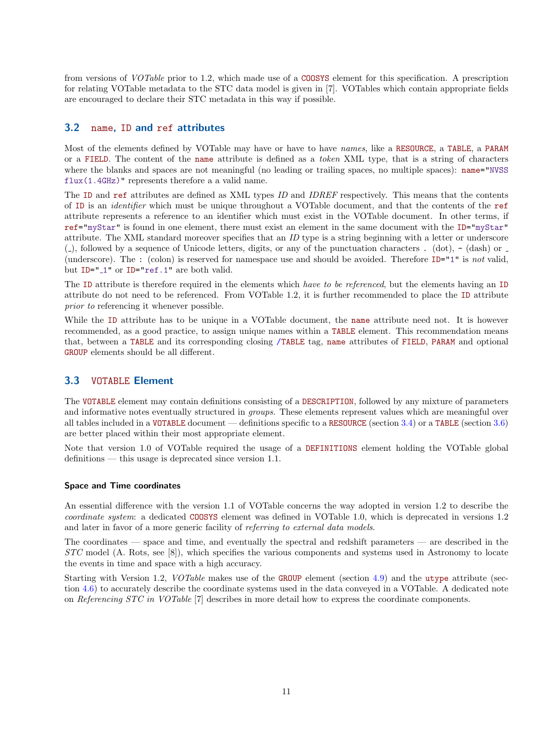from versions of *VOTable* prior to 1.2, which made use of a COOSYS element for this specification. A prescription for relating VOTable metadata to the STC data model is given in [7]. VOTables which contain appropriate fields are encouraged to declare their STC metadata in this way if possible.

## 3.2 name, ID and ref attributes

Most of the elements defined by VOTable may have or have to have *names*, like a RESOURCE, a TABLE, a PARAM or a FIELD. The content of the name attribute is defined as a *token* XML type, that is a string of characters where the blanks and spaces are not meaningful (no leading or trailing spaces, no multiple spaces): name="NVSS flux(1.4GHz)" represents therefore a a valid name.

The ID and ref attributes are defined as XML types *ID* and *IDREF* respectively. This means that the contents of ID is an *identifier* which must be unique throughout a VOTable document, and that the contents of the ref attribute represents a reference to an identifier which must exist in the VOTable document. In other terms, if ref="myStar" is found in one element, there must exist an element in the same document with the ID="myStar" attribute. The XML standard moreover specifies that an *ID* type is a string beginning with a letter or underscore (_), followed by a sequence of Unicode letters, digits, or any of the punctuation characters . (dot), - (dash) or _ (underscore). The : (colon) is reserved for namespace use and should be avoided. Therefore ID="1" is *not* valid, but ID="_1" or ID="ref.1" are both valid.

The ID attribute is therefore required in the elements which *have to be referenced*, but the elements having an ID attribute do not need to be referenced. From VOTable 1.2, it is further recommended to place the ID attribute *prior to* referencing it whenever possible.

While the ID attribute has to be unique in a VOTable document, the name attribute need not. It is however recommended, as a good practice, to assign unique names within a TABLE element. This recommendation means that, between a TABLE and its corresponding closing /TABLE tag, name attributes of FIELD, PARAM and optional GROUP elements should be all different.

## 3.3 VOTABLE Element

The VOTABLE element may contain definitions consisting of a DESCRIPTION, followed by any mixture of parameters and informative notes eventually structured in *groups*. These elements represent values which are meaningful over all tables included in a VOTABLE document — definitions specific to a RESOURCE (section 3.4) or a TABLE (section 3.6) are better placed within their most appropriate element.

Note that version 1.0 of VOTable required the usage of a DEFINITIONS element holding the VOTable global definitions — this usage is deprecated since version 1.1.

#### Space and Time coordinates

An essential difference with the version 1.1 of VOTable concerns the way adopted in version 1.2 to describe the *coordinate system*: a dedicated COOSYS element was defined in VOTable 1.0, which is deprecated in versions 1.2 and later in favor of a more generic facility of *referring to external data models*.

The coordinates — space and time, and eventually the spectral and redshift parameters — are described in the *STC* model (A. Rots, see [8]), which specifies the various components and systems used in Astronomy to locate the events in time and space with a high accuracy.

Starting with Version 1.2, *VOTable* makes use of the GROUP element (section 4.9) and the utype attribute (section 4.6) to accurately describe the coordinate systems used in the data conveyed in a VOTable. A dedicated note on *Referencing STC in VOTable* [7] describes in more detail how to express the coordinate components.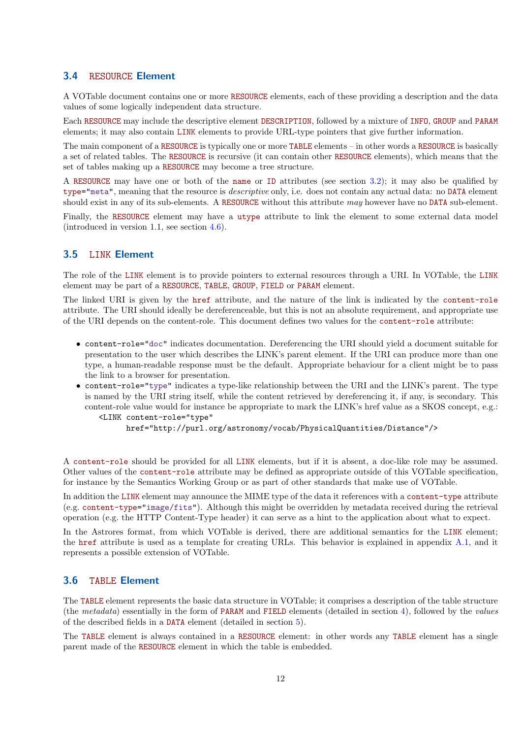### 3.4 RESOURCE Element

A VOTable document contains one or more RESOURCE elements, each of these providing a description and the data values of some logically independent data structure.

Each RESOURCE may include the descriptive element DESCRIPTION, followed by a mixture of INFO, GROUP and PARAM elements; it may also contain LINK elements to provide URL-type pointers that give further information.

The main component of a RESOURCE is typically one or more TABLE elements – in other words a RESOURCE is basically a set of related tables. The RESOURCE is recursive (it can contain other RESOURCE elements), which means that the set of tables making up a RESOURCE may become a tree structure.

A RESOURCE may have one or both of the name or ID attributes (see section 3.2); it may also be qualified by type="meta", meaning that the resource is *descriptive* only, i.e. does not contain any actual data: no DATA element should exist in any of its sub-elements. A RESOURCE without this attribute *may* however have no DATA sub-element.

Finally, the RESOURCE element may have a utype attribute to link the element to some external data model (introduced in version 1.1, see section 4.6).

### 3.5 LINK Element

The role of the LINK element is to provide pointers to external resources through a URI. In VOTable, the LINK element may be part of a RESOURCE, TABLE, GROUP, FIELD or PARAM element.

The linked URI is given by the href attribute, and the nature of the link is indicated by the content-role attribute. The URI should ideally be dereferenceable, but this is not an absolute requirement, and appropriate use of the URI depends on the content-role. This document defines two values for the content-role attribute:

- content-role="doc" indicates documentation. Dereferencing the URI should yield a document suitable for presentation to the user which describes the LINK's parent element. If the URI can produce more than one type, a human-readable response must be the default. Appropriate behaviour for a client might be to pass the link to a browser for presentation.
- content-role="type" indicates a type-like relationship between the URI and the LINK's parent. The type is named by the URI string itself, while the content retrieved by dereferencing it, if any, is secondary. This content-role value would for instance be appropriate to mark the LINK's href value as a SKOS concept, e.g.:

```
<LINK content-role="type"
      href="http://purl.org/astronomy/vocab/PhysicalQuantities/Distance"/>
```

A content-role should be provided for all LINK elements, but if it is absent, a doc-like role may be assumed. Other values of the content-role attribute may be defined as appropriate outside of this VOTable specification, for instance by the Semantics Working Group or as part of other standards that make use of VOTable.

In addition the LINK element may announce the MIME type of the data it references with a content-type attribute (e.g. content-type="image/fits"). Although this might be overridden by metadata received during the retrieval operation (e.g. the HTTP Content-Type header) it can serve as a hint to the application about what to expect.

In the Astrores format, from which VOTable is derived, there are additional semantics for the LINK element; the href attribute is used as a template for creating URLs. This behavior is explained in appendix A.1, and it represents a possible extension of VOTable.

### 3.6 TABLE Element

The TABLE element represents the basic data structure in VOTable; it comprises a description of the table structure (the *metadata*) essentially in the form of PARAM and FIELD elements (detailed in section 4), followed by the *values* of the described fields in a DATA element (detailed in section 5).

The TABLE element is always contained in a RESOURCE element: in other words any TABLE element has a single parent made of the RESOURCE element in which the table is embedded.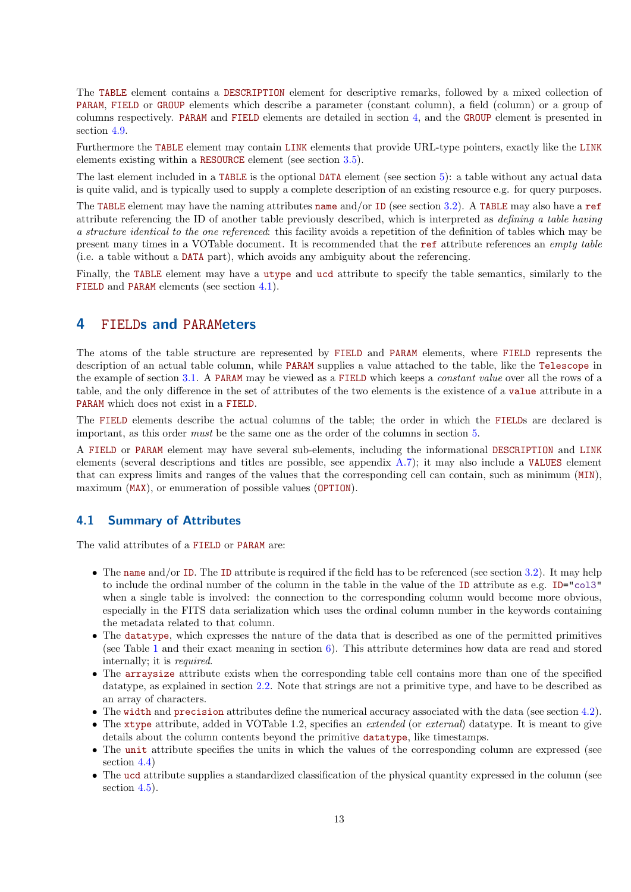The TABLE element contains a DESCRIPTION element for descriptive remarks, followed by a mixed collection of PARAM, FIELD or GROUP elements which describe a parameter (constant column), a field (column) or a group of columns respectively. PARAM and FIELD elements are detailed in section 4, and the GROUP element is presented in section 4.9.

Furthermore the TABLE element may contain LINK elements that provide URL-type pointers, exactly like the LINK elements existing within a RESOURCE element (see section 3.5).

The last element included in a TABLE is the optional DATA element (see section 5): a table without any actual data is quite valid, and is typically used to supply a complete description of an existing resource e.g. for query purposes.

The TABLE element may have the naming attributes name and/or ID (see section 3.2). A TABLE may also have a ref attribute referencing the ID of another table previously described, which is interpreted as *defining a table having a structure identical to the one referenced*: this facility avoids a repetition of the definition of tables which may be present many times in a VOTable document. It is recommended that the ref attribute references an *empty table* (i.e. a table without a DATA part), which avoids any ambiguity about the referencing.

Finally, the TABLE element may have a utype and ucd attribute to specify the table semantics, similarly to the FIELD and PARAM elements (see section 4.1).

# 4 FIELDs and PARAMeters

The atoms of the table structure are represented by FIELD and PARAM elements, where FIELD represents the description of an actual table column, while PARAM supplies a value attached to the table, like the Telescope in the example of section 3.1. A PARAM may be viewed as a FIELD which keeps a *constant value* over all the rows of a table, and the only difference in the set of attributes of the two elements is the existence of a value attribute in a PARAM which does not exist in a FIELD.

The FIELD elements describe the actual columns of the table; the order in which the FIELDs are declared is important, as this order *must* be the same one as the order of the columns in section 5.

A FIELD or PARAM element may have several sub-elements, including the informational DESCRIPTION and LINK elements (several descriptions and titles are possible, see appendix A.7); it may also include a VALUES element that can express limits and ranges of the values that the corresponding cell can contain, such as minimum (MIN), maximum (MAX), or enumeration of possible values (OPTION).

## 4.1 Summary of Attributes

The valid attributes of a FIELD or PARAM are:

- The name and/or ID. The ID attribute is required if the field has to be referenced (see section 3.2). It may help to include the ordinal number of the column in the table in the value of the ID attribute as e.g. ID="col3" when a single table is involved: the connection to the corresponding column would become more obvious, especially in the FITS data serialization which uses the ordinal column number in the keywords containing the metadata related to that column.
- The datatype, which expresses the nature of the data that is described as one of the permitted primitives (see Table 1 and their exact meaning in section 6). This attribute determines how data are read and stored internally; it is *required*.
- The arraysize attribute exists when the corresponding table cell contains more than one of the specified datatype, as explained in section 2.2. Note that strings are not a primitive type, and have to be described as an array of characters.
- The width and precision attributes define the numerical accuracy associated with the data (see section 4.2).
- The xtype attribute, added in VOTable 1.2, specifies an *extended* (or *external*) datatype. It is meant to give details about the column contents beyond the primitive datatype, like timestamps.
- The unit attribute specifies the units in which the values of the corresponding column are expressed (see section 4.4)
- The ucd attribute supplies a standardized classification of the physical quantity expressed in the column (see section 4.5).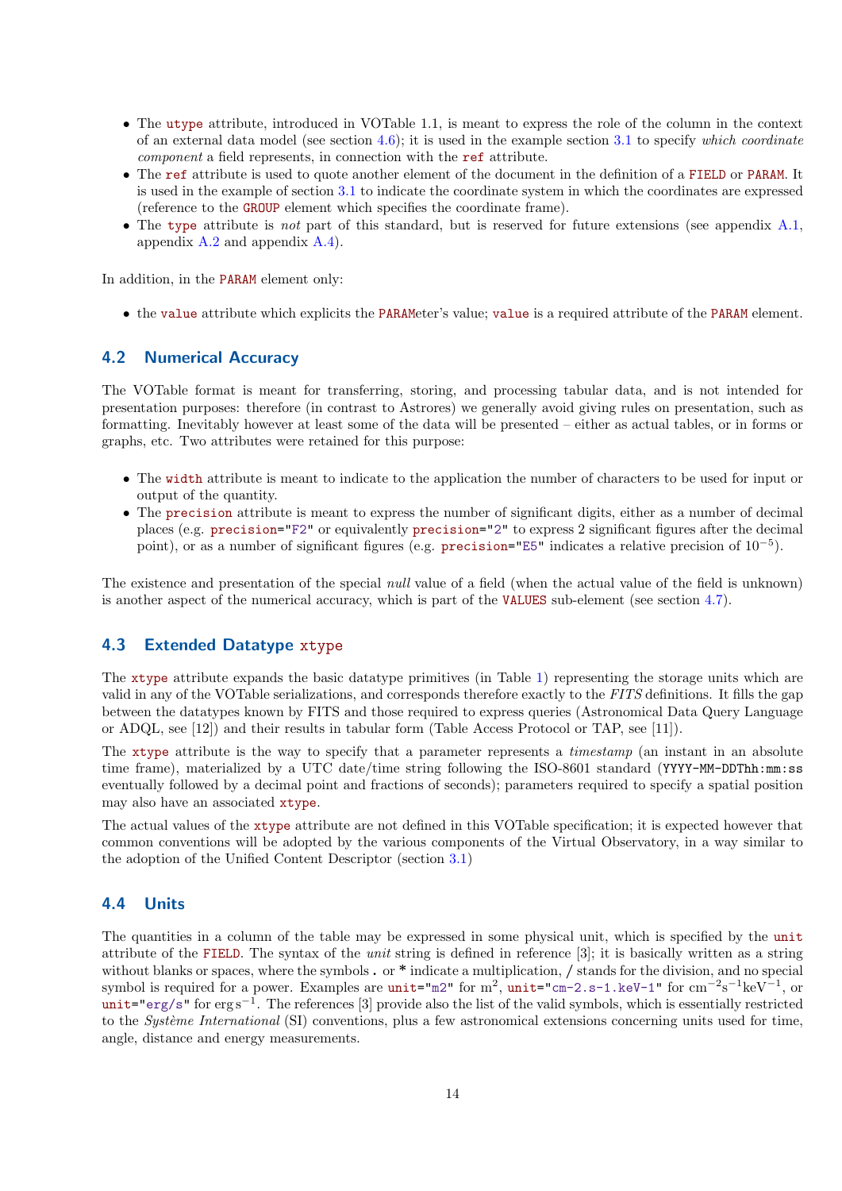- The `utype` attribute, introduced in VOTable 1.1, is meant to express the role of the column in the context of an external data model (see section 4.6); it is used in the example section 3.1 to specify *which coordinate component* a field represents, in connection with the `ref` attribute.
- The `ref` attribute is used to quote another element of the document in the definition of a `FIELD` or `PARAM`. It is used in the example of section 3.1 to indicate the coordinate system in which the coordinates are expressed (reference to the `GROUP` element which specifies the coordinate frame).
- The `type` attribute is *not* part of this standard, but is reserved for future extensions (see appendix A.1, appendix A.2 and appendix A.4).

In addition, in the `PARAM` element only:

- the `value` attribute which explicits the `PARAM`eter's value; `value` is a required attribute of the `PARAM` element.

## 4.2 Numerical Accuracy

The VOTable format is meant for transferring, storing, and processing tabular data, and is not intended for presentation purposes: therefore (in contrast to Astrores) we generally avoid giving rules on presentation, such as formatting. Inevitably however at least some of the data will be presented – either as actual tables, or in forms or graphs, etc. Two attributes were retained for this purpose:

- The `width` attribute is meant to indicate to the application the number of characters to be used for input or output of the quantity.
- The `precision` attribute is meant to express the number of significant digits, either as a number of decimal places (e.g. `precision="F2"` or equivalently `precision="2"` to express 2 significant figures after the decimal point), or as a number of significant figures (e.g. `precision="E5"` indicates a relative precision of $10^{-5}$).

The existence and presentation of the special *null* value of a field (when the actual value of the field is unknown) is another aspect of the numerical accuracy, which is part of the `VALUES` sub-element (see section 4.7).

## 4.3 Extended Datatype `xtype`

The `xtype` attribute expands the basic datatype primitives (in Table 1) representing the storage units which are valid in any of the VOTable serializations, and corresponds therefore exactly to the *FITS* definitions. It fills the gap between the datatypes known by FITS and those required to express queries (Astronomical Data Query Language or ADQL, see [12]) and their results in tabular form (Table Access Protocol or TAP, see [11]).

The `xtype` attribute is the way to specify that a parameter represents a *timestamp* (an instant in an absolute time frame), materialized by a UTC date/time string following the ISO-8601 standard (`YYYY-MM-DDThh:mm:ss` eventually followed by a decimal point and fractions of seconds); parameters required to specify a spatial position may also have an associated `xtype`.

The actual values of the `xtype` attribute are not defined in this VOTable specification; it is expected however that common conventions will be adopted by the various components of the Virtual Observatory, in a way similar to the adoption of the Unified Content Descriptor (section 3.1)

## 4.4 Units

The quantities in a column of the table may be expressed in some physical unit, which is specified by the `unit` attribute of the `FIELD`. The syntax of the *unit* string is defined in reference [3]; it is basically written as a string without blanks or spaces, where the symbols `.` or `*` indicate a multiplication, `/` stands for the division, and no special symbol is required for a power. Examples are `unit="m2"` for $\mathrm{m}^2$, `unit="cm-2.s-1.keV-1"` for $\mathrm{cm}^{-2}\mathrm{s}^{-1}\mathrm{keV}^{-1}$, or `unit="erg/s"` for $\mathrm{erg\,s}^{-1}$. The references [3] provide also the list of the valid symbols, which is essentially restricted to the *Système International* (SI) conventions, plus a few astronomical extensions concerning units used for time, angle, distance and energy measurements.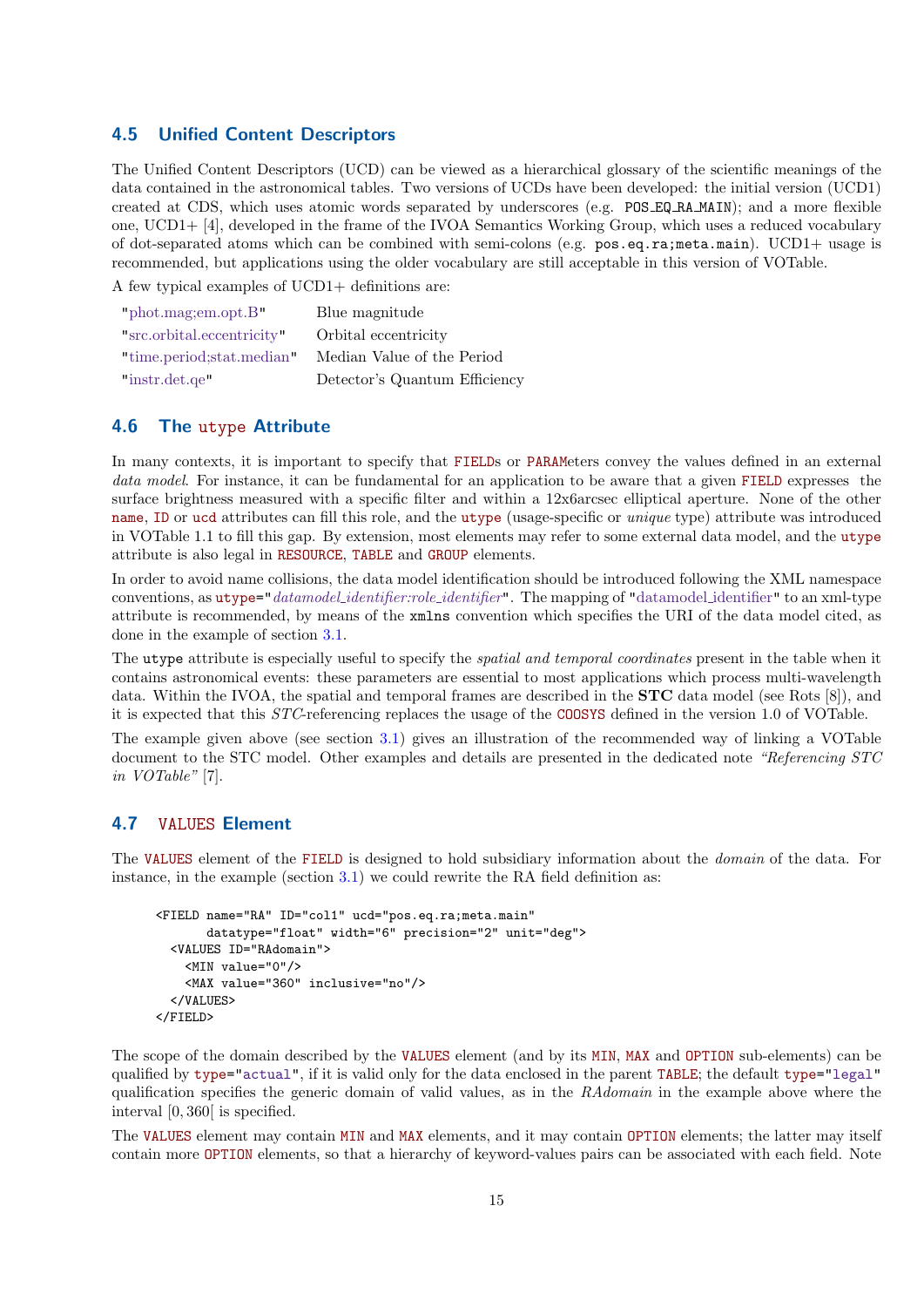### 4.5 Unified Content Descriptors

The Unified Content Descriptors (UCD) can be viewed as a hierarchical glossary of the scientific meanings of the data contained in the astronomical tables. Two versions of UCDs have been developed: the initial version (UCD1) created at CDS, which uses atomic words separated by underscores (e.g. `POS_EQ_RA_MAIN`); and a more flexible one, UCD1+ [4], developed in the frame of the IVOA Semantics Working Group, which uses a reduced vocabulary of dot-separated atoms which can be combined with semi-colons (e.g. `pos.eq.ra;meta.main`). UCD1+ usage is recommended, but applications using the older vocabulary are still acceptable in this version of VOTable.

A few typical examples of UCD1+ definitions are:

| | |
|---|---|
| "phot.mag;em.opt.B" | Blue magnitude |
| "src.orbital.eccentricity" | Orbital eccentricity |
| "time.period;stat.median" | Median Value of the Period |
| "instr.det.qe" | Detector's Quantum Efficiency |

### 4.6 The `utype` Attribute

In many contexts, it is important to specify that `FIELD`s or `PARAM`eters convey the values defined in an external *data model*. For instance, it can be fundamental for an application to be aware that a given `FIELD` expresses the surface brightness measured with a specific filter and within a 12x6arcsec elliptical aperture. None of the other `name`, `ID` or `ucd` attributes can fill this role, and the `utype` (usage-specific or *unique* type) attribute was introduced in VOTable 1.1 to fill this gap. By extension, most elements may refer to some external data model, and the `utype` attribute is also legal in `RESOURCE`, `TABLE` and `GROUP` elements.

In order to avoid name collisions, the data model identification should be introduced following the XML namespace conventions, as `utype="`*datamodel_identifier:role_identifier*`"`. The mapping of "datamodel_identifier" to an xml-type attribute is recommended, by means of the `xmlns` convention which specifies the URI of the data model cited, as done in the example of section 3.1.

The `utype` attribute is especially useful to specify the *spatial and temporal coordinates* present in the table when it contains astronomical events: these parameters are essential to most applications which process multi-wavelength data. Within the IVOA, the spatial and temporal frames are described in the **STC** data model (see Rots [8]), and it is expected that this *STC*-referencing replaces the usage of the `COOSYS` defined in the version 1.0 of VOTable.

The example given above (see section 3.1) gives an illustration of the recommended way of linking a VOTable document to the STC model. Other examples and details are presented in the dedicated note *"Referencing STC in VOTable"* [7].

### 4.7 `VALUES` Element

The `VALUES` element of the `FIELD` is designed to hold subsidiary information about the *domain* of the data. For instance, in the example (section 3.1) we could rewrite the RA field definition as:

```
<FIELD name="RA" ID="col1" ucd="pos.eq.ra;meta.main"
       datatype="float" width="6" precision="2" unit="deg">
  <VALUES ID="RAdomain">
    <MIN value="0"/>
    <MAX value="360" inclusive="no"/>
  </VALUES>
</FIELD>
```

The scope of the domain described by the `VALUES` element (and by its `MIN`, `MAX` and `OPTION` sub-elements) can be qualified by `type="actual"`, if it is valid only for the data enclosed in the parent `TABLE`; the default `type="legal"` qualification specifies the generic domain of valid values, as in the *RAdomain* in the example above where the interval $[0, 360[$ is specified.

The `VALUES` element may contain `MIN` and `MAX` elements, and it may contain `OPTION` elements; the latter may itself contain more `OPTION` elements, so that a hierarchy of keyword-values pairs can be associated with each field. Note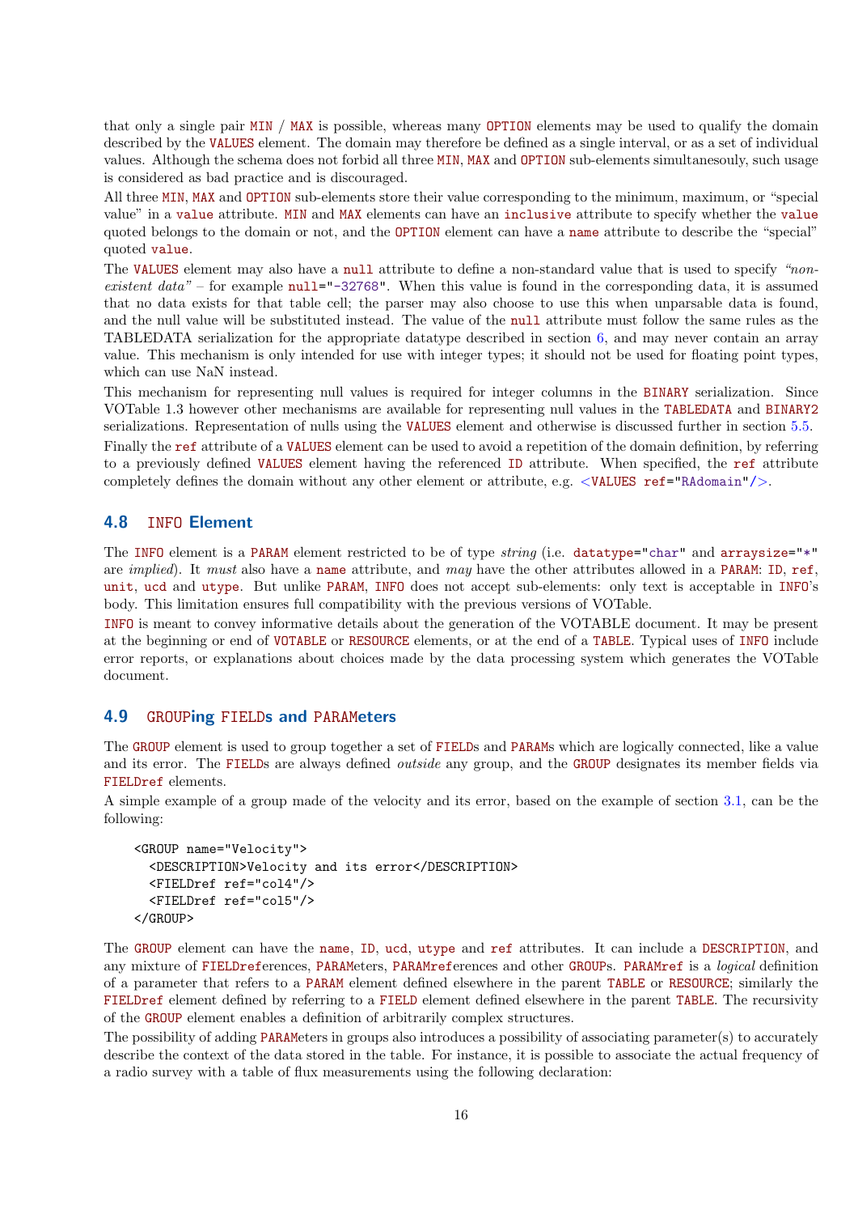that only a single pair MIN / MAX is possible, whereas many OPTION elements may be used to qualify the domain described by the VALUES element. The domain may therefore be defined as a single interval, or as a set of individual values. Although the schema does not forbid all three MIN, MAX and OPTION sub-elements simultanesouly, such usage is considered as bad practice and is discouraged.

All three MIN, MAX and OPTION sub-elements store their value corresponding to the minimum, maximum, or "special value" in a value attribute. MIN and MAX elements can have an inclusive attribute to specify whether the value quoted belongs to the domain or not, and the OPTION element can have a name attribute to describe the "special" quoted value.

The VALUES element may also have a null attribute to define a non-standard value that is used to specify *"non-existent data"* – for example null="-32768". When this value is found in the corresponding data, it is assumed that no data exists for that table cell; the parser may also choose to use this when unparsable data is found, and the null value will be substituted instead. The value of the null attribute must follow the same rules as the TABLEDATA serialization for the appropriate datatype described in section 6, and may never contain an array value. This mechanism is only intended for use with integer types; it should not be used for floating point types, which can use NaN instead.

This mechanism for representing null values is required for integer columns in the BINARY serialization. Since VOTable 1.3 however other mechanisms are available for representing null values in the TABLEDATA and BINARY2 serializations. Representation of nulls using the VALUES element and otherwise is discussed further in section 5.5.

Finally the ref attribute of a VALUES element can be used to avoid a repetition of the domain definition, by referring to a previously defined VALUES element having the referenced ID attribute. When specified, the ref attribute completely defines the domain without any other element or attribute, e.g. <VALUES ref="RAdomain"/>.

## 4.8 INFO Element

The INFO element is a PARAM element restricted to be of type *string* (i.e. datatype="char" and arraysize="*" are *implied*). It *must* also have a name attribute, and *may* have the other attributes allowed in a PARAM: ID, ref, unit, ucd and utype. But unlike PARAM, INFO does not accept sub-elements: only text is acceptable in INFO's body. This limitation ensures full compatibility with the previous versions of VOTable.

INFO is meant to convey informative details about the generation of the VOTABLE document. It may be present at the beginning or end of VOTABLE or RESOURCE elements, or at the end of a TABLE. Typical uses of INFO include error reports, or explanations about choices made by the data processing system which generates the VOTable document.

## 4.9 GROUPing FIELDs and PARAMeters

The GROUP element is used to group together a set of FIELDs and PARAMs which are logically connected, like a value and its error. The FIELDs are always defined *outside* any group, and the GROUP designates its member fields via FIELDref elements.

A simple example of a group made of the velocity and its error, based on the example of section 3.1, can be the following:

```
<GROUP name="Velocity">
  <DESCRIPTION>Velocity and its error</DESCRIPTION>
  <FIELDref ref="col4"/>
  <FIELDref ref="col5"/>
</GROUP>
```

The GROUP element can have the name, ID, ucd, utype and ref attributes. It can include a DESCRIPTION, and any mixture of FIELDreferences, PARAMeters, PARAMreferences and other GROUPs. PARAMref is a *logical* definition of a parameter that refers to a PARAM element defined elsewhere in the parent TABLE or RESOURCE; similarly the FIELDref element defined by referring to a FIELD element defined elsewhere in the parent TABLE. The recursivity of the GROUP element enables a definition of arbitrarily complex structures.

The possibility of adding PARAMeters in groups also introduces a possibility of associating parameter(s) to accurately describe the context of the data stored in the table. For instance, it is possible to associate the actual frequency of a radio survey with a table of flux measurements using the following declaration: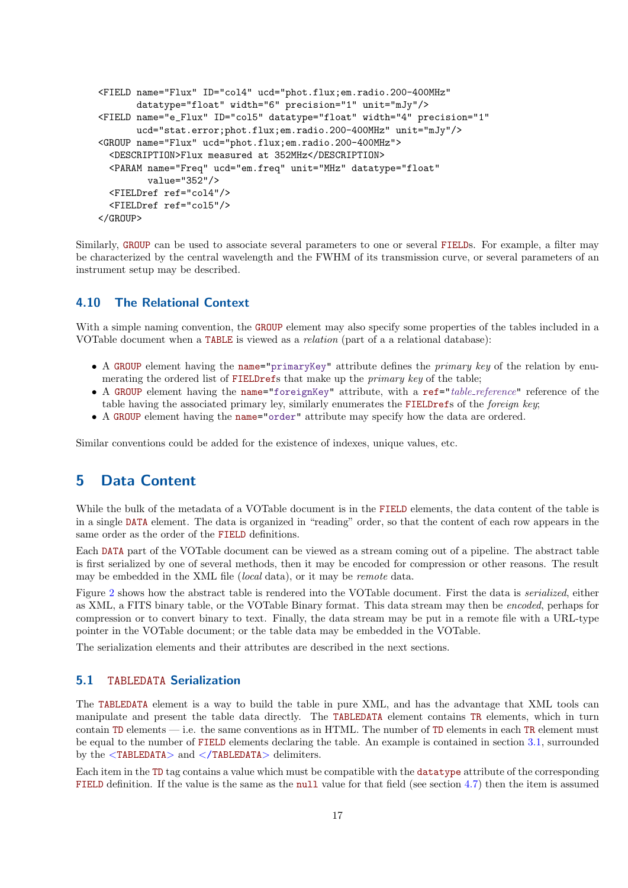```
<FIELD name="Flux" ID="col4" ucd="phot.flux;em.radio.200-400MHz"
       datatype="float" width="6" precision="1" unit="mJy"/>
<FIELD name="e_Flux" ID="col5" datatype="float" width="4" precision="1"
       ucd="stat.error;phot.flux;em.radio.200-400MHz" unit="mJy"/>
<GROUP name="Flux" ucd="phot.flux;em.radio.200-400MHz">
  <DESCRIPTION>Flux measured at 352MHz</DESCRIPTION>
  <PARAM name="Freq" ucd="em.freq" unit="MHz" datatype="float"
         value="352"/>
  <FIELDref ref="col4"/>
  <FIELDref ref="col5"/>
</GROUP>
```

Similarly, GROUP can be used to associate several parameters to one or several FIELDs. For example, a filter may be characterized by the central wavelength and the FWHM of its transmission curve, or several parameters of an instrument setup may be described.

### 4.10 The Relational Context

With a simple naming convention, the GROUP element may also specify some properties of the tables included in a VOTable document when a TABLE is viewed as a *relation* (part of a a relational database):

- A GROUP element having the name="primaryKey" attribute defines the *primary key* of the relation by enumerating the ordered list of FIELDrefs that make up the *primary key* of the table;
- A GROUP element having the name="foreignKey" attribute, with a ref="*table_reference*" reference of the table having the associated primary ley, similarly enumerates the FIELDrefs of the *foreign key*;
- A GROUP element having the name="order" attribute may specify how the data are ordered.

Similar conventions could be added for the existence of indexes, unique values, etc.

## 5 Data Content

While the bulk of the metadata of a VOTable document is in the FIELD elements, the data content of the table is in a single DATA element. The data is organized in "reading" order, so that the content of each row appears in the same order as the order of the FIELD definitions.

Each DATA part of the VOTable document can be viewed as a stream coming out of a pipeline. The abstract table is first serialized by one of several methods, then it may be encoded for compression or other reasons. The result may be embedded in the XML file (*local* data), or it may be *remote* data.

Figure 2 shows how the abstract table is rendered into the VOTable document. First the data is *serialized*, either as XML, a FITS binary table, or the VOTable Binary format. This data stream may then be *encoded*, perhaps for compression or to convert binary to text. Finally, the data stream may be put in a remote file with a URL-type pointer in the VOTable document; or the table data may be embedded in the VOTable.

The serialization elements and their attributes are described in the next sections.

### 5.1 TABLEDATA Serialization

The TABLEDATA element is a way to build the table in pure XML, and has the advantage that XML tools can manipulate and present the table data directly. The TABLEDATA element contains TR elements, which in turn contain TD elements — i.e. the same conventions as in HTML. The number of TD elements in each TR element must be equal to the number of FIELD elements declaring the table. An example is contained in section 3.1, surrounded by the <TABLEDATA> and </TABLEDATA> delimiters.

Each item in the TD tag contains a value which must be compatible with the datatype attribute of the corresponding FIELD definition. If the value is the same as the null value for that field (see section 4.7) then the item is assumed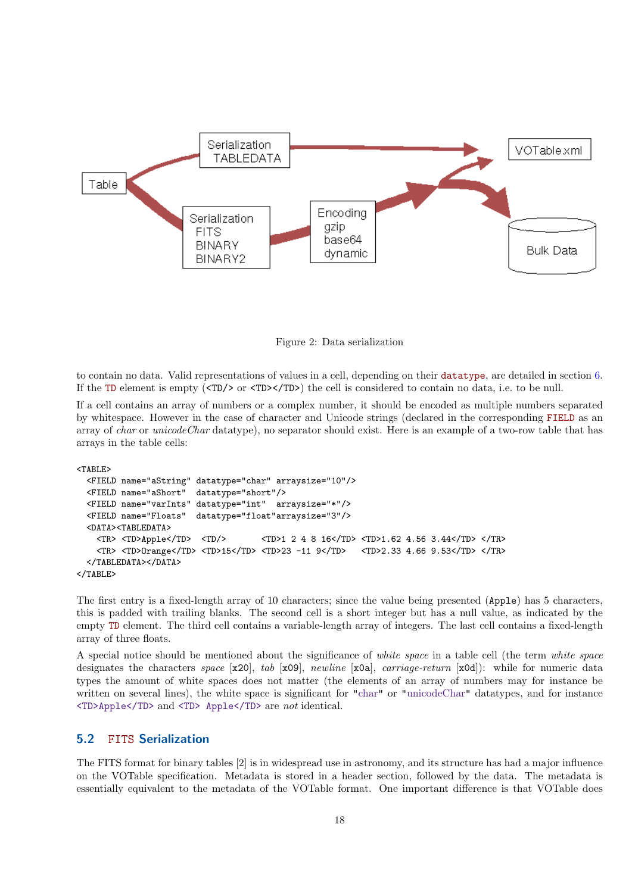Figure 2: Data serialization

to contain no data. Valid representations of values in a cell, depending on their datatype, are detailed in section 6. If the TD element is empty (<TD/> or <TD></TD>) the cell is considered to contain no data, i.e. to be null.

If a cell contains an array of numbers or a complex number, it should be encoded as multiple numbers separated by whitespace. However in the case of character and Unicode strings (declared in the corresponding FIELD as an array of *char* or *unicodeChar* datatype), no separator should exist. Here is an example of a two-row table that has arrays in the table cells:

```
<TABLE>
  <FIELD name="aString" datatype="char" arraysize="10"/>
  <FIELD name="aShort"  datatype="short"/>
  <FIELD name="varInts" datatype="int"  arraysize="*"/>
  <FIELD name="Floats"  datatype="float"arraysize="3"/>
  <DATA><TABLEDATA>
    <TR> <TD>Apple</TD>  <TD/>       <TD>1 2 4 8 16</TD> <TD>1.62 4.56 3.44</TD> </TR>
    <TR> <TD>Orange</TD> <TD>15</TD> <TD>23 -11 9</TD>   <TD>2.33 4.66 9.53</TD> </TR>
  </TABLEDATA></DATA>
</TABLE>
```

The first entry is a fixed-length array of 10 characters; since the value being presented (Apple) has 5 characters, this is padded with trailing blanks. The second cell is a short integer but has a null value, as indicated by the empty TD element. The third cell contains a variable-length array of integers. The last cell contains a fixed-length array of three floats.

A special notice should be mentioned about the significance of *white space* in a table cell (the term *white space* designates the characters *space* [x20], *tab* [x09], *newline* [x0a], *carriage-return* [x0d]): while for numeric data types the amount of white spaces does not matter (the elements of an array of numbers may for instance be written on several lines), the white space is significant for "char" or "unicodeChar" datatypes, and for instance <TD>Apple</TD> and <TD> Apple</TD> are *not* identical.

## 5.2 FITS Serialization

The FITS format for binary tables [2] is in widespread use in astronomy, and its structure has had a major influence on the VOTable specification. Metadata is stored in a header section, followed by the data. The metadata is essentially equivalent to the metadata of the VOTable format. One important difference is that VOTable does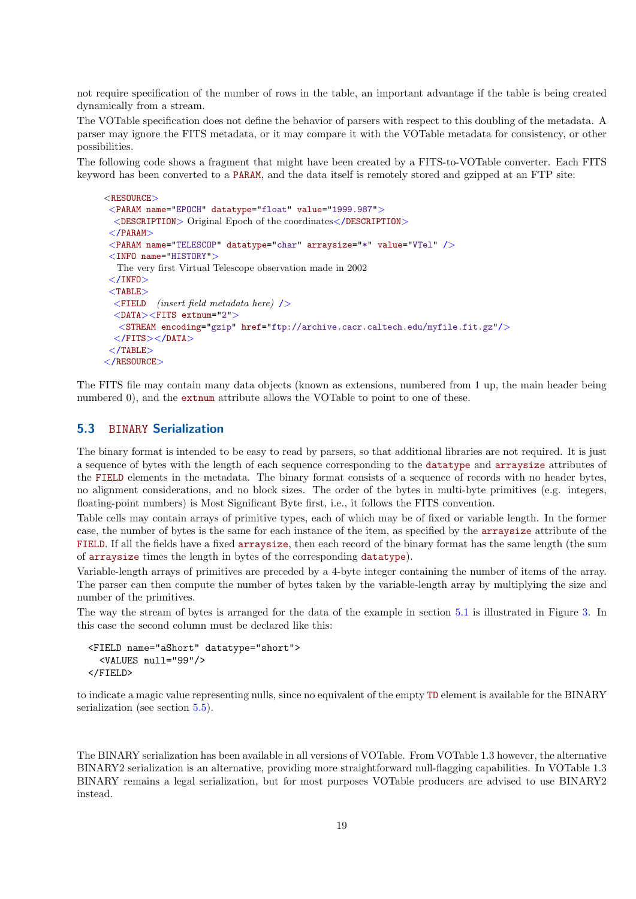not require specification of the number of rows in the table, an important advantage if the table is being created dynamically from a stream.

The VOTable specification does not define the behavior of parsers with respect to this doubling of the metadata. A parser may ignore the FITS metadata, or it may compare it with the VOTable metadata for consistency, or other possibilities.

The following code shows a fragment that might have been created by a FITS-to-VOTable converter. Each FITS keyword has been converted to a PARAM, and the data itself is remotely stored and gzipped at an FTP site:

```
<RESOURCE>
 <PARAM name="EPOCH" datatype="float" value="1999.987">
  <DESCRIPTION> Original Epoch of the coordinates</DESCRIPTION>
 </PARAM>
 <PARAM name="TELESCOP" datatype="char" arraysize="*" value="VTel" />
 <INFO name="HISTORY">
   The very first Virtual Telescope observation made in 2002
 </INFO>
 <TABLE>
  <FIELD   (insert field metadata here) />
  <DATA><FITS extnum="2">
   <STREAM encoding="gzip" href="ftp://archive.cacr.caltech.edu/myfile.fit.gz"/>
  </FITS></DATA>
 </TABLE>
</RESOURCE>
```

The FITS file may contain many data objects (known as extensions, numbered from 1 up, the main header being numbered 0), and the extnum attribute allows the VOTable to point to one of these.

## 5.3 BINARY Serialization

The binary format is intended to be easy to read by parsers, so that additional libraries are not required. It is just a sequence of bytes with the length of each sequence corresponding to the datatype and arraysize attributes of the FIELD elements in the metadata. The binary format consists of a sequence of records with no header bytes, no alignment considerations, and no block sizes. The order of the bytes in multi-byte primitives (e.g. integers, floating-point numbers) is Most Significant Byte first, i.e., it follows the FITS convention.

Table cells may contain arrays of primitive types, each of which may be of fixed or variable length. In the former case, the number of bytes is the same for each instance of the item, as specified by the arraysize attribute of the FIELD. If all the fields have a fixed arraysize, then each record of the binary format has the same length (the sum of arraysize times the length in bytes of the corresponding datatype).

Variable-length arrays of primitives are preceded by a 4-byte integer containing the number of items of the array. The parser can then compute the number of bytes taken by the variable-length array by multiplying the size and number of the primitives.

The way the stream of bytes is arranged for the data of the example in section 5.1 is illustrated in Figure 3. In this case the second column must be declared like this:

```
<FIELD name="aShort" datatype="short">
  <VALUES null="99"/>
</FIELD>
```

to indicate a magic value representing nulls, since no equivalent of the empty TD element is available for the BINARY serialization (see section 5.5).

The BINARY serialization has been available in all versions of VOTable. From VOTable 1.3 however, the alternative BINARY2 serialization is an alternative, providing more straightforward null-flagging capabilities. In VOTable 1.3 BINARY remains a legal serialization, but for most purposes VOTable producers are advised to use BINARY2 instead.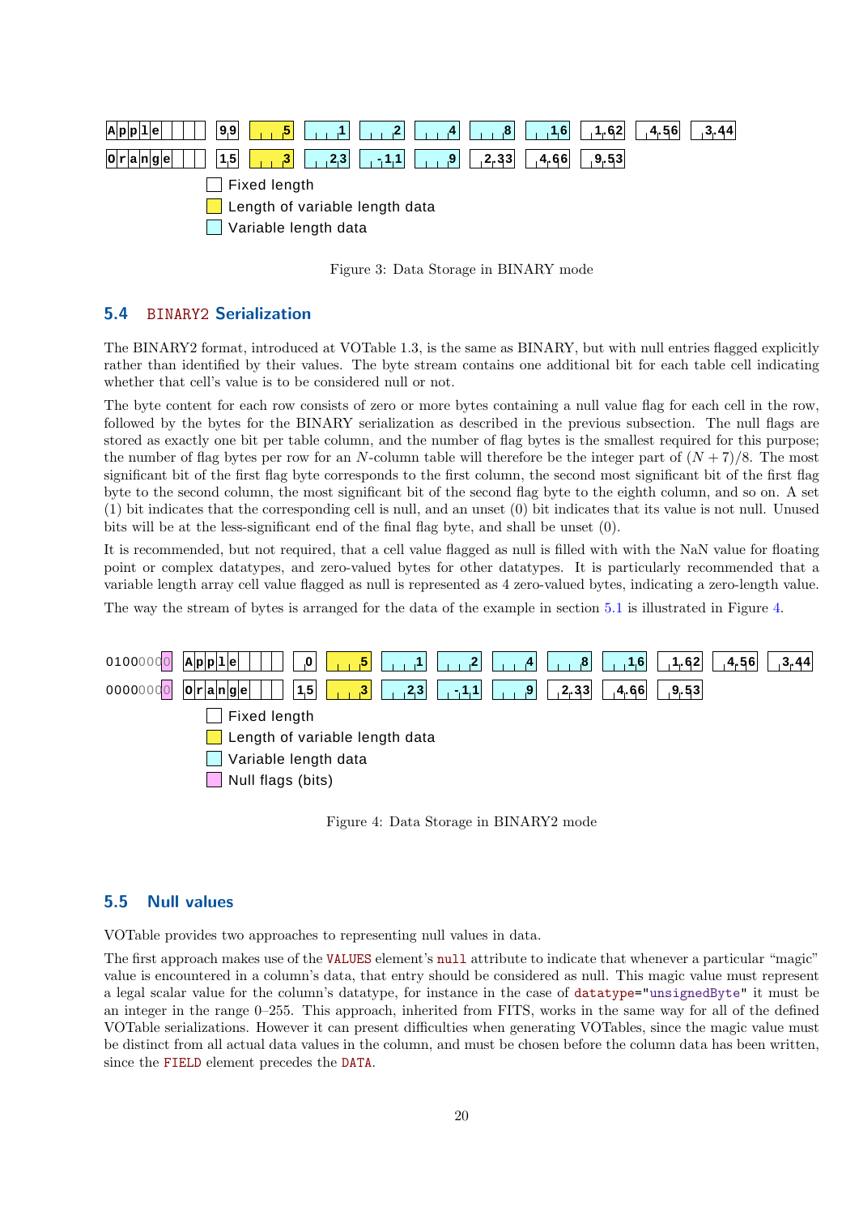Apple | 99 | 5 | 1 | 2 | 4 | 8 | 16 | 1.62 | 4.56 | 3.44

Orange | 15 | 3 | 23 | -11 | 9 | 2.33 | 4.66 | 9.53

Fixed length

Length of variable length data

Variable length data

Figure 3: Data Storage in BINARY mode

## 5.4 BINARY2 Serialization

The BINARY2 format, introduced at VOTable 1.3, is the same as BINARY, but with null entries flagged explicitly rather than identified by their values. The byte stream contains one additional bit for each table cell indicating whether that cell's value is to be considered null or not.

The byte content for each row consists of zero or more bytes containing a null value flag for each cell in the row, followed by the bytes for the BINARY serialization as described in the previous subsection. The null flags are stored as exactly one bit per table column, and the number of flag bytes is the smallest required for this purpose; the number of flag bytes per row for an $N$-column table will therefore be the integer part of $(N + 7)/8$. The most significant bit of the first flag byte corresponds to the first column, the second most significant bit of the first flag byte to the second column, the most significant bit of the second flag byte to the eighth column, and so on. A set (1) bit indicates that the corresponding cell is null, and an unset (0) bit indicates that its value is not null. Unused bits will be at the less-significant end of the final flag byte, and shall be unset (0).

It is recommended, but not required, that a cell value flagged as null is filled with with the NaN value for floating point or complex datatypes, and zero-valued bytes for other datatypes. It is particularly recommended that a variable length array cell value flagged as null is represented as 4 zero-valued bytes, indicating a zero-length value.

The way the stream of bytes is arranged for the data of the example in section 5.1 is illustrated in Figure 4.

01000000 | Apple | 0 | 5 | 1 | 2 | 4 | 8 | 16 | 1.62 | 4.56 | 3.44

00000000 | Orange | 15 | 3 | 23 | -11 | 9 | 2.33 | 4.66 | 9.53

Fixed length

Length of variable length data

Variable length data

Null flags (bits)

Figure 4: Data Storage in BINARY2 mode

## 5.5 Null values

VOTable provides two approaches to representing null values in data.

The first approach makes use of the VALUES element's null attribute to indicate that whenever a particular "magic" value is encountered in a column's data, that entry should be considered as null. This magic value must represent a legal scalar value for the column's datatype, for instance in the case of datatype="unsignedByte" it must be an integer in the range 0–255. This approach, inherited from FITS, works in the same way for all of the defined VOTable serializations. However it can present difficulties when generating VOTables, since the magic value must be distinct from all actual data values in the column, and must be chosen before the column data has been written, since the FIELD element precedes the DATA.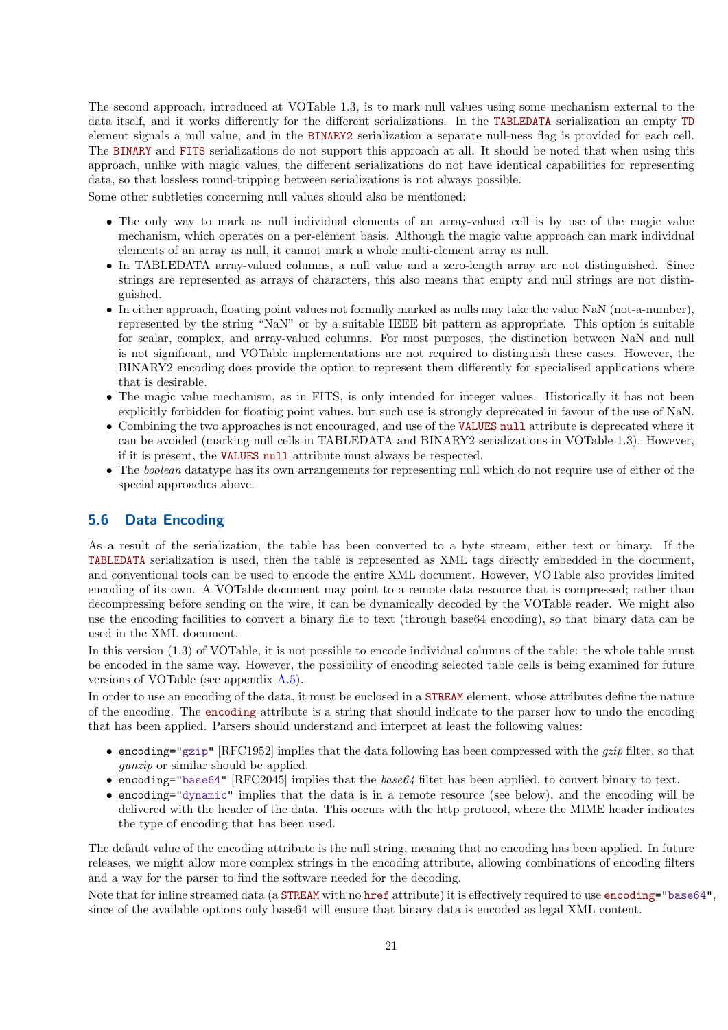The second approach, introduced at VOTable 1.3, is to mark null values using some mechanism external to the data itself, and it works differently for the different serializations. In the TABLEDATA serialization an empty TD element signals a null value, and in the BINARY2 serialization a separate null-ness flag is provided for each cell. The BINARY and FITS serializations do not support this approach at all. It should be noted that when using this approach, unlike with magic values, the different serializations do not have identical capabilities for representing data, so that lossless round-tripping between serializations is not always possible.

Some other subtleties concerning null values should also be mentioned:

- The only way to mark as null individual elements of an array-valued cell is by use of the magic value mechanism, which operates on a per-element basis. Although the magic value approach can mark individual elements of an array as null, it cannot mark a whole multi-element array as null.
- In TABLEDATA array-valued columns, a null value and a zero-length array are not distinguished. Since strings are represented as arrays of characters, this also means that empty and null strings are not distinguished.
- In either approach, floating point values not formally marked as nulls may take the value NaN (not-a-number), represented by the string "NaN" or by a suitable IEEE bit pattern as appropriate. This option is suitable for scalar, complex, and array-valued columns. For most purposes, the distinction between NaN and null is not significant, and VOTable implementations are not required to distinguish these cases. However, the BINARY2 encoding does provide the option to represent them differently for specialised applications where that is desirable.
- The magic value mechanism, as in FITS, is only intended for integer values. Historically it has not been explicitly forbidden for floating point values, but such use is strongly deprecated in favour of the use of NaN.
- Combining the two approaches is not encouraged, and use of the VALUES null attribute is deprecated where it can be avoided (marking null cells in TABLEDATA and BINARY2 serializations in VOTable 1.3). However, if it is present, the VALUES null attribute must always be respected.
- The *boolean* datatype has its own arrangements for representing null which do not require use of either of the special approaches above.

## 5.6 Data Encoding

As a result of the serialization, the table has been converted to a byte stream, either text or binary. If the TABLEDATA serialization is used, then the table is represented as XML tags directly embedded in the document, and conventional tools can be used to encode the entire XML document. However, VOTable also provides limited encoding of its own. A VOTable document may point to a remote data resource that is compressed; rather than decompressing before sending on the wire, it can be dynamically decoded by the VOTable reader. We might also use the encoding facilities to convert a binary file to text (through base64 encoding), so that binary data can be used in the XML document.

In this version (1.3) of VOTable, it is not possible to encode individual columns of the table: the whole table must be encoded in the same way. However, the possibility of encoding selected table cells is being examined for future versions of VOTable (see appendix A.5).

In order to use an encoding of the data, it must be enclosed in a STREAM element, whose attributes define the nature of the encoding. The encoding attribute is a string that should indicate to the parser how to undo the encoding that has been applied. Parsers should understand and interpret at least the following values:

- encoding="gzip" [RFC1952] implies that the data following has been compressed with the *gzip* filter, so that *gunzip* or similar should be applied.
- encoding="base64" [RFC2045] implies that the *base64* filter has been applied, to convert binary to text.
- encoding="dynamic" implies that the data is in a remote resource (see below), and the encoding will be delivered with the header of the data. This occurs with the http protocol, where the MIME header indicates the type of encoding that has been used.

The default value of the encoding attribute is the null string, meaning that no encoding has been applied. In future releases, we might allow more complex strings in the encoding attribute, allowing combinations of encoding filters and a way for the parser to find the software needed for the decoding.

Note that for inline streamed data (a STREAM with no href attribute) it is effectively required to use encoding="base64", since of the available options only base64 will ensure that binary data is encoded as legal XML content.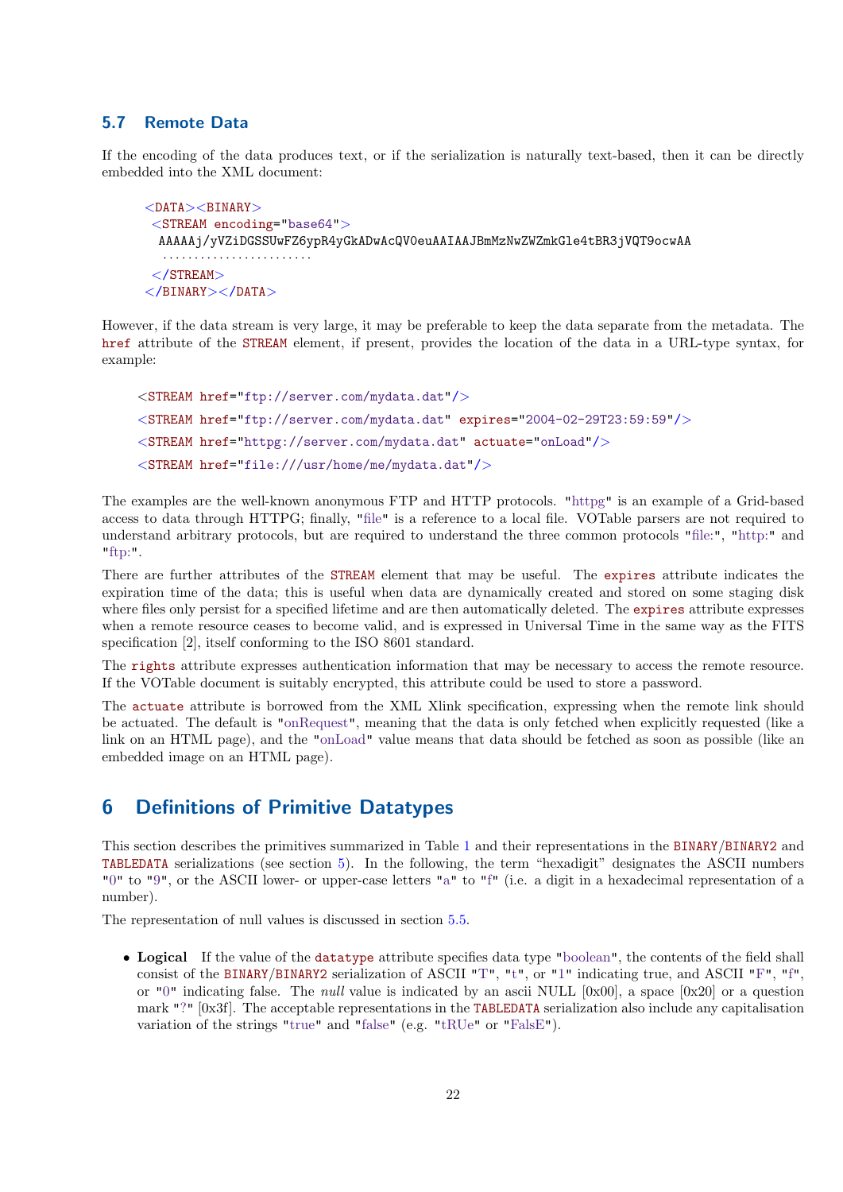## 5.7 Remote Data

If the encoding of the data produces text, or if the serialization is naturally text-based, then it can be directly embedded into the XML document:

```
<DATA><BINARY>
 <STREAM encoding="base64">
  AAAAAj/yVZiDGSSUwFZ6ypR4yGkADwAcQV0euAAIAAJBmMzNwZWZmkGle4tBR3jVQT9ocwAA
  .......................
 </STREAM>
</BINARY></DATA>
```

However, if the data stream is very large, it may be preferable to keep the data separate from the metadata. The href attribute of the STREAM element, if present, provides the location of the data in a URL-type syntax, for example:

```
<STREAM href="ftp://server.com/mydata.dat"/>
<STREAM href="ftp://server.com/mydata.dat" expires="2004-02-29T23:59:59"/>
<STREAM href="httpg://server.com/mydata.dat" actuate="onLoad"/>
<STREAM href="file:///usr/home/me/mydata.dat"/>
```

The examples are the well-known anonymous FTP and HTTP protocols. "httpg" is an example of a Grid-based access to data through HTTPG; finally, "file" is a reference to a local file. VOTable parsers are not required to understand arbitrary protocols, but are required to understand the three common protocols "file:", "http:" and "ftp:".

There are further attributes of the STREAM element that may be useful. The expires attribute indicates the expiration time of the data; this is useful when data are dynamically created and stored on some staging disk where files only persist for a specified lifetime and are then automatically deleted. The expires attribute expresses when a remote resource ceases to become valid, and is expressed in Universal Time in the same way as the FITS specification [2], itself conforming to the ISO 8601 standard.

The rights attribute expresses authentication information that may be necessary to access the remote resource. If the VOTable document is suitably encrypted, this attribute could be used to store a password.

The actuate attribute is borrowed from the XML Xlink specification, expressing when the remote link should be actuated. The default is "onRequest", meaning that the data is only fetched when explicitly requested (like a link on an HTML page), and the "onLoad" value means that data should be fetched as soon as possible (like an embedded image on an HTML page).

# 6 Definitions of Primitive Datatypes

This section describes the primitives summarized in Table 1 and their representations in the BINARY/BINARY2 and TABLEDATA serializations (see section 5). In the following, the term "hexadigit" designates the ASCII numbers "0" to "9", or the ASCII lower- or upper-case letters "a" to "f" (i.e. a digit in a hexadecimal representation of a number).

The representation of null values is discussed in section 5.5.

- **Logical** If the value of the datatype attribute specifies data type "boolean", the contents of the field shall consist of the BINARY/BINARY2 serialization of ASCII "T", "t", or "1" indicating true, and ASCII "F", "f", or "0" indicating false. The *null* value is indicated by an ascii NULL [0x00], a space [0x20] or a question mark "?" [0x3f]. The acceptable representations in the TABLEDATA serialization also include any capitalisation variation of the strings "true" and "false" (e.g. "tRUe" or "FalsE").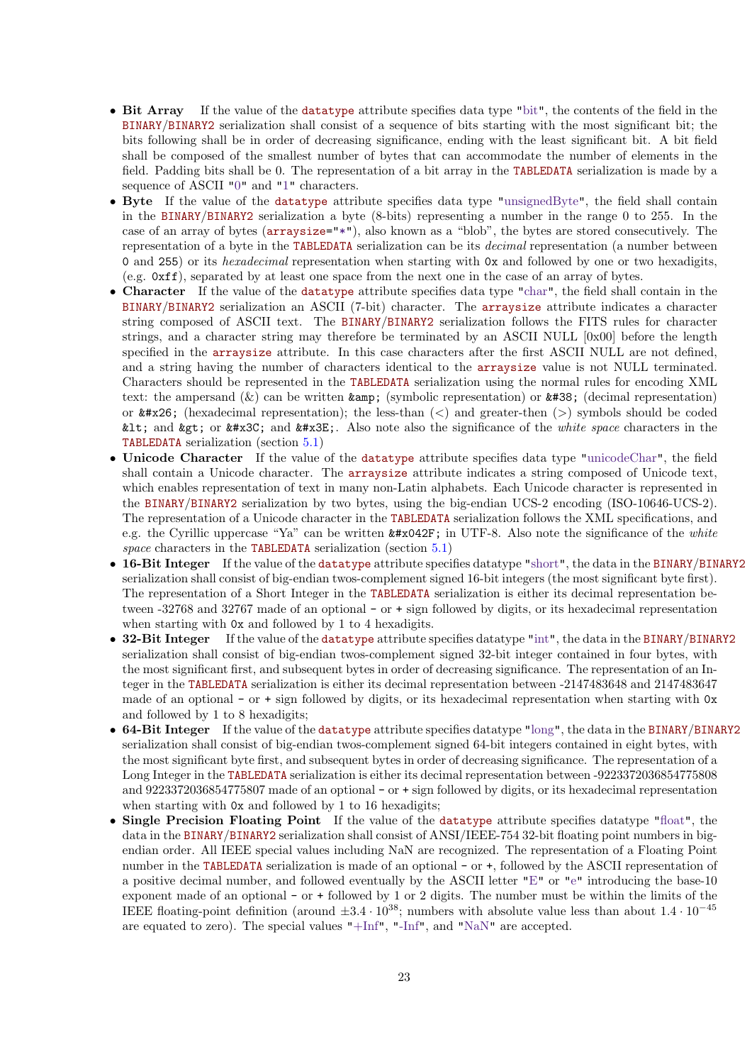- **Bit Array** If the value of the `datatype` attribute specifies data type "bit", the contents of the field in the `BINARY`/`BINARY2` serialization shall consist of a sequence of bits starting with the most significant bit; the bits following shall be in order of decreasing significance, ending with the least significant bit. A bit field shall be composed of the smallest number of bytes that can accommodate the number of elements in the field. Padding bits shall be 0. The representation of a bit array in the `TABLEDATA` serialization is made by a sequence of ASCII "0" and "1" characters.
- **Byte** If the value of the `datatype` attribute specifies data type "unsignedByte", the field shall contain in the `BINARY`/`BINARY2` serialization a byte (8-bits) representing a number in the range 0 to 255. In the case of an array of bytes (`arraysize="*"`), also known as a "blob", the bytes are stored consecutively. The representation of a byte in the `TABLEDATA` serialization can be its *decimal* representation (a number between `0` and `255`) or its *hexadecimal* representation when starting with `0x` and followed by one or two hexadigits, (e.g. `0xff`), separated by at least one space from the next one in the case of an array of bytes.
- **Character** If the value of the `datatype` attribute specifies data type "char", the field shall contain in the `BINARY`/`BINARY2` serialization an ASCII (7-bit) character. The `arraysize` attribute indicates a character string composed of ASCII text. The `BINARY`/`BINARY2` serialization follows the FITS rules for character strings, and a character string may therefore be terminated by an ASCII NULL [0x00] before the length specified in the `arraysize` attribute. In this case characters after the first ASCII NULL are not defined, and a string having the number of characters identical to the `arraysize` value is not NULL terminated. Characters should be represented in the `TABLEDATA` serialization using the normal rules for encoding XML text: the ampersand (&) can be written `&amp;` (symbolic representation) or `&#38;` (decimal representation) or `&#x26;` (hexadecimal representation); the less-than (<) and greater-then (>) symbols should be coded `&lt;` and `&gt;` or `&#x3C;` and `&#x3E;`. Also note also the significance of the *white space* characters in the `TABLEDATA` serialization (section 5.1)
- **Unicode Character** If the value of the `datatype` attribute specifies data type "unicodeChar", the field shall contain a Unicode character. The `arraysize` attribute indicates a string composed of Unicode text, which enables representation of text in many non-Latin alphabets. Each Unicode character is represented in the `BINARY`/`BINARY2` serialization by two bytes, using the big-endian UCS-2 encoding (ISO-10646-UCS-2). The representation of a Unicode character in the `TABLEDATA` serialization follows the XML specifications, and e.g. the Cyrillic uppercase "Ya" can be written `&#x042F;` in UTF-8. Also note the significance of the *white space* characters in the `TABLEDATA` serialization (section 5.1)
- **16-Bit Integer** If the value of the `datatype` attribute specifies datatype "short", the data in the `BINARY`/`BINARY2` serialization shall consist of big-endian twos-complement signed 16-bit integers (the most significant byte first). The representation of a Short Integer in the `TABLEDATA` serialization is either its decimal representation between -32768 and 32767 made of an optional `-` or `+` sign followed by digits, or its hexadecimal representation when starting with `0x` and followed by 1 to 4 hexadigits.
- **32-Bit Integer** If the value of the `datatype` attribute specifies datatype "int", the data in the `BINARY`/`BINARY2` serialization shall consist of big-endian twos-complement signed 32-bit integer contained in four bytes, with the most significant first, and subsequent bytes in order of decreasing significance. The representation of an Integer in the `TABLEDATA` serialization is either its decimal representation between -2147483648 and 2147483647 made of an optional `-` or `+` sign followed by digits, or its hexadecimal representation when starting with `0x` and followed by 1 to 8 hexadigits;
- **64-Bit Integer** If the value of the `datatype` attribute specifies datatype "long", the data in the `BINARY`/`BINARY2` serialization shall consist of big-endian twos-complement signed 64-bit integers contained in eight bytes, with the most significant byte first, and subsequent bytes in order of decreasing significance. The representation of a Long Integer in the `TABLEDATA` serialization is either its decimal representation between -9223372036854775808 and 9223372036854775807 made of an optional `-` or `+` sign followed by digits, or its hexadecimal representation when starting with `0x` and followed by 1 to 16 hexadigits;
- **Single Precision Floating Point** If the value of the `datatype` attribute specifies datatype "float", the data in the `BINARY`/`BINARY2` serialization shall consist of ANSI/IEEE-754 32-bit floating point numbers in big-endian order. All IEEE special values including NaN are recognized. The representation of a Floating Point number in the `TABLEDATA` serialization is made of an optional `-` or `+`, followed by the ASCII representation of a positive decimal number, and followed eventually by the ASCII letter "E" or "e" introducing the base-10 exponent made of an optional `-` or `+` followed by 1 or 2 digits. The number must be within the limits of the IEEE floating-point definition (around $\pm 3.4 \cdot 10^{38}$; numbers with absolute value less than about $1.4 \cdot 10^{-45}$ are equated to zero). The special values "+Inf", "-Inf", and "NaN" are accepted.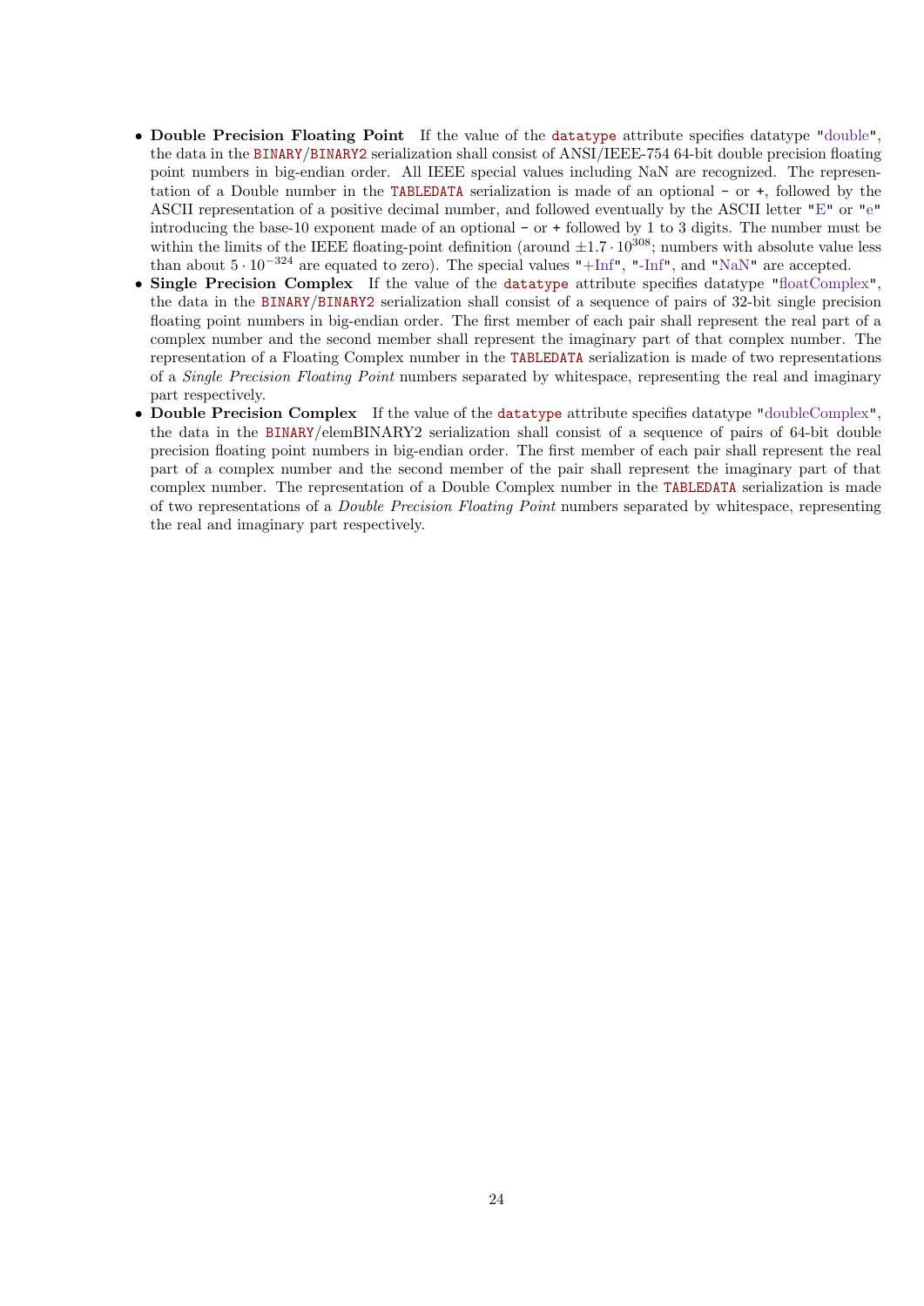- **Double Precision Floating Point** If the value of the `datatype` attribute specifies datatype "double", the data in the `BINARY`/`BINARY2` serialization shall consist of ANSI/IEEE-754 64-bit double precision floating point numbers in big-endian order. All IEEE special values including NaN are recognized. The representation of a Double number in the `TABLEDATA` serialization is made of an optional `-` or `+`, followed by the ASCII representation of a positive decimal number, and followed eventually by the ASCII letter "E" or "e" introducing the base-10 exponent made of an optional `-` or `+` followed by 1 to 3 digits. The number must be within the limits of the IEEE floating-point definition (around $\pm 1.7 \cdot 10^{308}$; numbers with absolute value less than about $5 \cdot 10^{-324}$ are equated to zero). The special values "+Inf", "-Inf", and "NaN" are accepted.
- **Single Precision Complex** If the value of the `datatype` attribute specifies datatype "floatComplex", the data in the `BINARY`/`BINARY2` serialization shall consist of a sequence of pairs of 32-bit single precision floating point numbers in big-endian order. The first member of each pair shall represent the real part of a complex number and the second member shall represent the imaginary part of that complex number. The representation of a Floating Complex number in the `TABLEDATA` serialization is made of two representations of a *Single Precision Floating Point* numbers separated by whitespace, representing the real and imaginary part respectively.
- **Double Precision Complex** If the value of the `datatype` attribute specifies datatype "doubleComplex", the data in the `BINARY`/elemBINARY2 serialization shall consist of a sequence of pairs of 64-bit double precision floating point numbers in big-endian order. The first member of each pair shall represent the real part of a complex number and the second member of the pair shall represent the imaginary part of that complex number. The representation of a Double Complex number in the `TABLEDATA` serialization is made of two representations of a *Double Precision Floating Point* numbers separated by whitespace, representing the real and imaginary part respectively.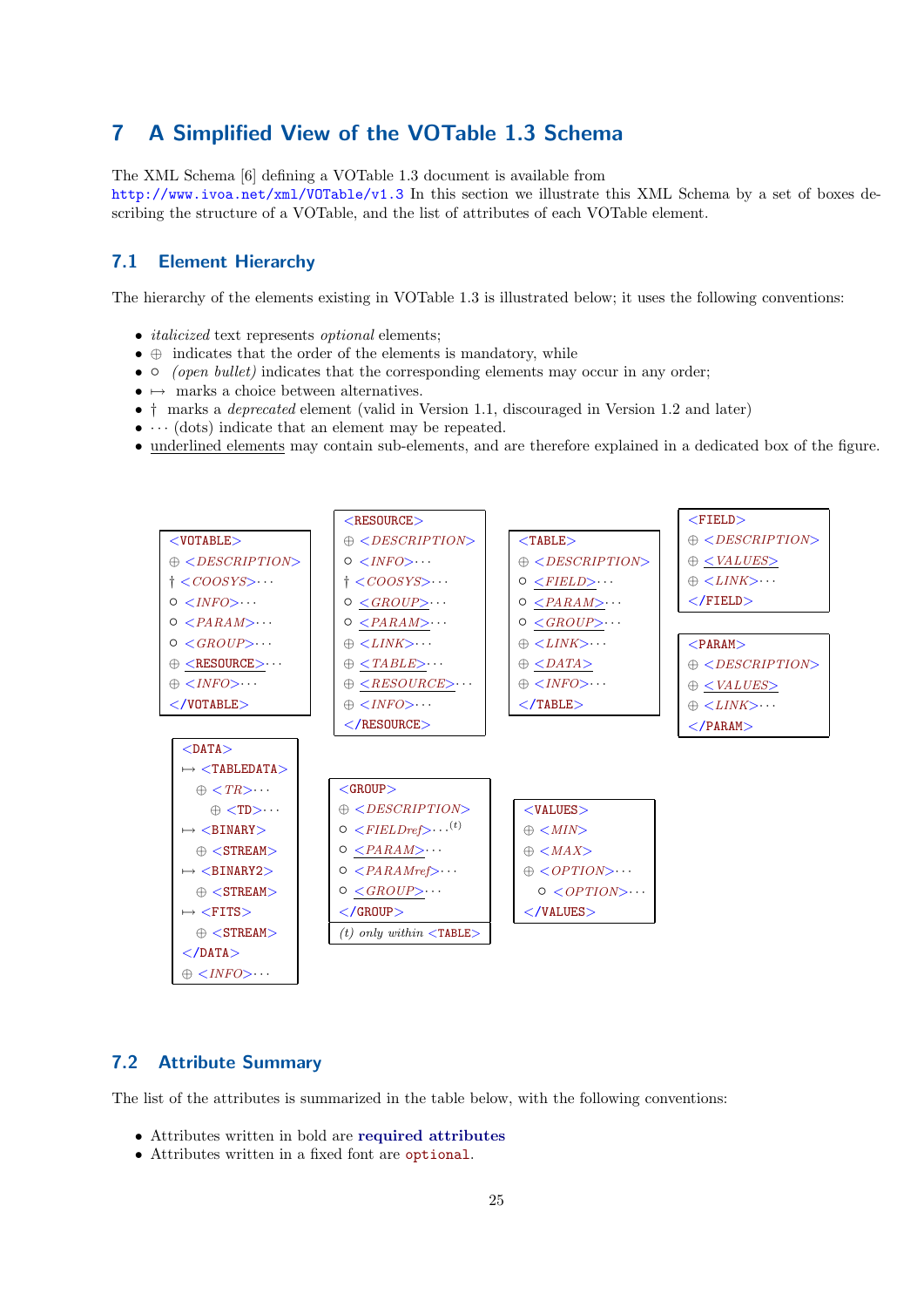## 7 A Simplified View of the VOTable 1.3 Schema

The XML Schema [6] defining a VOTable 1.3 document is available from
http://www.ivoa.net/xml/VOTable/v1.3 In this section we illustrate this XML Schema by a set of boxes describing the structure of a VOTable, and the list of attributes of each VOTable element.

### 7.1 Element Hierarchy

The hierarchy of the elements existing in VOTable 1.3 is illustrated below; it uses the following conventions:

- *italicized* text represents *optional* elements;
- ⊕ indicates that the order of the elements is mandatory, while
- ○ *(open bullet)* indicates that the corresponding elements may occur in any order;
- ↦ marks a choice between alternatives.
- † marks a *deprecated* element (valid in Version 1.1, discouraged in Version 1.2 and later)
- ··· (dots) indicate that an element may be repeated.
- underlined elements may contain sub-elements, and are therefore explained in a dedicated box of the figure.

```
<VOTABLE>
⊕ <DESCRIPTION>
† <COOSYS>···
○ <INFO>···
○ <PARAM>···
○ <GROUP>···
⊕ <RESOURCE>···
⊕ <INFO>···
</VOTABLE>
```

```
<RESOURCE>
⊕ <DESCRIPTION>
○ <INFO>···
† <COOSYS>···
○ <GROUP>···
○ <PARAM>···
⊕ <LINK>···
⊕ <TABLE>···
⊕ <RESOURCE>···
⊕ <INFO>···
</RESOURCE>
```

```
<TABLE>
⊕ <DESCRIPTION>
○ <FIELD>···
○ <PARAM>···
○ <GROUP>···
⊕ <LINK>···
⊕ <DATA>
⊕ <INFO>···
</TABLE>
```

```
<FIELD>
⊕ <DESCRIPTION>
⊕ <VALUES>
⊕ <LINK>···
</FIELD>
```

```
<PARAM>
⊕ <DESCRIPTION>
⊕ <VALUES>
⊕ <LINK>···
</PARAM>
```

```
<DATA>
↦ <TABLEDATA>
   ⊕ <TR>···
      ⊕ <TD>···
↦ <BINARY>
   ⊕ <STREAM>
↦ <BINARY2>
   ⊕ <STREAM>
↦ <FITS>
   ⊕ <STREAM>
</DATA>
⊕ <INFO>···
```

```
<GROUP>
⊕ <DESCRIPTION>
○ <FIELDref>···(t)
○ <PARAM>···
○ <PARAMref>···
○ <GROUP>···
</GROUP>
(t) only within <TABLE>
```

```
<VALUES>
⊕ <MIN>
⊕ <MAX>
⊕ <OPTION>···
   ○ <OPTION>···
</VALUES>
```

### 7.2 Attribute Summary

The list of the attributes is summarized in the table below, with the following conventions:

- Attributes written in bold are **required attributes**
- Attributes written in a fixed font are `optional`.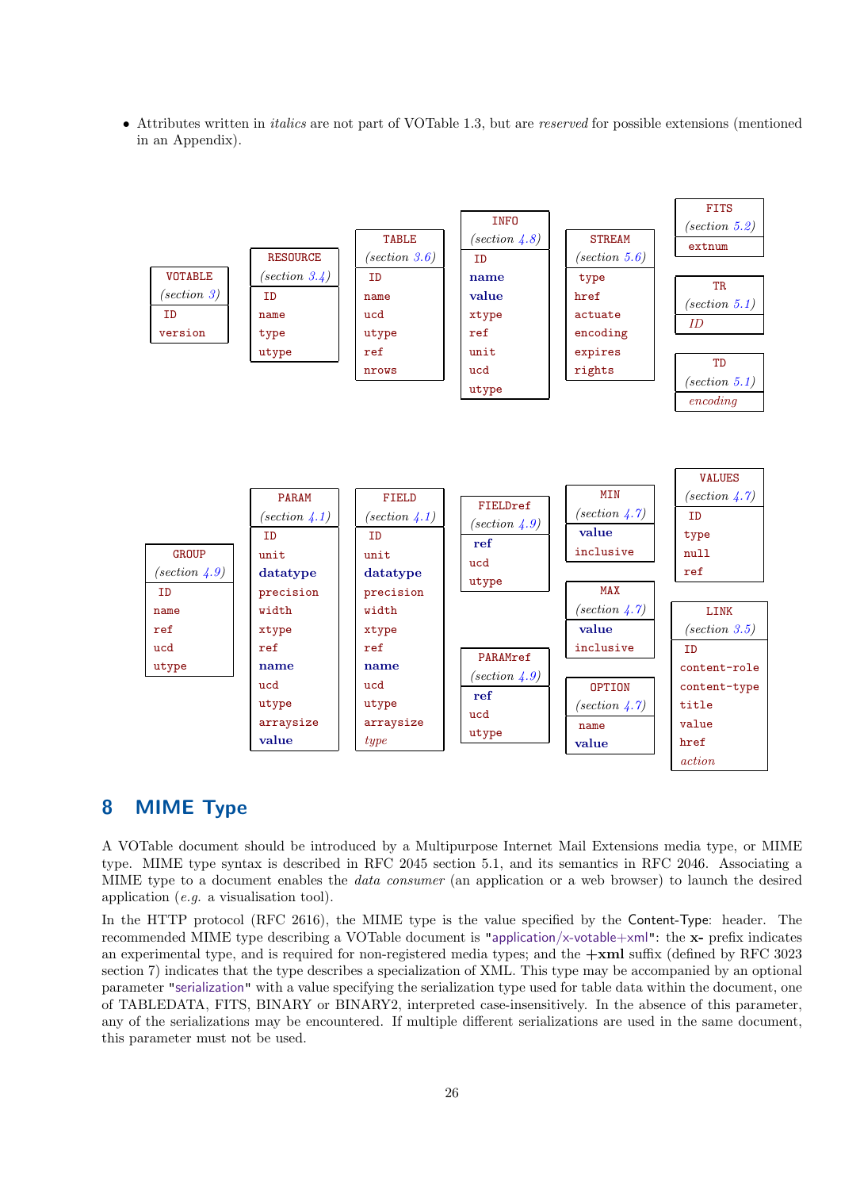- Attributes written in *italics* are not part of VOTable 1.3, but are *reserved* for possible extensions (mentioned in an Appendix).

| VOTABLE (*section 3*) | RESOURCE (*section 3.4*) | TABLE (*section 3.6*) | INFO (*section 4.8*) | STREAM (*section 5.6*) | FITS (*section 5.2*) |
|---|---|---|---|---|---|
| ID | ID | ID | ID | type | extnum |
| version | name | name | **name** | href | |
| | type | ucd | **value** | actuate | |
| | utype | utype | xtype | encoding | |
| | | ref | ref | expires | |
| | | nrows | unit | rights | |
| | | | ucd | | |
| | | | utype | | |

| TR (*section 5.1*) | TD (*section 5.1*) |
|---|---|
| *ID* | *encoding* |

| GROUP (*section 4.9*) | PARAM (*section 4.1*) | FIELD (*section 4.1*) | FIELDref (*section 4.9*) | PARAMref (*section 4.9*) |
|---|---|---|---|---|
| ID | ID | ID | **ref** | **ref** |
| name | unit | unit | ucd | ucd |
| ref | **datatype** | **datatype** | utype | utype |
| ucd | precision | precision | | |
| utype | width | width | | |
| | xtype | xtype | | |
| | ref | ref | | |
| | **name** | **name** | | |
| | ucd | ucd | | |
| | utype | utype | | |
| | arraysize | arraysize | | |
| | **value** | *type* | | |

| MIN (*section 4.7*) | MAX (*section 4.7*) | OPTION (*section 4.7*) | VALUES (*section 4.7*) | LINK (*section 3.5*) |
|---|---|---|---|---|
| **value** | **value** | name | ID | ID |
| inclusive | inclusive | **value** | type | content-role |
| | | | null | content-type |
| | | | ref | title |
| | | | | value |
| | | | | href |
| | | | | *action* |

## 8 MIME Type

A VOTable document should be introduced by a Multipurpose Internet Mail Extensions media type, or MIME type. MIME type syntax is described in RFC 2045 section 5.1, and its semantics in RFC 2046. Associating a MIME type to a document enables the *data consumer* (an application or a web browser) to launch the desired application (*e.g.* a visualisation tool).

In the HTTP protocol (RFC 2616), the MIME type is the value specified by the Content-Type: header. The recommended MIME type describing a VOTable document is "application/x-votable+xml": the **x-** prefix indicates an experimental type, and is required for non-registered media types; and the **+xml** suffix (defined by RFC 3023 section 7) indicates that the type describes a specialization of XML. This type may be accompanied by an optional parameter "serialization" with a value specifying the serialization type used for table data within the document, one of TABLEDATA, FITS, BINARY or BINARY2, interpreted case-insensitively. In the absence of this parameter, any of the serializations may be encountered. If multiple different serializations are used in the same document, this parameter must not be used.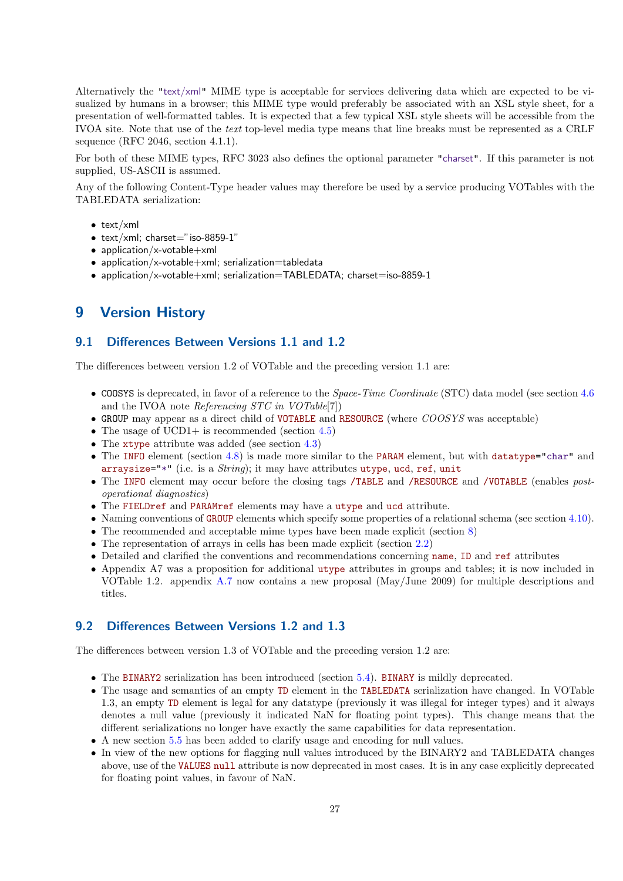Alternatively the "text/xml" MIME type is acceptable for services delivering data which are expected to be visualized by humans in a browser; this MIME type would preferably be associated with an XSL style sheet, for a presentation of well-formatted tables. It is expected that a few typical XSL style sheets will be accessible from the IVOA site. Note that use of the *text* top-level media type means that line breaks must be represented as a CRLF sequence (RFC 2046, section 4.1.1).

For both of these MIME types, RFC 3023 also defines the optional parameter "charset". If this parameter is not supplied, US-ASCII is assumed.

Any of the following Content-Type header values may therefore be used by a service producing VOTables with the TABLEDATA serialization:

- text/xml
- text/xml; charset="iso-8859-1"
- application/x-votable+xml
- application/x-votable+xml; serialization=tabledata
- application/x-votable+xml; serialization=TABLEDATA; charset=iso-8859-1

# 9 Version History

## 9.1 Differences Between Versions 1.1 and 1.2

The differences between version 1.2 of VOTable and the preceding version 1.1 are:

- `COOSYS` is deprecated, in favor of a reference to the *Space-Time Coordinate* (STC) data model (see section 4.6 and the IVOA note *Referencing STC in VOTable*[7])
- `GROUP` may appear as a direct child of `VOTABLE` and `RESOURCE` (where *COOSYS* was acceptable)
- The usage of UCD1+ is recommended (section 4.5)
- The `xtype` attribute was added (see section 4.3)
- The `INFO` element (section 4.8) is made more similar to the `PARAM` element, but with `datatype="char"` and `arraysize="*"` (i.e. is a *String*); it may have attributes `utype`, `ucd`, `ref`, `unit`
- The `INFO` element may occur before the closing tags `/TABLE` and `/RESOURCE` and `/VOTABLE` (enables *post-operational diagnostics*)
- The `FIELDref` and `PARAMref` elements may have a `utype` and `ucd` attribute.
- Naming conventions of `GROUP` elements which specify some properties of a relational schema (see section 4.10).
- The recommended and acceptable mime types have been made explicit (section 8)
- The representation of arrays in cells has been made explicit (section 2.2)
- Detailed and clarified the conventions and recommendations concerning `name`, `ID` and `ref` attributes
- Appendix A7 was a proposition for additional `utype` attributes in groups and tables; it is now included in VOTable 1.2. appendix A.7 now contains a new proposal (May/June 2009) for multiple descriptions and titles.

## 9.2 Differences Between Versions 1.2 and 1.3

The differences between version 1.3 of VOTable and the preceding version 1.2 are:

- The `BINARY2` serialization has been introduced (section 5.4). `BINARY` is mildly deprecated.
- The usage and semantics of an empty `TD` element in the `TABLEDATA` serialization have changed. In VOTable 1.3, an empty `TD` element is legal for any datatype (previously it was illegal for integer types) and it always denotes a null value (previously it indicated NaN for floating point types). This change means that the different serializations no longer have exactly the same capabilities for data representation.
- A new section 5.5 has been added to clarify usage and encoding for null values.
- In view of the new options for flagging null values introduced by the BINARY2 and TABLEDATA changes above, use of the `VALUES null` attribute is now deprecated in most cases. It is in any case explicitly deprecated for floating point values, in favour of NaN.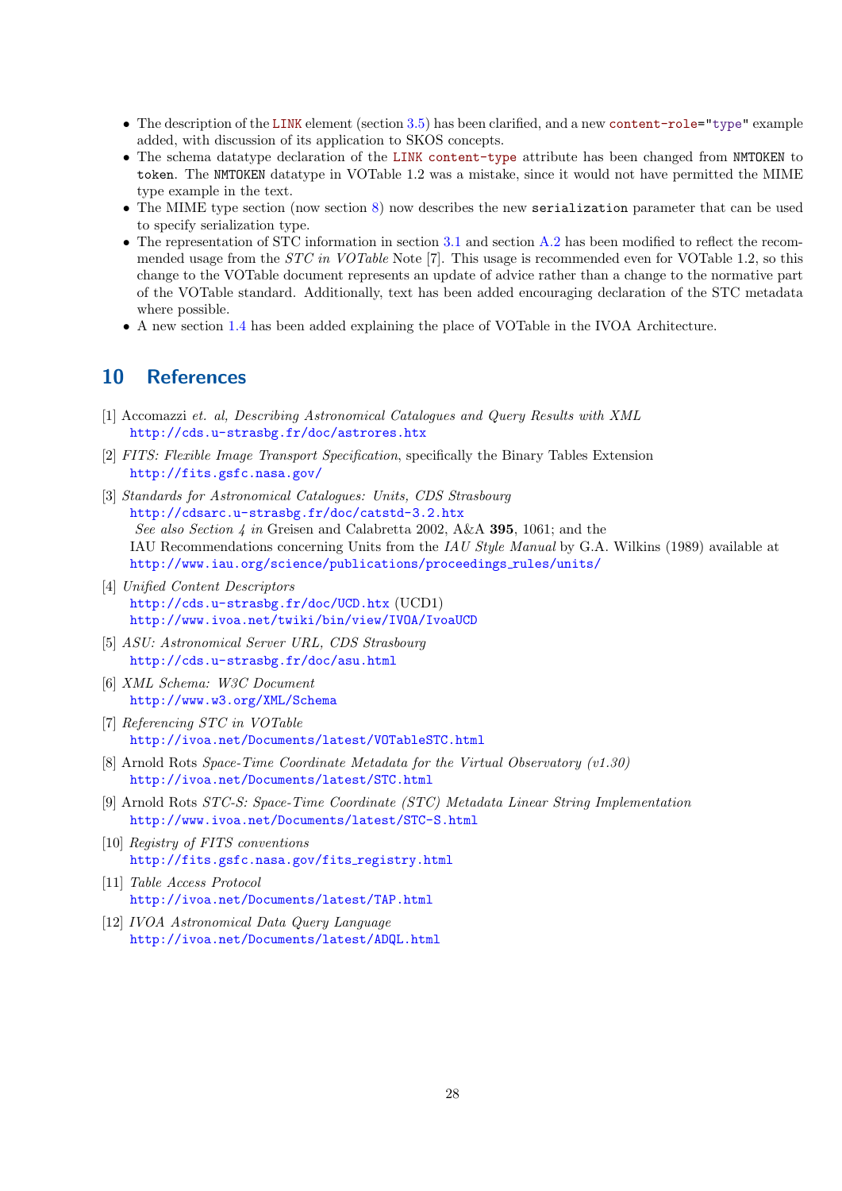- The description of the `LINK` element (section 3.5) has been clarified, and a new `content-role="type"` example added, with discussion of its application to SKOS concepts.
- The schema datatype declaration of the `LINK content-type` attribute has been changed from `NMTOKEN` to `token`. The `NMTOKEN` datatype in VOTable 1.2 was a mistake, since it would not have permitted the MIME type example in the text.
- The MIME type section (now section 8) now describes the new `serialization` parameter that can be used to specify serialization type.
- The representation of STC information in section 3.1 and section A.2 has been modified to reflect the recommended usage from the *STC in VOTable* Note [7]. This usage is recommended even for VOTable 1.2, so this change to the VOTable document represents an update of advice rather than a change to the normative part of the VOTable standard. Additionally, text has been added encouraging declaration of the STC metadata where possible.
- A new section 1.4 has been added explaining the place of VOTable in the IVOA Architecture.

## 10 References

[1] Accomazzi *et. al, Describing Astronomical Catalogues and Query Results with XML*
    http://cds.u-strasbg.fr/doc/astrores.htx

[2] *FITS: Flexible Image Transport Specification*, specifically the Binary Tables Extension
    http://fits.gsfc.nasa.gov/

[3] *Standards for Astronomical Catalogues: Units, CDS Strasbourg*
    http://cdsarc.u-strasbg.fr/doc/catstd-3.2.htx
    *See also Section 4 in* Greisen and Calabretta 2002, A&A **395**, 1061; and the IAU Recommendations concerning Units from the *IAU Style Manual* by G.A. Wilkins (1989) available at
    http://www.iau.org/science/publications/proceedings_rules/units/

[4] *Unified Content Descriptors*
    http://cds.u-strasbg.fr/doc/UCD.htx (UCD1)
    http://www.ivoa.net/twiki/bin/view/IVOA/IvoaUCD

[5] *ASU: Astronomical Server URL, CDS Strasbourg*
    http://cds.u-strasbg.fr/doc/asu.html

[6] *XML Schema: W3C Document*
    http://www.w3.org/XML/Schema

[7] *Referencing STC in VOTable*
    http://ivoa.net/Documents/latest/VOTableSTC.html

[8] Arnold Rots *Space-Time Coordinate Metadata for the Virtual Observatory (v1.30)*
    http://ivoa.net/Documents/latest/STC.html

[9] Arnold Rots *STC-S: Space-Time Coordinate (STC) Metadata Linear String Implementation*
    http://www.ivoa.net/Documents/latest/STC-S.html

[10] *Registry of FITS conventions*
    http://fits.gsfc.nasa.gov/fits_registry.html

[11] *Table Access Protocol*
    http://ivoa.net/Documents/latest/TAP.html

[12] *IVOA Astronomical Data Query Language*
    http://ivoa.net/Documents/latest/ADQL.html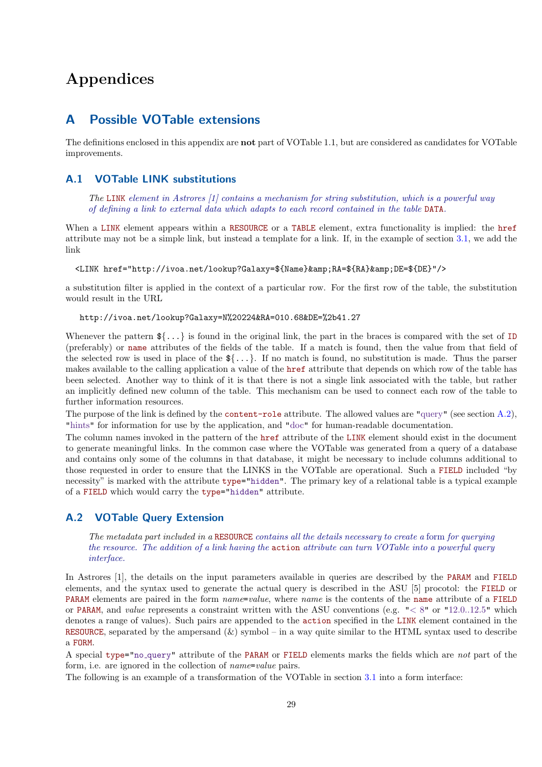# Appendices

## A Possible VOTable extensions

The definitions enclosed in this appendix are **not** part of VOTable 1.1, but are considered as candidates for VOTable improvements.

### A.1 VOTable LINK substitutions

> *The* LINK *element in Astrores [1] contains a mechanism for string substitution, which is a powerful way of defining a link to external data which adapts to each record contained in the table* DATA*.*

When a LINK element appears within a RESOURCE or a TABLE element, extra functionality is implied: the href attribute may not be a simple link, but instead a template for a link. If, in the example of section 3.1, we add the link

```
<LINK href="http://ivoa.net/lookup?Galaxy=${Name}&amp;RA=${RA}&amp;DE=${DE}"/>
```

a substitution filter is applied in the context of a particular row. For the first row of the table, the substitution would result in the URL

```
http://ivoa.net/lookup?Galaxy=N%20224&RA=010.68&DE=%2b41.27
```

Whenever the pattern ${...} is found in the original link, the part in the braces is compared with the set of ID (preferably) or name attributes of the fields of the table. If a match is found, then the value from that field of the selected row is used in place of the ${...}. If no match is found, no substitution is made. Thus the parser makes available to the calling application a value of the href attribute that depends on which row of the table has been selected. Another way to think of it is that there is not a single link associated with the table, but rather an implicitly defined new column of the table. This mechanism can be used to connect each row of the table to further information resources.

The purpose of the link is defined by the content-role attribute. The allowed values are "query" (see section A.2), "hints" for information for use by the application, and "doc" for human-readable documentation.

The column names invoked in the pattern of the href attribute of the LINK element should exist in the document to generate meaningful links. In the common case where the VOTable was generated from a query of a database and contains only some of the columns in that database, it might be necessary to include columns additional to those requested in order to ensure that the LINKS in the VOTable are operational. Such a FIELD included "by necessity" is marked with the attribute type="hidden". The primary key of a relational table is a typical example of a FIELD which would carry the type="hidden" attribute.

### A.2 VOTable Query Extension

> *The metadata part included in a* RESOURCE *contains all the details necessary to create a* form *for querying the resource. The addition of a link having the* action *attribute can turn VOTable into a powerful query interface.*

In Astrores [1], the details on the input parameters available in queries are described by the PARAM and FIELD elements, and the syntax used to generate the actual query is described in the ASU [5] procotol: the FIELD or PARAM elements are paired in the form *name*=*value*, where *name* is the contents of the name attribute of a FIELD or PARAM, and *value* represents a constraint written with the ASU conventions (e.g. "< 8" or "12.0..12.5" which denotes a range of values). Such pairs are appended to the action specified in the LINK element contained in the RESOURCE, separated by the ampersand (&) symbol – in a way quite similar to the HTML syntax used to describe a FORM.

A special type="no_query" attribute of the PARAM or FIELD elements marks the fields which are *not* part of the form, i.e. are ignored in the collection of *name*=*value* pairs.

The following is an example of a transformation of the VOTable in section 3.1 into a form interface: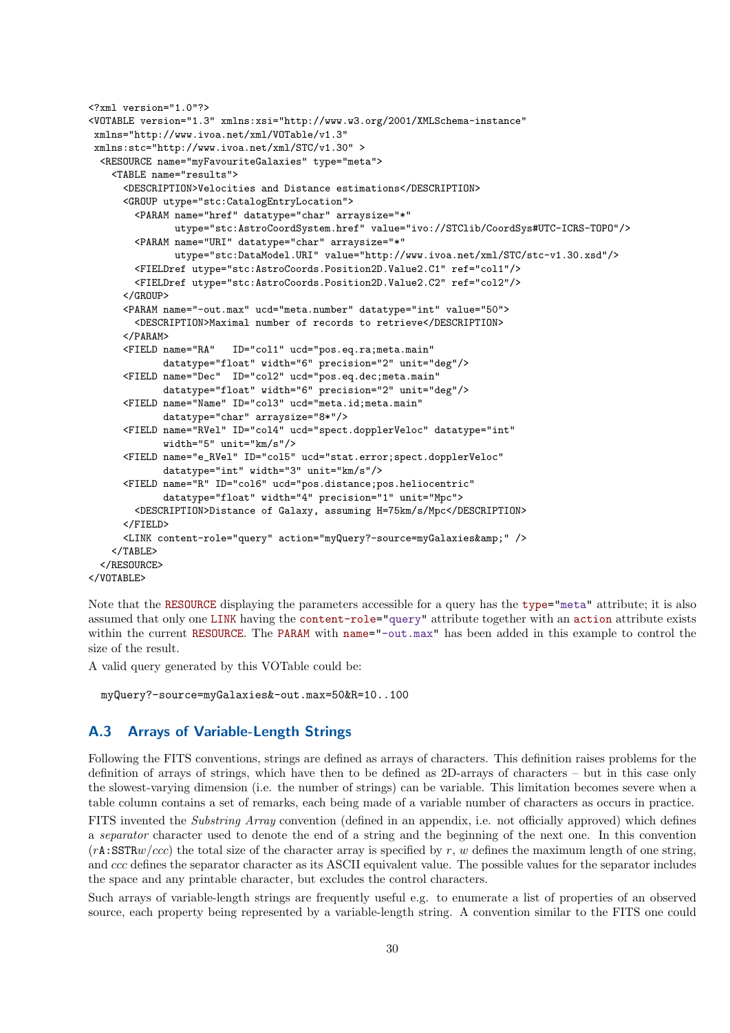```
<?xml version="1.0"?>
<VOTABLE version="1.3" xmlns:xsi="http://www.w3.org/2001/XMLSchema-instance"
 xmlns="http://www.ivoa.net/xml/VOTable/v1.3"
 xmlns:stc="http://www.ivoa.net/xml/STC/v1.30" >
  <RESOURCE name="myFavouriteGalaxies" type="meta">
    <TABLE name="results">
      <DESCRIPTION>Velocities and Distance estimations</DESCRIPTION>
      <GROUP utype="stc:CatalogEntryLocation">
        <PARAM name="href" datatype="char" arraysize="*"
               utype="stc:AstroCoordSystem.href" value="ivo://STClib/CoordSys#UTC-ICRS-TOPO"/>
        <PARAM name="URI" datatype="char" arraysize="*"
               utype="stc:DataModel.URI" value="http://www.ivoa.net/xml/STC/stc-v1.30.xsd"/>
        <FIELDref utype="stc:AstroCoords.Position2D.Value2.C1" ref="col1"/>
        <FIELDref utype="stc:AstroCoords.Position2D.Value2.C2" ref="col2"/>
      </GROUP>
      <PARAM name="-out.max" ucd="meta.number" datatype="int" value="50">
        <DESCRIPTION>Maximal number of records to retrieve</DESCRIPTION>
      </PARAM>
      <FIELD name="RA"   ID="col1" ucd="pos.eq.ra;meta.main"
             datatype="float" width="6" precision="2" unit="deg"/>
      <FIELD name="Dec"  ID="col2" ucd="pos.eq.dec;meta.main"
             datatype="float" width="6" precision="2" unit="deg"/>
      <FIELD name="Name" ID="col3" ucd="meta.id;meta.main"
             datatype="char" arraysize="8*"/>
      <FIELD name="RVel" ID="col4" ucd="spect.dopplerVeloc" datatype="int"
             width="5" unit="km/s"/>
      <FIELD name="e_RVel" ID="col5" ucd="stat.error;spect.dopplerVeloc"
             datatype="int" width="3" unit="km/s"/>
      <FIELD name="R" ID="col6" ucd="pos.distance;pos.heliocentric"
             datatype="float" width="4" precision="1" unit="Mpc">
        <DESCRIPTION>Distance of Galaxy, assuming H=75km/s/Mpc</DESCRIPTION>
      </FIELD>
      <LINK content-role="query" action="myQuery?-source=myGalaxies&amp;" />
    </TABLE>
  </RESOURCE>
</VOTABLE>
```

Note that the RESOURCE displaying the parameters accessible for a query has the type="meta" attribute; it is also assumed that only one LINK having the content-role="query" attribute together with an action attribute exists within the current RESOURCE. The PARAM with name="-out.max" has been added in this example to control the size of the result.

A valid query generated by this VOTable could be:

```
myQuery?-source=myGalaxies&-out.max=50&R=10..100
```

## A.3 Arrays of Variable-Length Strings

Following the FITS conventions, strings are defined as arrays of characters. This definition raises problems for the definition of arrays of strings, which have then to be defined as 2D-arrays of characters – but in this case only the slowest-varying dimension (i.e. the number of strings) can be variable. This limitation becomes severe when a table column contains a set of remarks, each being made of a variable number of characters as occurs in practice.

FITS invented the *Substring Array* convention (defined in an appendix, i.e. not officially approved) which defines a *separator* character used to denote the end of a string and the beginning of the next one. In this convention ($r$A:SSTR$w/ccc$) the total size of the character array is specified by $r$, $w$ defines the maximum length of one string, and $ccc$ defines the separator character as its ASCII equivalent value. The possible values for the separator includes the space and any printable character, but excludes the control characters.

Such arrays of variable-length strings are frequently useful e.g. to enumerate a list of properties of an observed source, each property being represented by a variable-length string. A convention similar to the FITS one could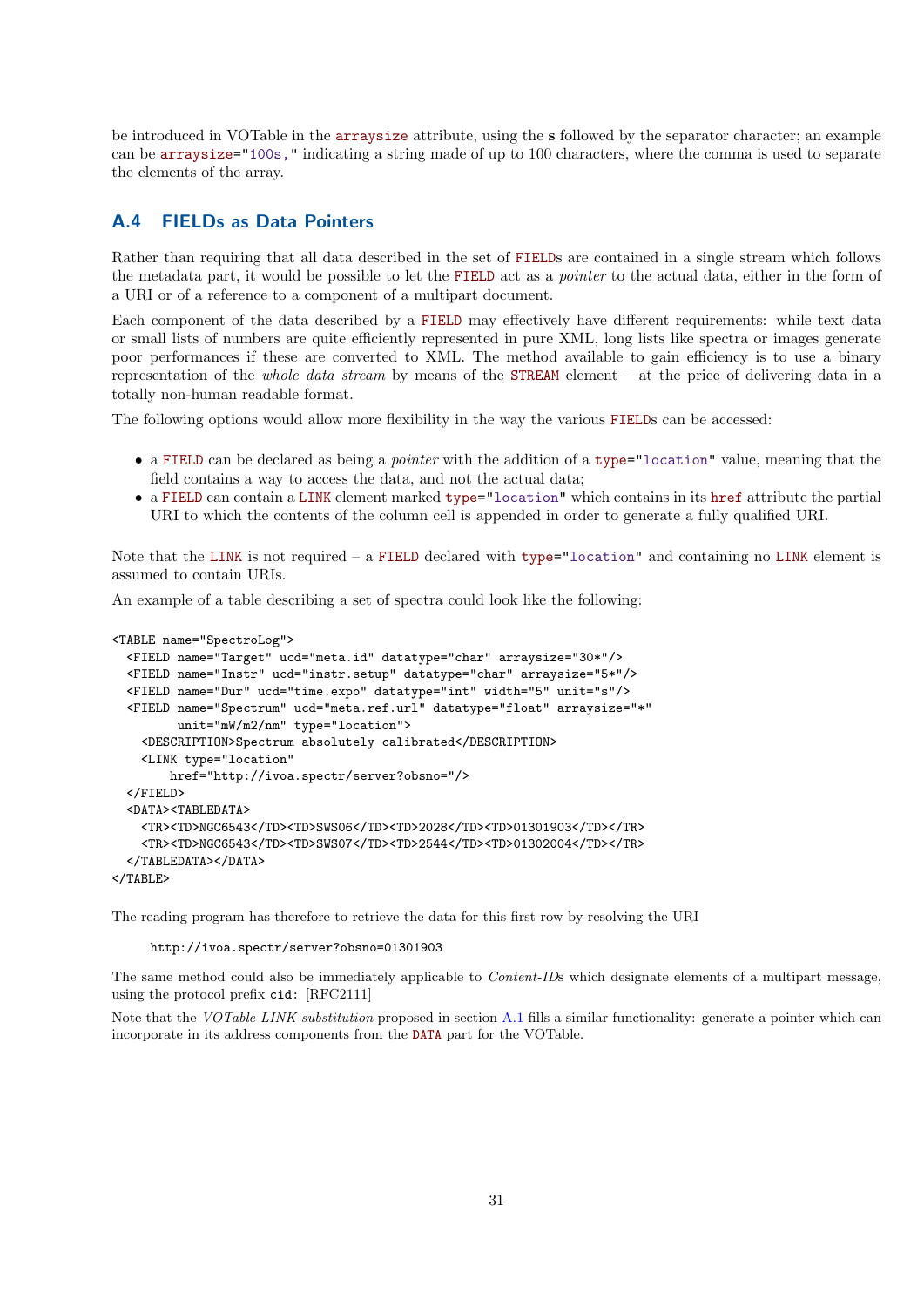be introduced in VOTable in the `arraysize` attribute, using the **s** followed by the separator character; an example can be `arraysize="100s,"` indicating a string made of up to 100 characters, where the comma is used to separate the elements of the array.

## A.4 FIELDs as Data Pointers

Rather than requiring that all data described in the set of `FIELD`s are contained in a single stream which follows the metadata part, it would be possible to let the `FIELD` act as a *pointer* to the actual data, either in the form of a URI or of a reference to a component of a multipart document.

Each component of the data described by a `FIELD` may effectively have different requirements: while text data or small lists of numbers are quite efficiently represented in pure XML, long lists like spectra or images generate poor performances if these are converted to XML. The method available to gain efficiency is to use a binary representation of the *whole data stream* by means of the `STREAM` element – at the price of delivering data in a totally non-human readable format.

The following options would allow more flexibility in the way the various `FIELD`s can be accessed:

- a `FIELD` can be declared as being a *pointer* with the addition of a `type="location"` value, meaning that the field contains a way to access the data, and not the actual data;
- a `FIELD` can contain a `LINK` element marked `type="location"` which contains in its `href` attribute the partial URI to which the contents of the column cell is appended in order to generate a fully qualified URI.

Note that the `LINK` is not required – a `FIELD` declared with `type="location"` and containing no `LINK` element is assumed to contain URIs.

An example of a table describing a set of spectra could look like the following:

```
<TABLE name="SpectroLog">
  <FIELD name="Target" ucd="meta.id" datatype="char" arraysize="30*"/>
  <FIELD name="Instr" ucd="instr.setup" datatype="char" arraysize="5*"/>
  <FIELD name="Dur" ucd="time.expo" datatype="int" width="5" unit="s"/>
  <FIELD name="Spectrum" ucd="meta.ref.url" datatype="float" arraysize="*"
         unit="mW/m2/nm" type="location">
    <DESCRIPTION>Spectrum absolutely calibrated</DESCRIPTION>
    <LINK type="location"
        href="http://ivoa.spectr/server?obsno="/>
  </FIELD>
  <DATA><TABLEDATA>
    <TR><TD>NGC6543</TD><TD>SWS06</TD><TD>2028</TD><TD>01301903</TD></TR>
    <TR><TD>NGC6543</TD><TD>SWS07</TD><TD>2544</TD><TD>01302004</TD></TR>
  </TABLEDATA></DATA>
</TABLE>
```

The reading program has therefore to retrieve the data for this first row by resolving the URI

```
http://ivoa.spectr/server?obsno=01301903
```

The same method could also be immediately applicable to *Content-ID*s which designate elements of a multipart message, using the protocol prefix `cid:` [RFC2111]

Note that the *VOTable LINK substitution* proposed in section A.1 fills a similar functionality: generate a pointer which can incorporate in its address components from the `DATA` part for the VOTable.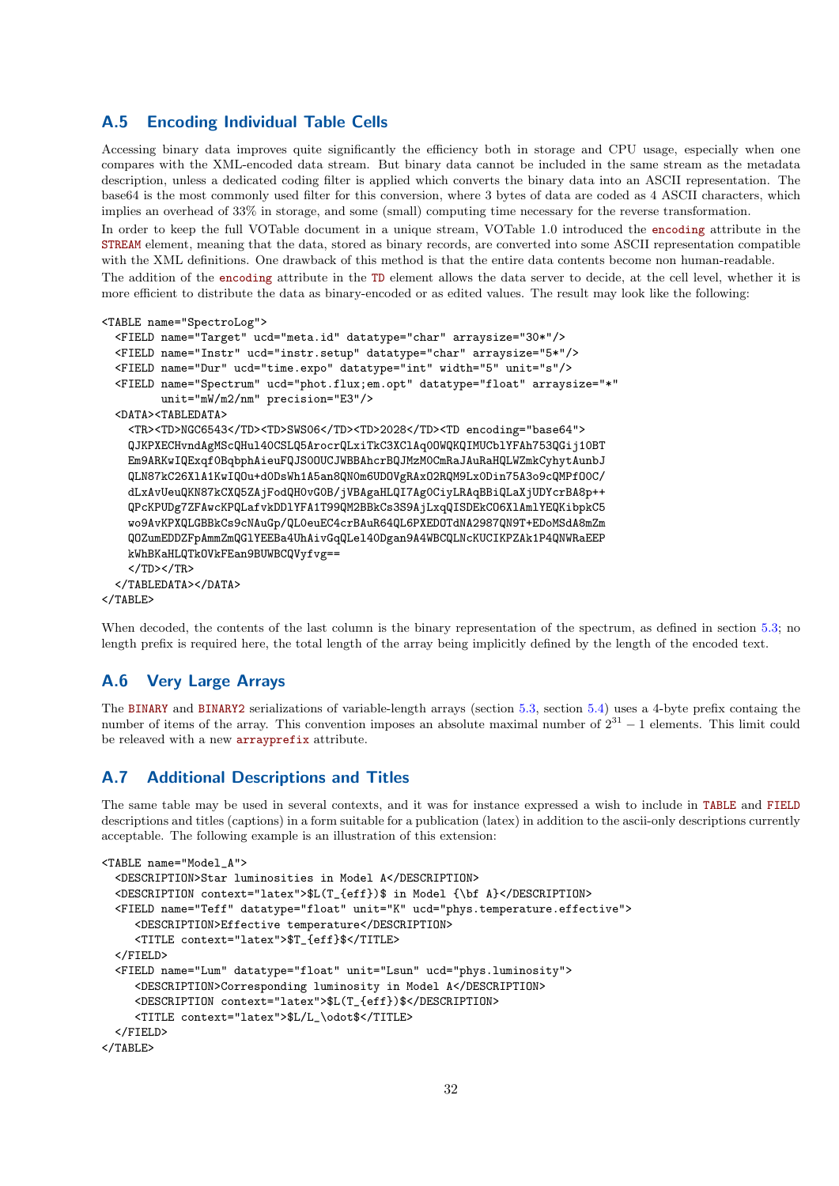## A.5 Encoding Individual Table Cells

Accessing binary data improves quite significantly the efficiency both in storage and CPU usage, especially when one compares with the XML-encoded data stream. But binary data cannot be included in the same stream as the metadata description, unless a dedicated coding filter is applied which converts the binary data into an ASCII representation. The base64 is the most commonly used filter for this conversion, where 3 bytes of data are coded as 4 ASCII characters, which implies an overhead of 33% in storage, and some (small) computing time necessary for the reverse transformation.

In order to keep the full VOTable document in a unique stream, VOTable 1.0 introduced the encoding attribute in the STREAM element, meaning that the data, stored as binary records, are converted into some ASCII representation compatible with the XML definitions. One drawback of this method is that the entire data contents become non human-readable.

The addition of the encoding attribute in the TD element allows the data server to decide, at the cell level, whether it is more efficient to distribute the data as binary-encoded or as edited values. The result may look like the following:

```
<TABLE name="SpectroLog">
  <FIELD name="Target" ucd="meta.id" datatype="char" arraysize="30*"/>
  <FIELD name="Instr" ucd="instr.setup" datatype="char" arraysize="5*"/>
  <FIELD name="Dur" ucd="time.expo" datatype="int" width="5" unit="s"/>
  <FIELD name="Spectrum" ucd="phot.flux;em.opt" datatype="float" arraysize="*"
         unit="mW/m2/nm" precision="E3"/>
  <DATA><TABLEDATA>
    <TR><TD>NGC6543</TD><TD>SWS06</TD><TD>2028</TD><TD encoding="base64">
    QJKPXECHvndAgMScQHul40CSLQ5ArocrQLxiTkC3XClAq0OWQKQIMUCblYFAh753QGij10BT
    Em9ARKwIQExqf0BqbphAieuFQJS0OUCJWBBAhcrBQJMzM0CmRaJAuRaHQLWZmkCyhytAunbJ
    QLN87kC26XlA1KwIQOu+dODsWh1A5an8QN0m6UDOVgRAxO2RQM9Lx0Din75A3o9cQMPfOOC/
    dLxAvUeuQKN87kCXQ5ZAjFodQH0vGOB/jVBAgaHLQI7AgOCiyLRAqBBiQLaXjUDYcrBA8p++
    QPcKPUDg7ZFAwcKPQLafvkDDlYFA1T99QM2BBkCs3S9AjLxqQISDEkCO6XlAmlYEQKibpkC5
    wo9AvKPXQLGBBkCs9cNAuGp/QL0euEC4crBAuR64QL6PXEDOTdNA2987QN9T+EDoMSdA8mZm
    QOZumEDDZFpAmmZmQGlYEEBa4UhAivGqQLel40Dgan9A4WBCQLNcKUCIKPZAk1P4QNWRaEEP
    kWhBKaHLQTkOVkFEan9BUWBCQVyfvg==
    </TD></TR>
  </TABLEDATA></DATA>
</TABLE>
```

When decoded, the contents of the last column is the binary representation of the spectrum, as defined in section 5.3; no length prefix is required here, the total length of the array being implicitly defined by the length of the encoded text.

## A.6 Very Large Arrays

The BINARY and BINARY2 serializations of variable-length arrays (section 5.3, section 5.4) uses a 4-byte prefix containg the number of items of the array. This convention imposes an absolute maximal number of $2^{31} - 1$ elements. This limit could be releaved with a new arrayprefix attribute.

## A.7 Additional Descriptions and Titles

The same table may be used in several contexts, and it was for instance expressed a wish to include in TABLE and FIELD descriptions and titles (captions) in a form suitable for a publication (latex) in addition to the ascii-only descriptions currently acceptable. The following example is an illustration of this extension:

```
<TABLE name="Model_A">
  <DESCRIPTION>Star luminosities in Model A</DESCRIPTION>
  <DESCRIPTION context="latex">$L(T_{eff})$ in Model {\bf A}</DESCRIPTION>
  <FIELD name="Teff" datatype="float" unit="K" ucd="phys.temperature.effective">
     <DESCRIPTION>Effective temperature</DESCRIPTION>
     <TITLE context="latex">$T_{eff}$</TITLE>
  </FIELD>
  <FIELD name="Lum" datatype="float" unit="Lsun" ucd="phys.luminosity">
     <DESCRIPTION>Corresponding luminosity in Model A</DESCRIPTION>
     <DESCRIPTION context="latex">$L(T_{eff})$</DESCRIPTION>
     <TITLE context="latex">$L/L_\odot$</TITLE>
  </FIELD>
</TABLE>
```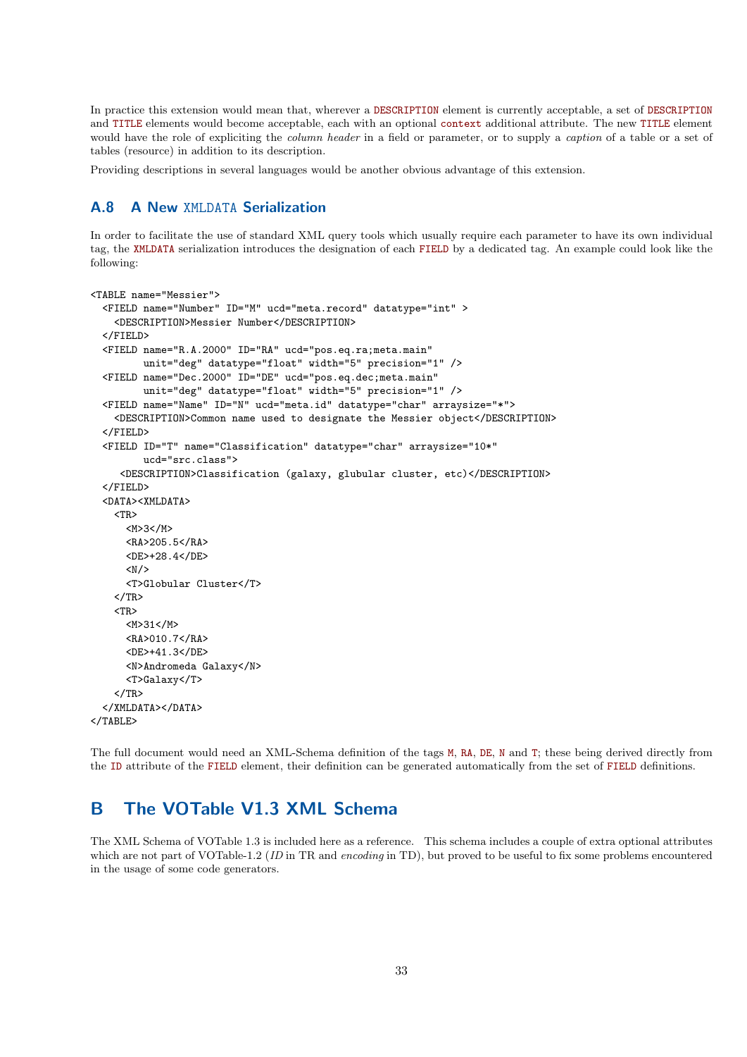In practice this extension would mean that, wherever a DESCRIPTION element is currently acceptable, a set of DESCRIPTION and TITLE elements would become acceptable, each with an optional context additional attribute. The new TITLE element would have the role of expliciting the *column header* in a field or parameter, or to supply a *caption* of a table or a set of tables (resource) in addition to its description.

Providing descriptions in several languages would be another obvious advantage of this extension.

### A.8 A New XMLDATA Serialization

In order to facilitate the use of standard XML query tools which usually require each parameter to have its own individual tag, the XMLDATA serialization introduces the designation of each FIELD by a dedicated tag. An example could look like the following:

```
<TABLE name="Messier">
  <FIELD name="Number" ID="M" ucd="meta.record" datatype="int" >
    <DESCRIPTION>Messier Number</DESCRIPTION>
  </FIELD>
  <FIELD name="R.A.2000" ID="RA" ucd="pos.eq.ra;meta.main"
         unit="deg" datatype="float" width="5" precision="1" />
  <FIELD name="Dec.2000" ID="DE" ucd="pos.eq.dec;meta.main"
         unit="deg" datatype="float" width="5" precision="1" />
  <FIELD name="Name" ID="N" ucd="meta.id" datatype="char" arraysize="*">
    <DESCRIPTION>Common name used to designate the Messier object</DESCRIPTION>
  </FIELD>
  <FIELD ID="T" name="Classification" datatype="char" arraysize="10*"
         ucd="src.class">
     <DESCRIPTION>Classification (galaxy, glubular cluster, etc)</DESCRIPTION>
  </FIELD>
  <DATA><XMLDATA>
    <TR>
      <M>3</M>
      <RA>205.5</RA>
      <DE>+28.4</DE>
      <N/>
      <T>Globular Cluster</T>
    </TR>
    <TR>
      <M>31</M>
      <RA>010.7</RA>
      <DE>+41.3</DE>
      <N>Andromeda Galaxy</N>
      <T>Galaxy</T>
    </TR>
  </XMLDATA></DATA>
</TABLE>
```

The full document would need an XML-Schema definition of the tags M, RA, DE, N and T; these being derived directly from the ID attribute of the FIELD element, their definition can be generated automatically from the set of FIELD definitions.

## B The VOTable V1.3 XML Schema

The XML Schema of VOTable 1.3 is included here as a reference. This schema includes a couple of extra optional attributes which are not part of VOTable-1.2 (*ID* in TR and *encoding* in TD), but proved to be useful to fix some problems encountered in the usage of some code generators.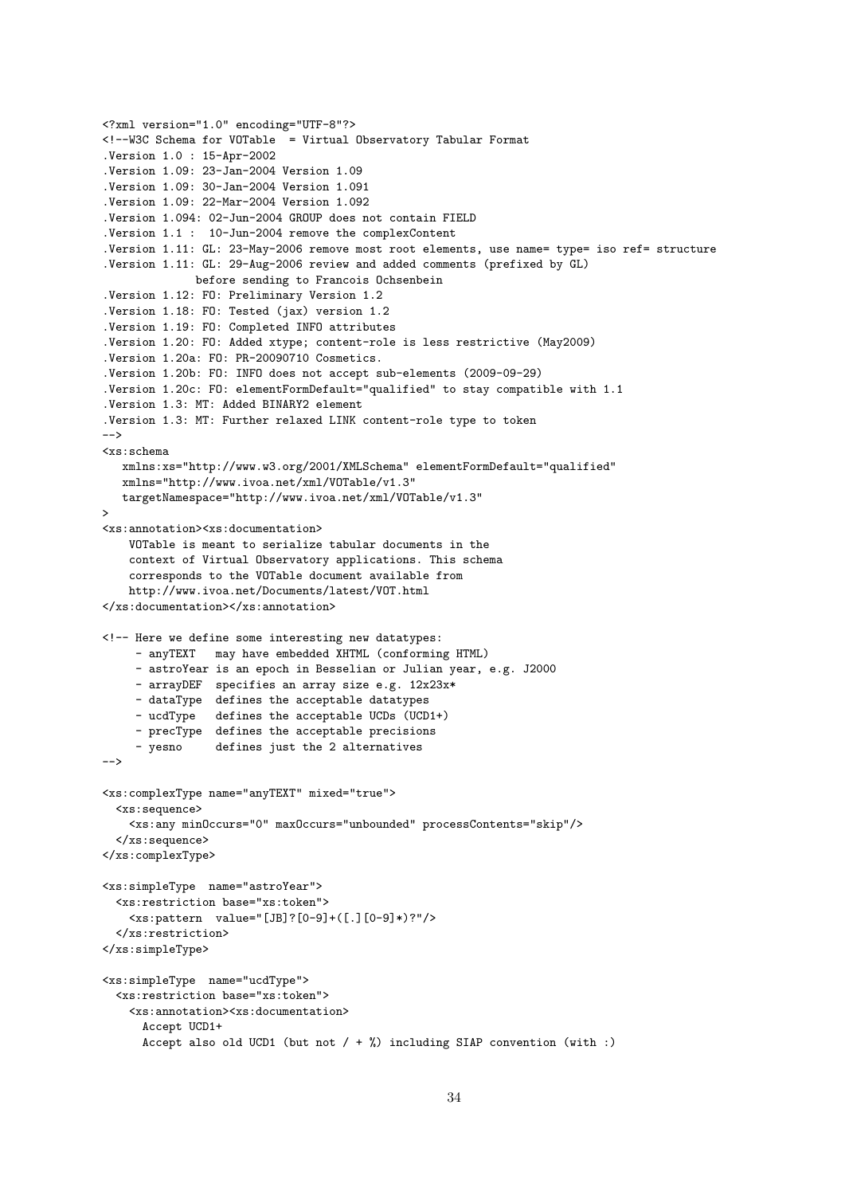```
<?xml version="1.0" encoding="UTF-8"?>
<!--W3C Schema for VOTable  = Virtual Observatory Tabular Format
.Version 1.0 : 15-Apr-2002
.Version 1.09: 23-Jan-2004 Version 1.09
.Version 1.09: 30-Jan-2004 Version 1.091
.Version 1.09: 22-Mar-2004 Version 1.092
.Version 1.094: 02-Jun-2004 GROUP does not contain FIELD
.Version 1.1 :  10-Jun-2004 remove the complexContent
.Version 1.11: GL: 23-May-2006 remove most root elements, use name= type= iso ref= structure
.Version 1.11: GL: 29-Aug-2006 review and added comments (prefixed by GL)
              before sending to Francois Ochsenbein
.Version 1.12: FO: Preliminary Version 1.2
.Version 1.18: FO: Tested (jax) version 1.2
.Version 1.19: FO: Completed INFO attributes
.Version 1.20: FO: Added xtype; content-role is less restrictive (May2009)
.Version 1.20a: FO: PR-20090710 Cosmetics.
.Version 1.20b: FO: INFO does not accept sub-elements (2009-09-29)
.Version 1.20c: FO: elementFormDefault="qualified" to stay compatible with 1.1
.Version 1.3: MT: Added BINARY2 element
.Version 1.3: MT: Further relaxed LINK content-role type to token
-->
<xs:schema
   xmlns:xs="http://www.w3.org/2001/XMLSchema" elementFormDefault="qualified"
   xmlns="http://www.ivoa.net/xml/VOTable/v1.3"
   targetNamespace="http://www.ivoa.net/xml/VOTable/v1.3"
>
<xs:annotation><xs:documentation>
    VOTable is meant to serialize tabular documents in the
    context of Virtual Observatory applications. This schema
    corresponds to the VOTable document available from
    http://www.ivoa.net/Documents/latest/VOT.html
</xs:documentation></xs:annotation>

<!-- Here we define some interesting new datatypes:
     - anyTEXT   may have embedded XHTML (conforming HTML)
     - astroYear is an epoch in Besselian or Julian year, e.g. J2000
     - arrayDEF  specifies an array size e.g. 12x23x*
     - dataType  defines the acceptable datatypes
     - ucdType   defines the acceptable UCDs (UCD1+)
     - precType  defines the acceptable precisions
     - yesno     defines just the 2 alternatives
-->

<xs:complexType name="anyTEXT" mixed="true">
  <xs:sequence>
    <xs:any minOccurs="0" maxOccurs="unbounded" processContents="skip"/>
  </xs:sequence>
</xs:complexType>

<xs:simpleType  name="astroYear">
  <xs:restriction base="xs:token">
    <xs:pattern  value="[JB]?[0-9]+([.][0-9]*)?"/>
  </xs:restriction>
</xs:simpleType>

<xs:simpleType  name="ucdType">
  <xs:restriction base="xs:token">
    <xs:annotation><xs:documentation>
      Accept UCD1+
      Accept also old UCD1 (but not / + %) including SIAP convention (with :)
```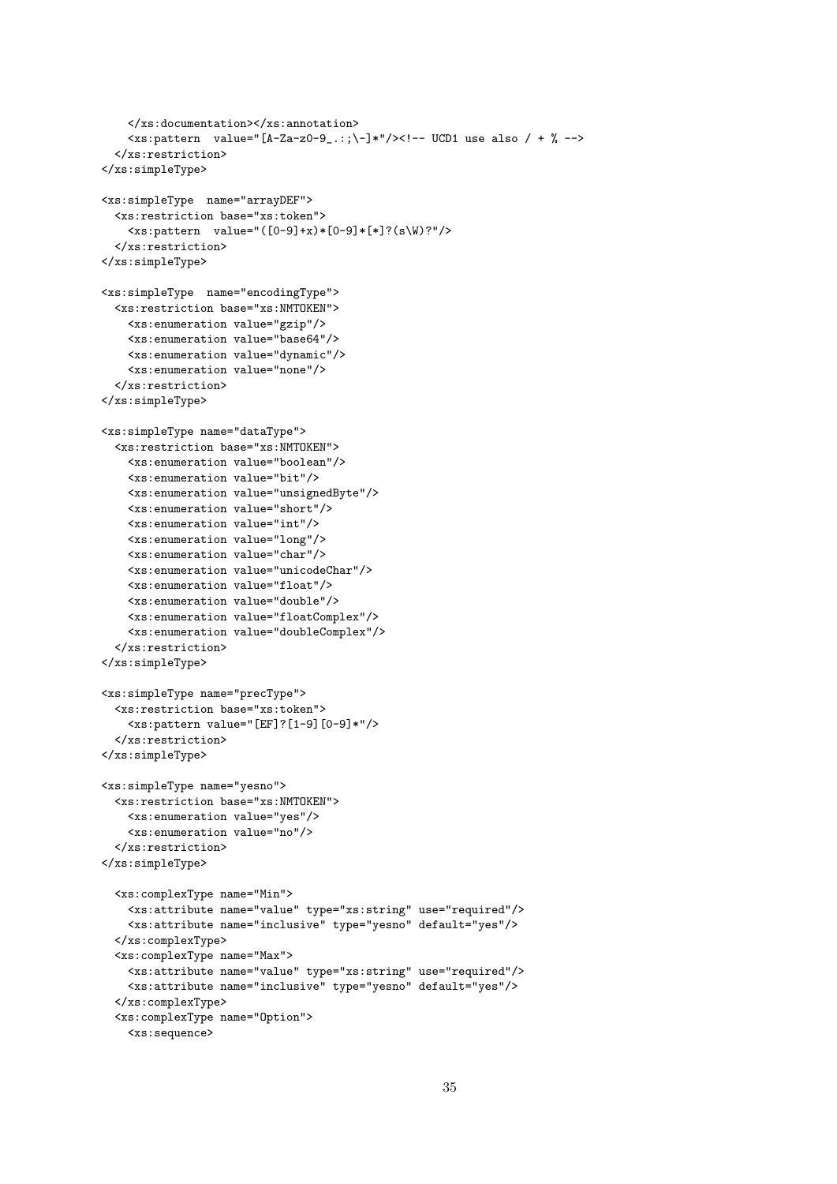```
    </xs:documentation></xs:annotation>
    <xs:pattern  value="[A-Za-z0-9_.:;\-]*"/><!-- UCD1 use also / + % -->
  </xs:restriction>
</xs:simpleType>

<xs:simpleType  name="arrayDEF">
  <xs:restriction base="xs:token">
    <xs:pattern  value="([0-9]+x)*[0-9]*[*]?(s\W)?"/>
  </xs:restriction>
</xs:simpleType>

<xs:simpleType  name="encodingType">
  <xs:restriction base="xs:NMTOKEN">
    <xs:enumeration value="gzip"/>
    <xs:enumeration value="base64"/>
    <xs:enumeration value="dynamic"/>
    <xs:enumeration value="none"/>
  </xs:restriction>
</xs:simpleType>

<xs:simpleType name="dataType">
  <xs:restriction base="xs:NMTOKEN">
    <xs:enumeration value="boolean"/>
    <xs:enumeration value="bit"/>
    <xs:enumeration value="unsignedByte"/>
    <xs:enumeration value="short"/>
    <xs:enumeration value="int"/>
    <xs:enumeration value="long"/>
    <xs:enumeration value="char"/>
    <xs:enumeration value="unicodeChar"/>
    <xs:enumeration value="float"/>
    <xs:enumeration value="double"/>
    <xs:enumeration value="floatComplex"/>
    <xs:enumeration value="doubleComplex"/>
  </xs:restriction>
</xs:simpleType>

<xs:simpleType name="precType">
  <xs:restriction base="xs:token">
    <xs:pattern value="[EF]?[1-9][0-9]*"/>
  </xs:restriction>
</xs:simpleType>

<xs:simpleType name="yesno">
  <xs:restriction base="xs:NMTOKEN">
    <xs:enumeration value="yes"/>
    <xs:enumeration value="no"/>
  </xs:restriction>
</xs:simpleType>

  <xs:complexType name="Min">
    <xs:attribute name="value" type="xs:string" use="required"/>
    <xs:attribute name="inclusive" type="yesno" default="yes"/>
  </xs:complexType>
  <xs:complexType name="Max">
    <xs:attribute name="value" type="xs:string" use="required"/>
    <xs:attribute name="inclusive" type="yesno" default="yes"/>
  </xs:complexType>
  <xs:complexType name="Option">
    <xs:sequence>
```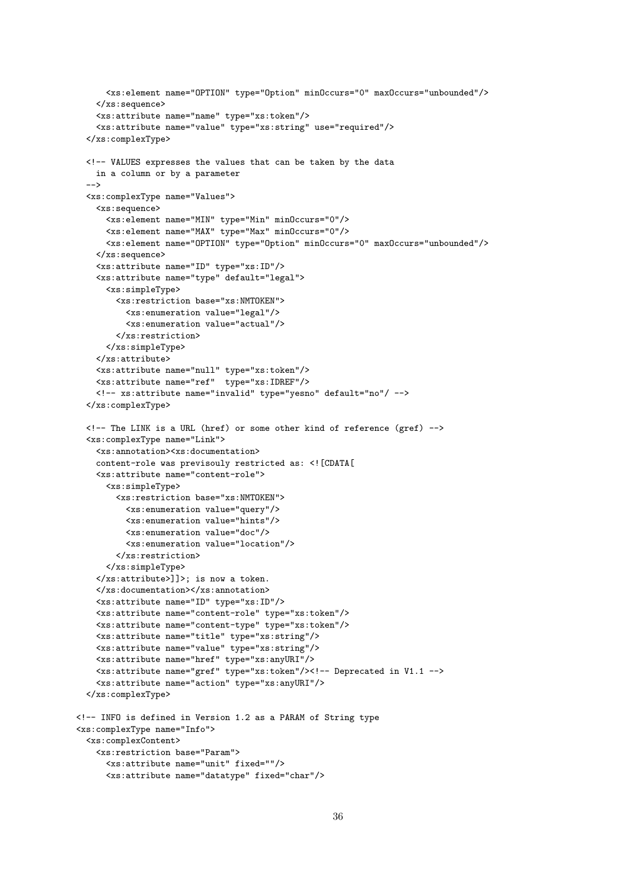```
      <xs:element name="OPTION" type="Option" minOccurs="0" maxOccurs="unbounded"/>
    </xs:sequence>
    <xs:attribute name="name" type="xs:token"/>
    <xs:attribute name="value" type="xs:string" use="required"/>
  </xs:complexType>

  <!-- VALUES expresses the values that can be taken by the data
    in a column or by a parameter
  -->
  <xs:complexType name="Values">
    <xs:sequence>
      <xs:element name="MIN" type="Min" minOccurs="0"/>
      <xs:element name="MAX" type="Max" minOccurs="0"/>
      <xs:element name="OPTION" type="Option" minOccurs="0" maxOccurs="unbounded"/>
    </xs:sequence>
    <xs:attribute name="ID" type="xs:ID"/>
    <xs:attribute name="type" default="legal">
      <xs:simpleType>
        <xs:restriction base="xs:NMTOKEN">
          <xs:enumeration value="legal"/>
          <xs:enumeration value="actual"/>
        </xs:restriction>
      </xs:simpleType>
    </xs:attribute>
    <xs:attribute name="null" type="xs:token"/>
    <xs:attribute name="ref"  type="xs:IDREF"/>
    <!-- xs:attribute name="invalid" type="yesno" default="no"/ -->
  </xs:complexType>

  <!-- The LINK is a URL (href) or some other kind of reference (gref) -->
  <xs:complexType name="Link">
    <xs:annotation><xs:documentation>
    content-role was prevsiouly restricted as: <![CDATA[
    <xs:attribute name="content-role">
      <xs:simpleType>
        <xs:restriction base="xs:NMTOKEN">
          <xs:enumeration value="query"/>
          <xs:enumeration value="hints"/>
          <xs:enumeration value="doc"/>
          <xs:enumeration value="location"/>
        </xs:restriction>
      </xs:simpleType>
    </xs:attribute>]]>; is now a token.
    </xs:documentation></xs:annotation>
    <xs:attribute name="ID" type="xs:ID"/>
    <xs:attribute name="content-role" type="xs:token"/>
    <xs:attribute name="content-type" type="xs:token"/>
    <xs:attribute name="title" type="xs:string"/>
    <xs:attribute name="value" type="xs:string"/>
    <xs:attribute name="href" type="xs:anyURI"/>
    <xs:attribute name="gref" type="xs:token"/><!-- Deprecated in V1.1 -->
    <xs:attribute name="action" type="xs:anyURI"/>
  </xs:complexType>

<!-- INFO is defined in Version 1.2 as a PARAM of String type
<xs:complexType name="Info">
  <xs:complexContent>
    <xs:restriction base="Param">
      <xs:attribute name="unit" fixed=""/>
      <xs:attribute name="datatype" fixed="char"/>
```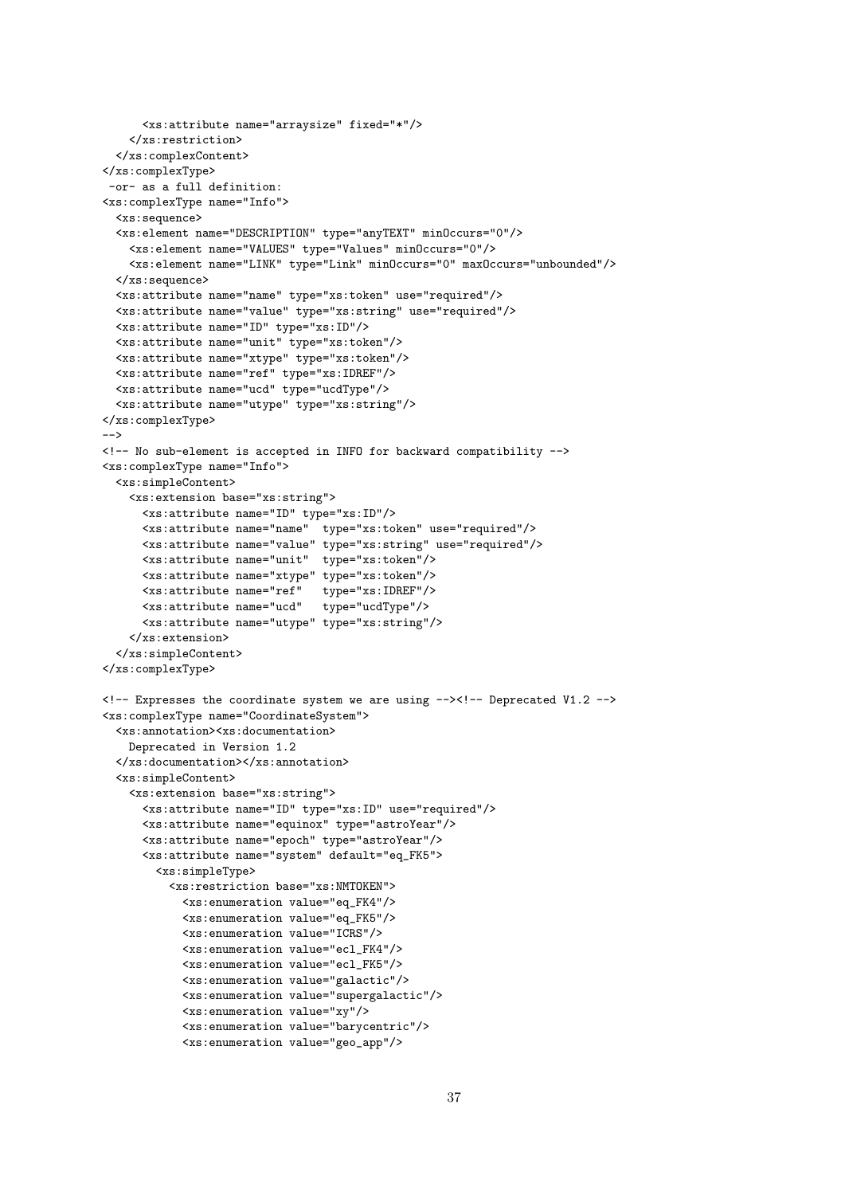```
      <xs:attribute name="arraysize" fixed="*"/>
    </xs:restriction>
  </xs:complexContent>
</xs:complexType>
 -or- as a full definition:
<xs:complexType name="Info">
  <xs:sequence>
  <xs:element name="DESCRIPTION" type="anyTEXT" minOccurs="0"/>
    <xs:element name="VALUES" type="Values" minOccurs="0"/>
    <xs:element name="LINK" type="Link" minOccurs="0" maxOccurs="unbounded"/>
  </xs:sequence>
  <xs:attribute name="name" type="xs:token" use="required"/>
  <xs:attribute name="value" type="xs:string" use="required"/>
  <xs:attribute name="ID" type="xs:ID"/>
  <xs:attribute name="unit" type="xs:token"/>
  <xs:attribute name="xtype" type="xs:token"/>
  <xs:attribute name="ref" type="xs:IDREF"/>
  <xs:attribute name="ucd" type="ucdType"/>
  <xs:attribute name="utype" type="xs:string"/>
</xs:complexType>
-->
<!-- No sub-element is accepted in INFO for backward compatibility -->
<xs:complexType name="Info">
  <xs:simpleContent>
    <xs:extension base="xs:string">
      <xs:attribute name="ID" type="xs:ID"/>
      <xs:attribute name="name"  type="xs:token" use="required"/>
      <xs:attribute name="value" type="xs:string" use="required"/>
      <xs:attribute name="unit"  type="xs:token"/>
      <xs:attribute name="xtype" type="xs:token"/>
      <xs:attribute name="ref"   type="xs:IDREF"/>
      <xs:attribute name="ucd"   type="ucdType"/>
      <xs:attribute name="utype" type="xs:string"/>
    </xs:extension>
  </xs:simpleContent>
</xs:complexType>

<!-- Expresses the coordinate system we are using --><!-- Deprecated V1.2 -->
<xs:complexType name="CoordinateSystem">
  <xs:annotation><xs:documentation>
    Deprecated in Version 1.2
  </xs:documentation></xs:annotation>
  <xs:simpleContent>
    <xs:extension base="xs:string">
      <xs:attribute name="ID" type="xs:ID" use="required"/>
      <xs:attribute name="equinox" type="astroYear"/>
      <xs:attribute name="epoch" type="astroYear"/>
      <xs:attribute name="system" default="eq_FK5">
        <xs:simpleType>
          <xs:restriction base="xs:NMTOKEN">
            <xs:enumeration value="eq_FK4"/>
            <xs:enumeration value="eq_FK5"/>
            <xs:enumeration value="ICRS"/>
            <xs:enumeration value="ecl_FK4"/>
            <xs:enumeration value="ecl_FK5"/>
            <xs:enumeration value="galactic"/>
            <xs:enumeration value="supergalactic"/>
            <xs:enumeration value="xy"/>
            <xs:enumeration value="barycentric"/>
            <xs:enumeration value="geo_app"/>
```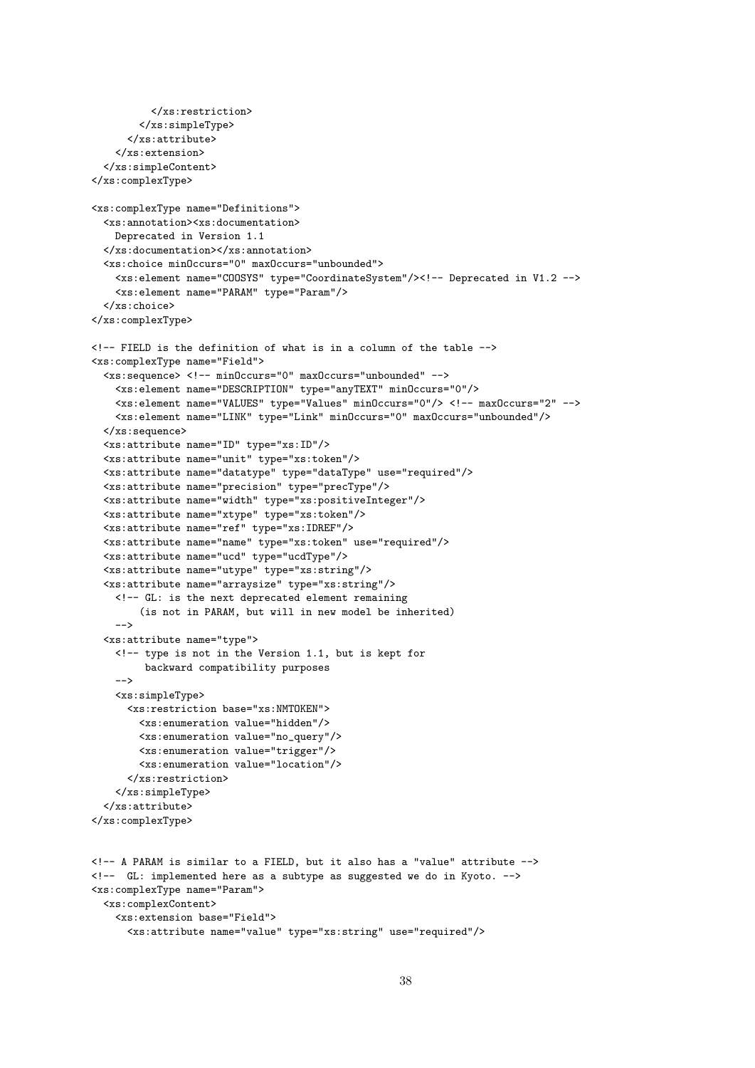```
          </xs:restriction>
        </xs:simpleType>
      </xs:attribute>
    </xs:extension>
  </xs:simpleContent>
</xs:complexType>

<xs:complexType name="Definitions">
  <xs:annotation><xs:documentation>
    Deprecated in Version 1.1
  </xs:documentation></xs:annotation>
  <xs:choice minOccurs="0" maxOccurs="unbounded">
    <xs:element name="COOSYS" type="CoordinateSystem"/><!-- Deprecated in V1.2 -->
    <xs:element name="PARAM" type="Param"/>
  </xs:choice>
</xs:complexType>

<!-- FIELD is the definition of what is in a column of the table -->
<xs:complexType name="Field">
  <xs:sequence> <!-- minOccurs="0" maxOccurs="unbounded" -->
    <xs:element name="DESCRIPTION" type="anyTEXT" minOccurs="0"/>
    <xs:element name="VALUES" type="Values" minOccurs="0"/> <!-- maxOccurs="2" -->
    <xs:element name="LINK" type="Link" minOccurs="0" maxOccurs="unbounded"/>
  </xs:sequence>
  <xs:attribute name="ID" type="xs:ID"/>
  <xs:attribute name="unit" type="xs:token"/>
  <xs:attribute name="datatype" type="dataType" use="required"/>
  <xs:attribute name="precision" type="precType"/>
  <xs:attribute name="width" type="xs:positiveInteger"/>
  <xs:attribute name="xtype" type="xs:token"/>
  <xs:attribute name="ref" type="xs:IDREF"/>
  <xs:attribute name="name" type="xs:token" use="required"/>
  <xs:attribute name="ucd" type="ucdType"/>
  <xs:attribute name="utype" type="xs:string"/>
  <xs:attribute name="arraysize" type="xs:string"/>
    <!-- GL: is the next deprecated element remaining
        (is not in PARAM, but will in new model be inherited)
    -->
  <xs:attribute name="type">
    <!-- type is not in the Version 1.1, but is kept for
         backward compatibility purposes
    -->
    <xs:simpleType>
      <xs:restriction base="xs:NMTOKEN">
        <xs:enumeration value="hidden"/>
        <xs:enumeration value="no_query"/>
        <xs:enumeration value="trigger"/>
        <xs:enumeration value="location"/>
      </xs:restriction>
    </xs:simpleType>
  </xs:attribute>
</xs:complexType>


<!-- A PARAM is similar to a FIELD, but it also has a "value" attribute -->
<!--  GL: implemented here as a subtype as suggested we do in Kyoto. -->
<xs:complexType name="Param">
  <xs:complexContent>
    <xs:extension base="Field">
      <xs:attribute name="value" type="xs:string" use="required"/>
```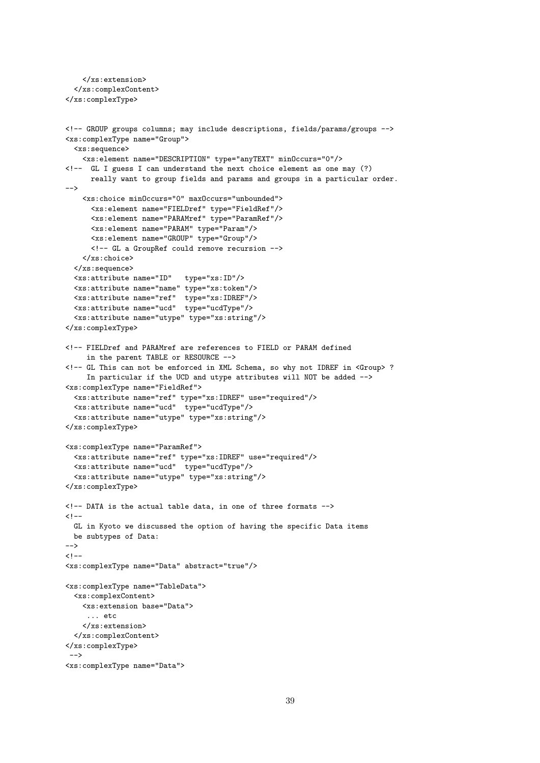```
    </xs:extension>
  </xs:complexContent>
</xs:complexType>


<!-- GROUP groups columns; may include descriptions, fields/params/groups -->
<xs:complexType name="Group">
  <xs:sequence>
    <xs:element name="DESCRIPTION" type="anyTEXT" minOccurs="0"/>
<!--  GL I guess I can understand the next choice element as one may (?)
      really want to group fields and params and groups in a particular order.
-->
    <xs:choice minOccurs="0" maxOccurs="unbounded">
      <xs:element name="FIELDref" type="FieldRef"/>
      <xs:element name="PARAMref" type="ParamRef"/>
      <xs:element name="PARAM" type="Param"/>
      <xs:element name="GROUP" type="Group"/>
      <!-- GL a GroupRef could remove recursion -->
    </xs:choice>
  </xs:sequence>
  <xs:attribute name="ID"   type="xs:ID"/>
  <xs:attribute name="name" type="xs:token"/>
  <xs:attribute name="ref"  type="xs:IDREF"/>
  <xs:attribute name="ucd"  type="ucdType"/>
  <xs:attribute name="utype" type="xs:string"/>
</xs:complexType>

<!-- FIELDref and PARAMref are references to FIELD or PARAM defined
     in the parent TABLE or RESOURCE -->
<!-- GL This can not be enforced in XML Schema, so why not IDREF in <Group> ?
     In particular if the UCD and utype attributes will NOT be added -->
<xs:complexType name="FieldRef">
  <xs:attribute name="ref" type="xs:IDREF" use="required"/>
  <xs:attribute name="ucd"  type="ucdType"/>
  <xs:attribute name="utype" type="xs:string"/>
</xs:complexType>

<xs:complexType name="ParamRef">
  <xs:attribute name="ref" type="xs:IDREF" use="required"/>
  <xs:attribute name="ucd"  type="ucdType"/>
  <xs:attribute name="utype" type="xs:string"/>
</xs:complexType>

<!-- DATA is the actual table data, in one of three formats -->
<!--
  GL in Kyoto we discussed the option of having the specific Data items
  be subtypes of Data:
-->
<!--
<xs:complexType name="Data" abstract="true"/>

<xs:complexType name="TableData">
  <xs:complexContent>
    <xs:extension base="Data">
     ... etc
    </xs:extension>
  </xs:complexContent>
</xs:complexType>
 -->
<xs:complexType name="Data">
```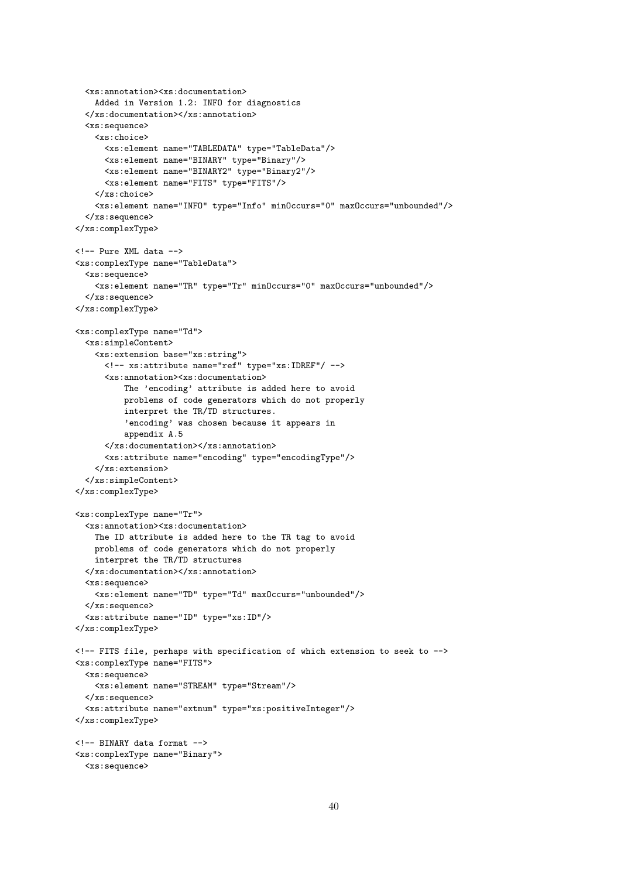```
  <xs:annotation><xs:documentation>
    Added in Version 1.2: INFO for diagnostics
  </xs:documentation></xs:annotation>
  <xs:sequence>
    <xs:choice>
      <xs:element name="TABLEDATA" type="TableData"/>
      <xs:element name="BINARY" type="Binary"/>
      <xs:element name="BINARY2" type="Binary2"/>
      <xs:element name="FITS" type="FITS"/>
    </xs:choice>
    <xs:element name="INFO" type="Info" minOccurs="0" maxOccurs="unbounded"/>
  </xs:sequence>
</xs:complexType>

<!-- Pure XML data -->
<xs:complexType name="TableData">
  <xs:sequence>
    <xs:element name="TR" type="Tr" minOccurs="0" maxOccurs="unbounded"/>
  </xs:sequence>
</xs:complexType>

<xs:complexType name="Td">
  <xs:simpleContent>
    <xs:extension base="xs:string">
      <!-- xs:attribute name="ref" type="xs:IDREF"/ -->
      <xs:annotation><xs:documentation>
          The 'encoding' attribute is added here to avoid
          problems of code generators which do not properly
          interpret the TR/TD structures.
          'encoding' was chosen because it appears in
          appendix A.5
      </xs:documentation></xs:annotation>
      <xs:attribute name="encoding" type="encodingType"/>
    </xs:extension>
  </xs:simpleContent>
</xs:complexType>

<xs:complexType name="Tr">
  <xs:annotation><xs:documentation>
    The ID attribute is added here to the TR tag to avoid
    problems of code generators which do not properly
    interpret the TR/TD structures
  </xs:documentation></xs:annotation>
  <xs:sequence>
    <xs:element name="TD" type="Td" maxOccurs="unbounded"/>
  </xs:sequence>
  <xs:attribute name="ID" type="xs:ID"/>
</xs:complexType>

<!-- FITS file, perhaps with specification of which extension to seek to -->
<xs:complexType name="FITS">
  <xs:sequence>
    <xs:element name="STREAM" type="Stream"/>
  </xs:sequence>
  <xs:attribute name="extnum" type="xs:positiveInteger"/>
</xs:complexType>

<!-- BINARY data format -->
<xs:complexType name="Binary">
  <xs:sequence>
```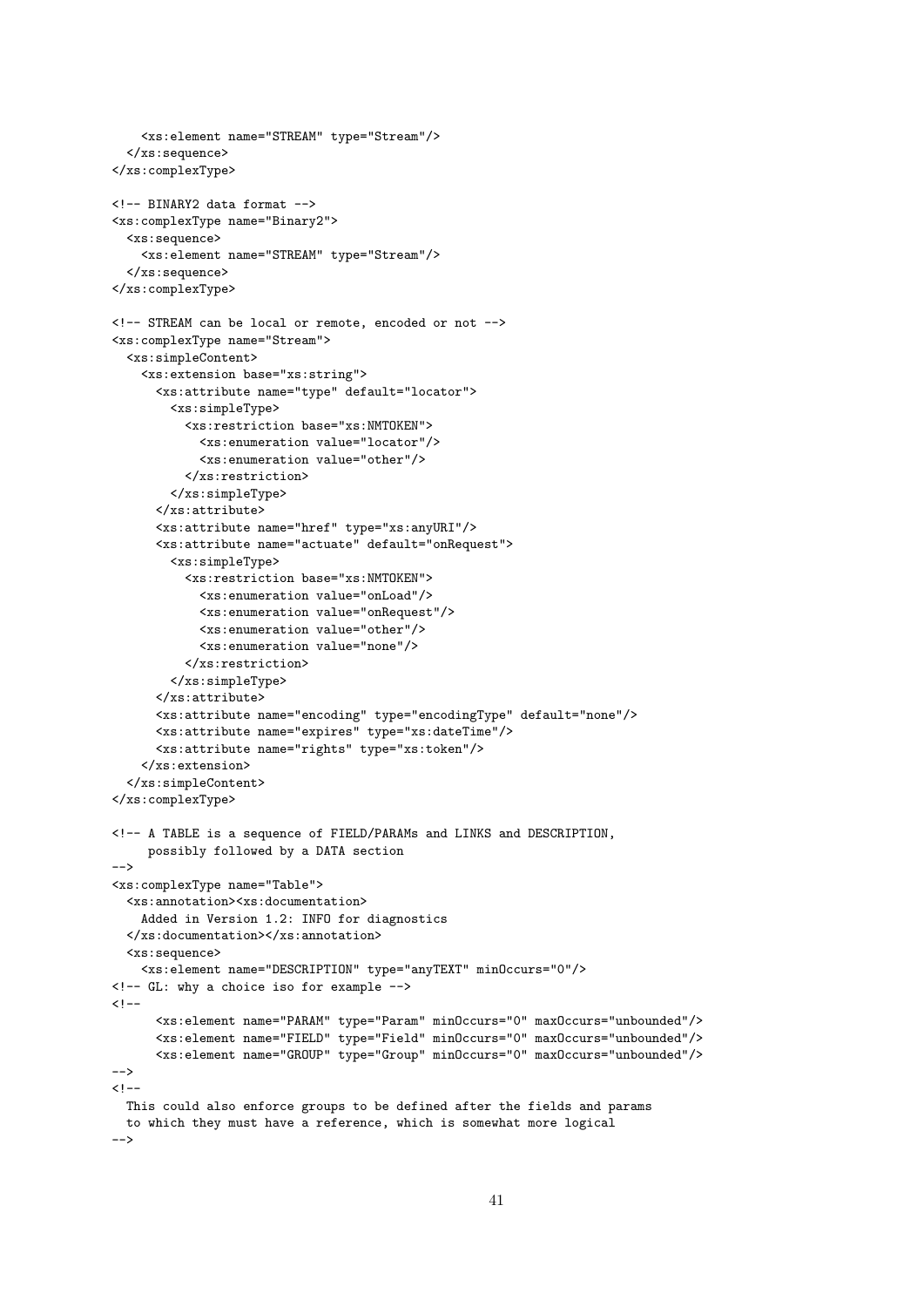```
    <xs:element name="STREAM" type="Stream"/>
  </xs:sequence>
</xs:complexType>

<!-- BINARY2 data format -->
<xs:complexType name="Binary2">
  <xs:sequence>
    <xs:element name="STREAM" type="Stream"/>
  </xs:sequence>
</xs:complexType>

<!-- STREAM can be local or remote, encoded or not -->
<xs:complexType name="Stream">
  <xs:simpleContent>
    <xs:extension base="xs:string">
      <xs:attribute name="type" default="locator">
        <xs:simpleType>
          <xs:restriction base="xs:NMTOKEN">
            <xs:enumeration value="locator"/>
            <xs:enumeration value="other"/>
          </xs:restriction>
        </xs:simpleType>
      </xs:attribute>
      <xs:attribute name="href" type="xs:anyURI"/>
      <xs:attribute name="actuate" default="onRequest">
        <xs:simpleType>
          <xs:restriction base="xs:NMTOKEN">
            <xs:enumeration value="onLoad"/>
            <xs:enumeration value="onRequest"/>
            <xs:enumeration value="other"/>
            <xs:enumeration value="none"/>
          </xs:restriction>
        </xs:simpleType>
      </xs:attribute>
      <xs:attribute name="encoding" type="encodingType" default="none"/>
      <xs:attribute name="expires" type="xs:dateTime"/>
      <xs:attribute name="rights" type="xs:token"/>
    </xs:extension>
  </xs:simpleContent>
</xs:complexType>

<!-- A TABLE is a sequence of FIELD/PARAMs and LINKS and DESCRIPTION,
     possibly followed by a DATA section
-->
<xs:complexType name="Table">
  <xs:annotation><xs:documentation>
    Added in Version 1.2: INFO for diagnostics
  </xs:documentation></xs:annotation>
  <xs:sequence>
    <xs:element name="DESCRIPTION" type="anyTEXT" minOccurs="0"/>
<!-- GL: why a choice iso for example -->
<!--
      <xs:element name="PARAM" type="Param" minOccurs="0" maxOccurs="unbounded"/>
      <xs:element name="FIELD" type="Field" minOccurs="0" maxOccurs="unbounded"/>
      <xs:element name="GROUP" type="Group" minOccurs="0" maxOccurs="unbounded"/>
-->
<!--
  This could also enforce groups to be defined after the fields and params
  to which they must have a reference, which is somewhat more logical
-->
```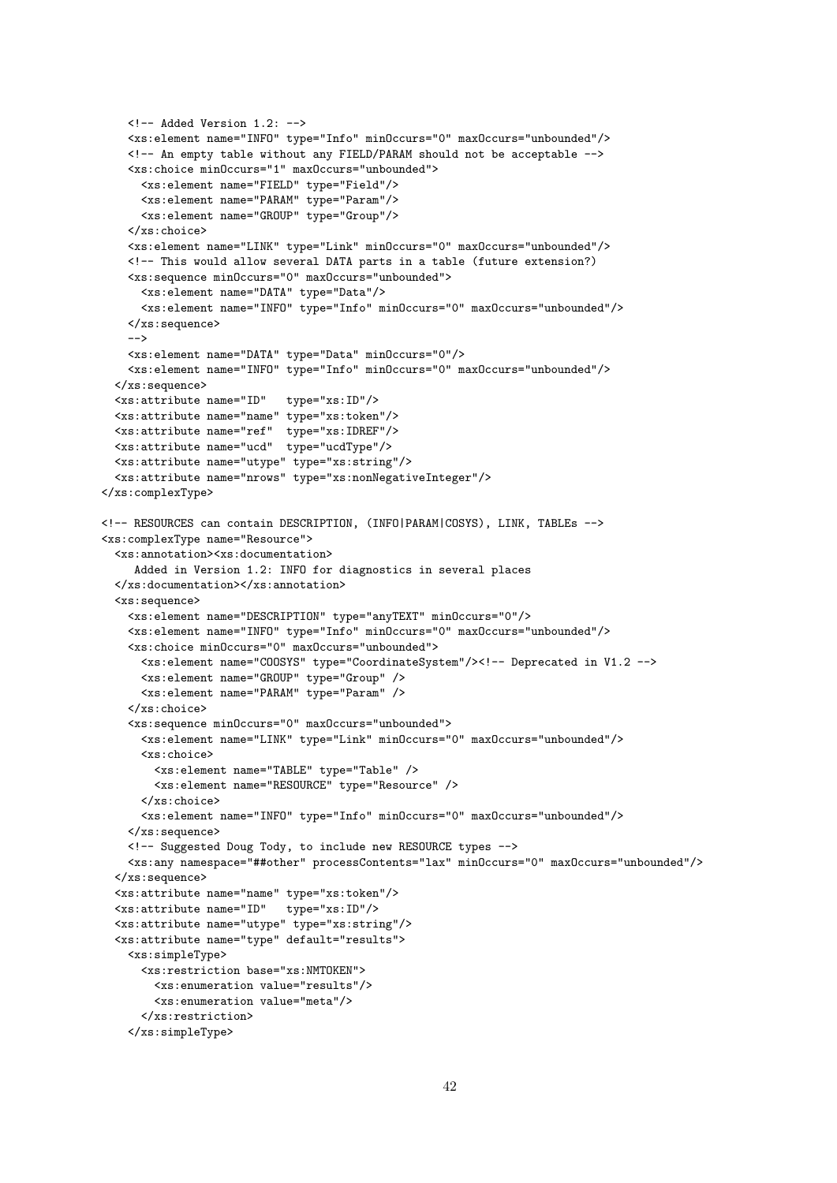```
    <!-- Added Version 1.2: -->
    <xs:element name="INFO" type="Info" minOccurs="0" maxOccurs="unbounded"/>
    <!-- An empty table without any FIELD/PARAM should not be acceptable -->
    <xs:choice minOccurs="1" maxOccurs="unbounded">
      <xs:element name="FIELD" type="Field"/>
      <xs:element name="PARAM" type="Param"/>
      <xs:element name="GROUP" type="Group"/>
    </xs:choice>
    <xs:element name="LINK" type="Link" minOccurs="0" maxOccurs="unbounded"/>
    <!-- This would allow several DATA parts in a table (future extension?)
    <xs:sequence minOccurs="0" maxOccurs="unbounded">
      <xs:element name="DATA" type="Data"/>
      <xs:element name="INFO" type="Info" minOccurs="0" maxOccurs="unbounded"/>
    </xs:sequence>
    -->
    <xs:element name="DATA" type="Data" minOccurs="0"/>
    <xs:element name="INFO" type="Info" minOccurs="0" maxOccurs="unbounded"/>
  </xs:sequence>
  <xs:attribute name="ID"   type="xs:ID"/>
  <xs:attribute name="name" type="xs:token"/>
  <xs:attribute name="ref"  type="xs:IDREF"/>
  <xs:attribute name="ucd"  type="ucdType"/>
  <xs:attribute name="utype" type="xs:string"/>
  <xs:attribute name="nrows" type="xs:nonNegativeInteger"/>
</xs:complexType>

<!-- RESOURCES can contain DESCRIPTION, (INFO|PARAM|COSYS), LINK, TABLEs -->
<xs:complexType name="Resource">
  <xs:annotation><xs:documentation>
     Added in Version 1.2: INFO for diagnostics in several places
  </xs:documentation></xs:annotation>
  <xs:sequence>
    <xs:element name="DESCRIPTION" type="anyTEXT" minOccurs="0"/>
    <xs:element name="INFO" type="Info" minOccurs="0" maxOccurs="unbounded"/>
    <xs:choice minOccurs="0" maxOccurs="unbounded">
      <xs:element name="COOSYS" type="CoordinateSystem"/><!-- Deprecated in V1.2 -->
      <xs:element name="GROUP" type="Group" />
      <xs:element name="PARAM" type="Param" />
    </xs:choice>
    <xs:sequence minOccurs="0" maxOccurs="unbounded">
      <xs:element name="LINK" type="Link" minOccurs="0" maxOccurs="unbounded"/>
      <xs:choice>
        <xs:element name="TABLE" type="Table" />
        <xs:element name="RESOURCE" type="Resource" />
      </xs:choice>
      <xs:element name="INFO" type="Info" minOccurs="0" maxOccurs="unbounded"/>
    </xs:sequence>
    <!-- Suggested Doug Tody, to include new RESOURCE types -->
    <xs:any namespace="##other" processContents="lax" minOccurs="0" maxOccurs="unbounded"/>
  </xs:sequence>
  <xs:attribute name="name" type="xs:token"/>
  <xs:attribute name="ID"   type="xs:ID"/>
  <xs:attribute name="utype" type="xs:string"/>
  <xs:attribute name="type" default="results">
    <xs:simpleType>
      <xs:restriction base="xs:NMTOKEN">
        <xs:enumeration value="results"/>
        <xs:enumeration value="meta"/>
      </xs:restriction>
    </xs:simpleType>
```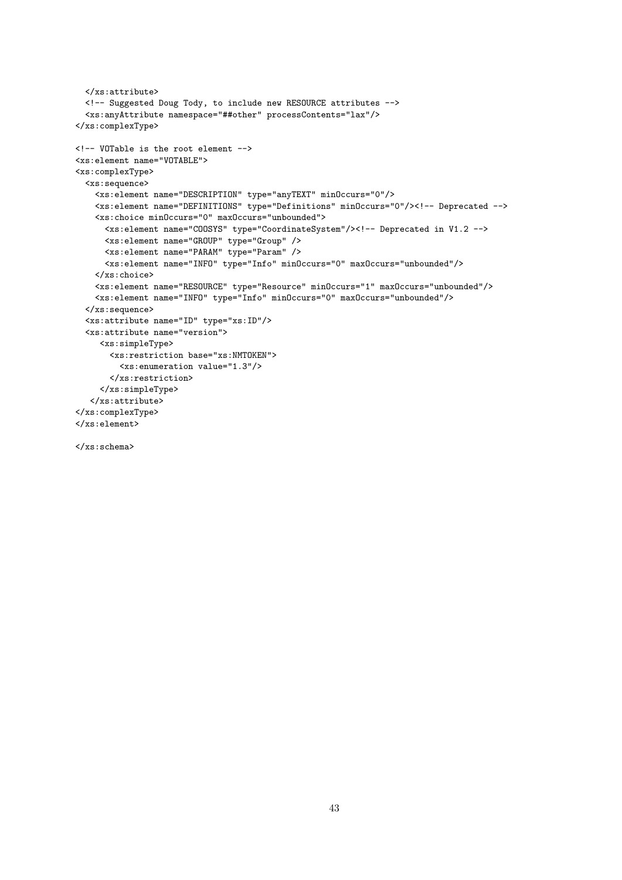```
  </xs:attribute>
  <!-- Suggested Doug Tody, to include new RESOURCE attributes -->
  <xs:anyAttribute namespace="##other" processContents="lax"/>
</xs:complexType>

<!-- VOTable is the root element -->
<xs:element name="VOTABLE">
<xs:complexType>
  <xs:sequence>
    <xs:element name="DESCRIPTION" type="anyTEXT" minOccurs="0"/>
    <xs:element name="DEFINITIONS" type="Definitions" minOccurs="0"/><!-- Deprecated -->
    <xs:choice minOccurs="0" maxOccurs="unbounded">
      <xs:element name="COOSYS" type="CoordinateSystem"/><!-- Deprecated in V1.2 -->
      <xs:element name="GROUP" type="Group" />
      <xs:element name="PARAM" type="Param" />
      <xs:element name="INFO" type="Info" minOccurs="0" maxOccurs="unbounded"/>
    </xs:choice>
    <xs:element name="RESOURCE" type="Resource" minOccurs="1" maxOccurs="unbounded"/>
    <xs:element name="INFO" type="Info" minOccurs="0" maxOccurs="unbounded"/>
  </xs:sequence>
  <xs:attribute name="ID" type="xs:ID"/>
  <xs:attribute name="version">
     <xs:simpleType>
       <xs:restriction base="xs:NMTOKEN">
         <xs:enumeration value="1.3"/>
       </xs:restriction>
     </xs:simpleType>
   </xs:attribute>
</xs:complexType>
</xs:element>

</xs:schema>
```